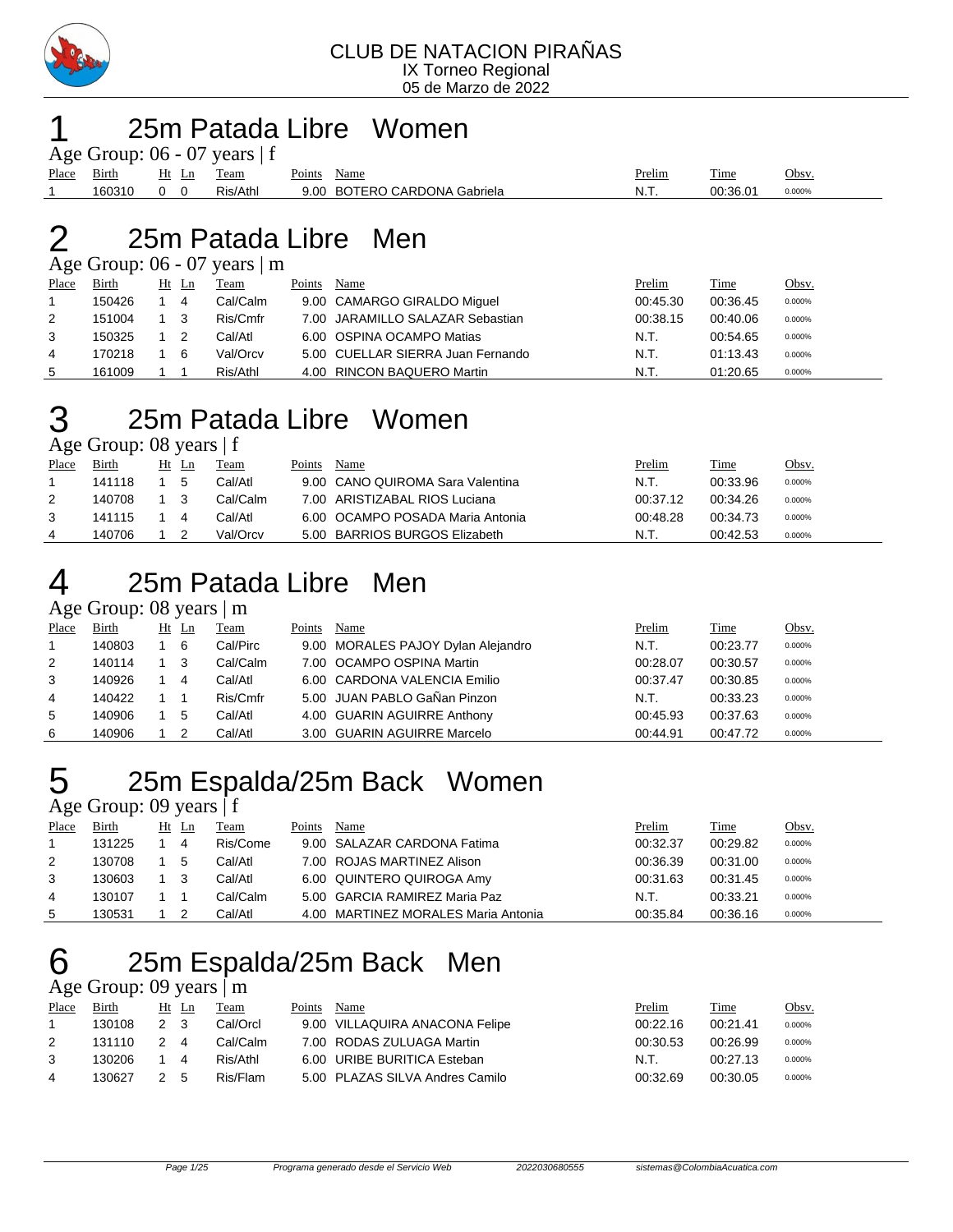# CLUB DE NATACION PIRAÑAS

IX Torneo Regional

05 de Marzo de 2022

## 1 25m Patada Libre Women

Age Group: 06 - 07 years | f

| Place | Birth | Ht | Ln | Team | Points | Name | Prelim | Time | Obsv. |
|---|---|---|---|---|---|---|---|---|---|
| 1 | 160310 | 0 | 0 | Ris/Athl | 9.00 | BOTERO CARDONA Gabriela | N.T. | 00:36.01 | 0.000% |

## 2 25m Patada Libre Men

Age Group: 06 - 07 years | m

| Place | Birth | Ht | Ln | Team | Points | Name | Prelim | Time | Obsv. |
|---|---|---|---|---|---|---|---|---|---|
| 1 | 150426 | 1 | 4 | Cal/Calm | 9.00 | CAMARGO GIRALDO Miguel | 00:45.30 | 00:36.45 | 0.000% |
| 2 | 151004 | 1 | 3 | Ris/Cmfr | 7.00 | JARAMILLO SALAZAR Sebastian | 00:38.15 | 00:40.06 | 0.000% |
| 3 | 150325 | 1 | 2 | Cal/Atl | 6.00 | OSPINA OCAMPO Matias | N.T. | 00:54.65 | 0.000% |
| 4 | 170218 | 1 | 6 | Val/Orcv | 5.00 | CUELLAR SIERRA Juan Fernando | N.T. | 01:13.43 | 0.000% |
| 5 | 161009 | 1 | 1 | Ris/Athl | 4.00 | RINCON BAQUERO Martin | N.T. | 01:20.65 | 0.000% |

## 3 25m Patada Libre Women

Age Group: 08 years | f

| Place | Birth | Ht | Ln | Team | Points | Name | Prelim | Time | Obsv. |
|---|---|---|---|---|---|---|---|---|---|
| 1 | 141118 | 1 | 5 | Cal/Atl | 9.00 | CANO QUIROMA Sara Valentina | N.T. | 00:33.96 | 0.000% |
| 2 | 140708 | 1 | 3 | Cal/Calm | 7.00 | ARISTIZABAL RIOS Luciana | 00:37.12 | 00:34.26 | 0.000% |
| 3 | 141115 | 1 | 4 | Cal/Atl | 6.00 | OCAMPO POSADA Maria Antonia | 00:48.28 | 00:34.73 | 0.000% |
| 4 | 140706 | 1 | 2 | Val/Orcv | 5.00 | BARRIOS BURGOS Elizabeth | N.T. | 00:42.53 | 0.000% |

## 4 25m Patada Libre Men

Age Group: 08 years | m

| Place | Birth | Ht | Ln | Team | Points | Name | Prelim | Time | Obsv. |
|---|---|---|---|---|---|---|---|---|---|
| 1 | 140803 | 1 | 6 | Cal/Pirc | 9.00 | MORALES PAJOY Dylan Alejandro | N.T. | 00:23.77 | 0.000% |
| 2 | 140114 | 1 | 3 | Cal/Calm | 7.00 | OCAMPO OSPINA Martin | 00:28.07 | 00:30.57 | 0.000% |
| 3 | 140926 | 1 | 4 | Cal/Atl | 6.00 | CARDONA VALENCIA Emilio | 00:37.47 | 00:30.85 | 0.000% |
| 4 | 140422 | 1 | 1 | Ris/Cmfr | 5.00 | JUAN PABLO GaÑan Pinzon | N.T. | 00:33.23 | 0.000% |
| 5 | 140906 | 1 | 5 | Cal/Atl | 4.00 | GUARIN AGUIRRE Anthony | 00:45.93 | 00:37.63 | 0.000% |
| 6 | 140906 | 1 | 2 | Cal/Atl | 3.00 | GUARIN AGUIRRE Marcelo | 00:44.91 | 00:47.72 | 0.000% |

## 5 25m Espalda/25m Back Women

Age Group: 09 years | f

| Place | Birth | Ht | Ln | Team | Points | Name | Prelim | Time | Obsv. |
|---|---|---|---|---|---|---|---|---|---|
| 1 | 131225 | 1 | 4 | Ris/Come | 9.00 | SALAZAR CARDONA Fatima | 00:32.37 | 00:29.82 | 0.000% |
| 2 | 130708 | 1 | 5 | Cal/Atl | 7.00 | ROJAS MARTINEZ Alison | 00:36.39 | 00:31.00 | 0.000% |
| 3 | 130603 | 1 | 3 | Cal/Atl | 6.00 | QUINTERO QUIROGA Amy | 00:31.63 | 00:31.45 | 0.000% |
| 4 | 130107 | 1 | 1 | Cal/Calm | 5.00 | GARCIA RAMIREZ Maria Paz | N.T. | 00:33.21 | 0.000% |
| 5 | 130531 | 1 | 2 | Cal/Atl | 4.00 | MARTINEZ MORALES Maria Antonia | 00:35.84 | 00:36.16 | 0.000% |

## 6 25m Espalda/25m Back Men

Age Group: 09 years | m

| Place | Birth | Ht | Ln | Team | Points | Name | Prelim | Time | Obsv. |
|---|---|---|---|---|---|---|---|---|---|
| 1 | 130108 | 2 | 3 | Cal/Orcl | 9.00 | VILLAQUIRA ANACONA Felipe | 00:22.16 | 00:21.41 | 0.000% |
| 2 | 131110 | 2 | 4 | Cal/Calm | 7.00 | RODAS ZULUAGA Martin | 00:30.53 | 00:26.99 | 0.000% |
| 3 | 130206 | 1 | 4 | Ris/Athl | 6.00 | URIBE BURITICA Esteban | N.T. | 00:27.13 | 0.000% |
| 4 | 130627 | 2 | 5 | Ris/Flam | 5.00 | PLAZAS SILVA Andres Camilo | 00:32.69 | 00:30.05 | 0.000% |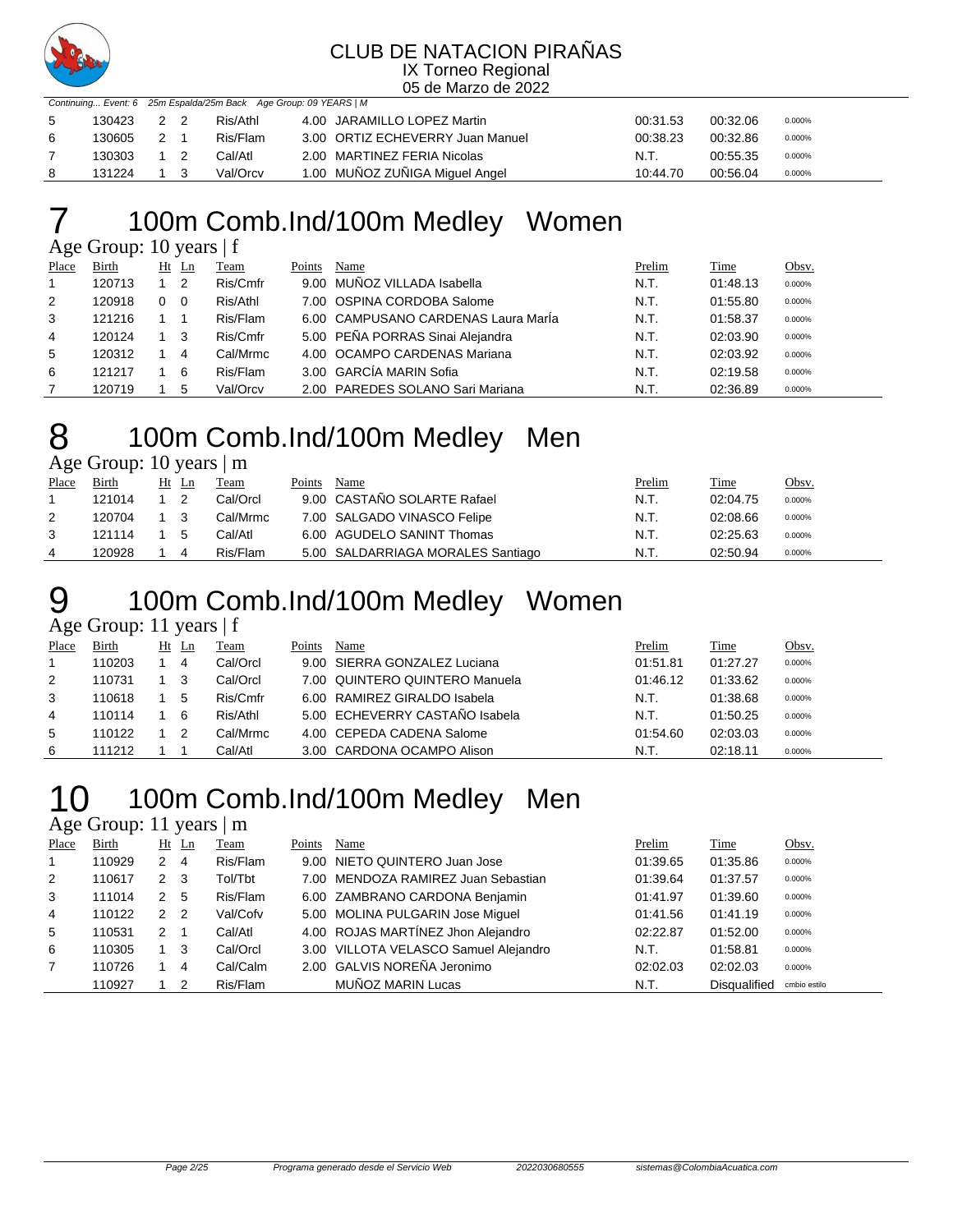CLUB DE NATACION PIRAÑAS
IX Torneo Regional
05 de Marzo de 2022

*Continuing... Event: 6 25m Espalda/25m Back Age Group: 09 YEARS | M*

| Place | Birth | Ht | Ln | Team | Points | Name | Prelim | Time | Obsv. |
|---|---|---|---|---|---|---|---|---|---|
| 5 | 130423 | 2 | 2 | Ris/Athl | 4.00 | JARAMILLO LOPEZ Martin | 00:31.53 | 00:32.06 | 0.000% |
| 6 | 130605 | 2 | 1 | Ris/Flam | 3.00 | ORTIZ ECHEVERRY Juan Manuel | 00:38.23 | 00:32.86 | 0.000% |
| 7 | 130303 | 1 | 2 | Cal/Atl | 2.00 | MARTINEZ FERIA Nicolas | N.T. | 00:55.35 | 0.000% |
| 8 | 131224 | 1 | 3 | Val/Orcv | 1.00 | MUÑOZ ZUÑIGA Miguel Angel | 10:44.70 | 00:56.04 | 0.000% |

# 7 100m Comb.Ind/100m Medley Women

Age Group: 10 years | f

| Place | Birth | Ht | Ln | Team | Points | Name | Prelim | Time | Obsv. |
|---|---|---|---|---|---|---|---|---|---|
| 1 | 120713 | 1 | 2 | Ris/Cmfr | 9.00 | MUÑOZ VILLADA Isabella | N.T. | 01:48.13 | 0.000% |
| 2 | 120918 | 0 | 0 | Ris/Athl | 7.00 | OSPINA CORDOBA Salome | N.T. | 01:55.80 | 0.000% |
| 3 | 121216 | 1 | 1 | Ris/Flam | 6.00 | CAMPUSANO CARDENAS Laura MarÍa | N.T. | 01:58.37 | 0.000% |
| 4 | 120124 | 1 | 3 | Ris/Cmfr | 5.00 | PEÑA PORRAS Sinai Alejandra | N.T. | 02:03.90 | 0.000% |
| 5 | 120312 | 1 | 4 | Cal/Mrmc | 4.00 | OCAMPO CARDENAS Mariana | N.T. | 02:03.92 | 0.000% |
| 6 | 121217 | 1 | 6 | Ris/Flam | 3.00 | GARCÍA MARIN Sofia | N.T. | 02:19.58 | 0.000% |
| 7 | 120719 | 1 | 5 | Val/Orcv | 2.00 | PAREDES SOLANO Sari Mariana | N.T. | 02:36.89 | 0.000% |

# 8 100m Comb.Ind/100m Medley Men

Age Group: 10 years | m

| Place | Birth | Ht | Ln | Team | Points | Name | Prelim | Time | Obsv. |
|---|---|---|---|---|---|---|---|---|---|
| 1 | 121014 | 1 | 2 | Cal/Orcl | 9.00 | CASTAÑO SOLARTE Rafael | N.T. | 02:04.75 | 0.000% |
| 2 | 120704 | 1 | 3 | Cal/Mrmc | 7.00 | SALGADO VINASCO Felipe | N.T. | 02:08.66 | 0.000% |
| 3 | 121114 | 1 | 5 | Cal/Atl | 6.00 | AGUDELO SANINT Thomas | N.T. | 02:25.63 | 0.000% |
| 4 | 120928 | 1 | 4 | Ris/Flam | 5.00 | SALDARRIAGA MORALES Santiago | N.T. | 02:50.94 | 0.000% |

# 9 100m Comb.Ind/100m Medley Women

Age Group: 11 years | f

| Place | Birth | Ht | Ln | Team | Points | Name | Prelim | Time | Obsv. |
|---|---|---|---|---|---|---|---|---|---|
| 1 | 110203 | 1 | 4 | Cal/Orcl | 9.00 | SIERRA GONZALEZ Luciana | 01:51.81 | 01:27.27 | 0.000% |
| 2 | 110731 | 1 | 3 | Cal/Orcl | 7.00 | QUINTERO QUINTERO Manuela | 01:46.12 | 01:33.62 | 0.000% |
| 3 | 110618 | 1 | 5 | Ris/Cmfr | 6.00 | RAMIREZ GIRALDO Isabela | N.T. | 01:38.68 | 0.000% |
| 4 | 110114 | 1 | 6 | Ris/Athl | 5.00 | ECHEVERRY CASTAÑO Isabela | N.T. | 01:50.25 | 0.000% |
| 5 | 110122 | 1 | 2 | Cal/Mrmc | 4.00 | CEPEDA CADENA Salome | 01:54.60 | 02:03.03 | 0.000% |
| 6 | 111212 | 1 | 1 | Cal/Atl | 3.00 | CARDONA OCAMPO Alison | N.T. | 02:18.11 | 0.000% |

# 10 100m Comb.Ind/100m Medley Men

Age Group: 11 years | m

| Place | Birth | Ht | Ln | Team | Points | Name | Prelim | Time | Obsv. |
|---|---|---|---|---|---|---|---|---|---|
| 1 | 110929 | 2 | 4 | Ris/Flam | 9.00 | NIETO QUINTERO Juan Jose | 01:39.65 | 01:35.86 | 0.000% |
| 2 | 110617 | 2 | 3 | Tol/Tbt | 7.00 | MENDOZA RAMIREZ Juan Sebastian | 01:39.64 | 01:37.57 | 0.000% |
| 3 | 111014 | 2 | 5 | Ris/Flam | 6.00 | ZAMBRANO CARDONA Benjamin | 01:41.97 | 01:39.60 | 0.000% |
| 4 | 110122 | 2 | 2 | Val/Cofv | 5.00 | MOLINA PULGARIN Jose Miguel | 01:41.56 | 01:41.19 | 0.000% |
| 5 | 110531 | 2 | 1 | Cal/Atl | 4.00 | ROJAS MARTÍNEZ Jhon Alejandro | 02:22.87 | 01:52.00 | 0.000% |
| 6 | 110305 | 1 | 3 | Cal/Orcl | 3.00 | VILLOTA VELASCO Samuel Alejandro | N.T. | 01:58.81 | 0.000% |
| 7 | 110726 | 1 | 4 | Cal/Calm | 2.00 | GALVIS NOREÑA Jeronimo | 02:02.03 | 02:02.03 | 0.000% |
| | 110927 | 1 | 2 | Ris/Flam | | MUÑOZ MARIN Lucas | N.T. | Disqualified | cmbio estilo |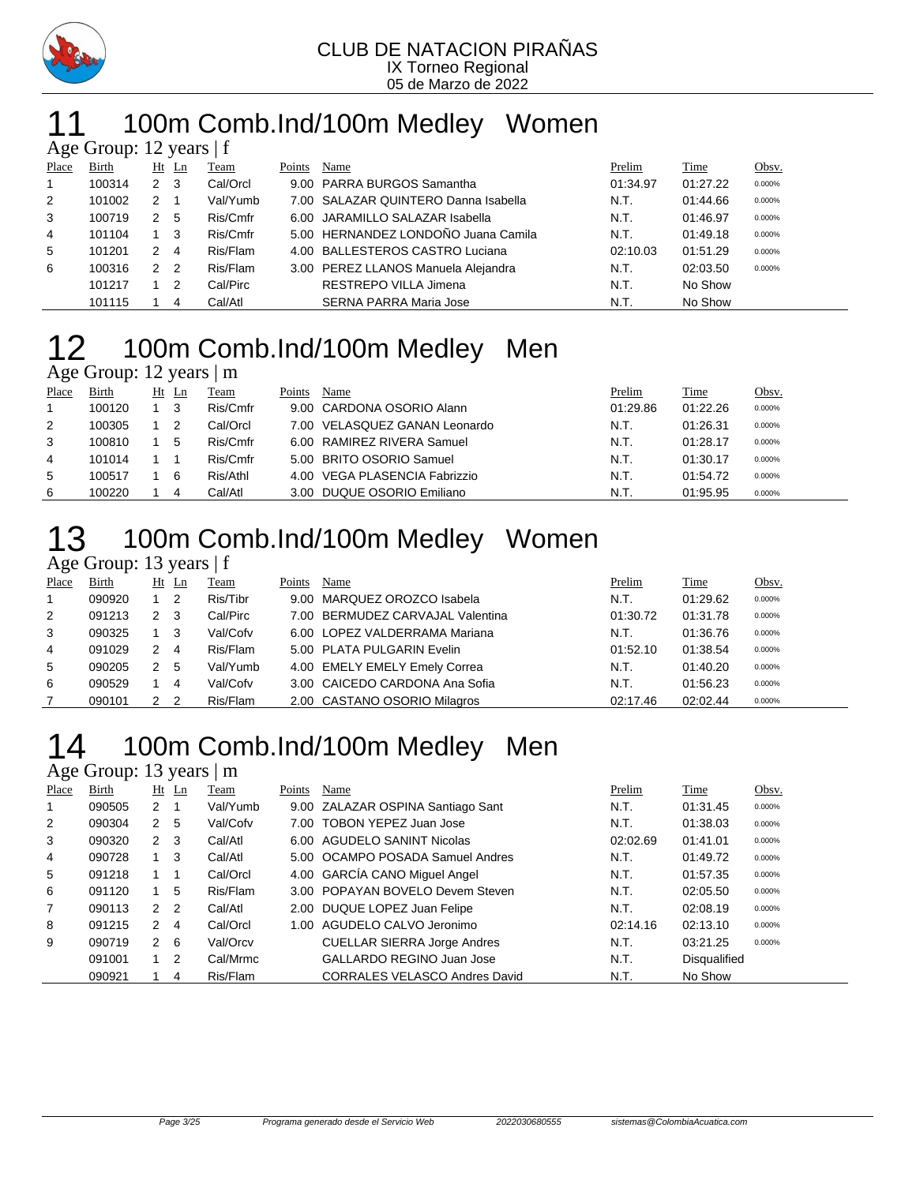CLUB DE NATACION PIRAÑAS
IX Torneo Regional
05 de Marzo de 2022

# 11 100m Comb.Ind/100m Medley Women

Age Group: 12 years | f

| Place | Birth | Ht | Ln | Team | Points | Name | Prelim | Time | Obsv. |
|---|---|---|---|---|---|---|---|---|---|
| 1 | 100314 | 2 | 3 | Cal/Orcl | 9.00 | PARRA BURGOS Samantha | 01:34.97 | 01:27.22 | 0.000% |
| 2 | 101002 | 2 | 1 | Val/Yumb | 7.00 | SALAZAR QUINTERO Danna Isabella | N.T. | 01:44.66 | 0.000% |
| 3 | 100719 | 2 | 5 | Ris/Cmfr | 6.00 | JARAMILLO SALAZAR Isabella | N.T. | 01:46.97 | 0.000% |
| 4 | 101104 | 1 | 3 | Ris/Cmfr | 5.00 | HERNANDEZ LONDOÑO Juana Camila | N.T. | 01:49.18 | 0.000% |
| 5 | 101201 | 2 | 4 | Ris/Flam | 4.00 | BALLESTEROS CASTRO Luciana | 02:10.03 | 01:51.29 | 0.000% |
| 6 | 100316 | 2 | 2 | Ris/Flam | 3.00 | PEREZ LLANOS Manuela Alejandra | N.T. | 02:03.50 | 0.000% |
| | 101217 | 1 | 2 | Cal/Pirc | | RESTREPO VILLA Jimena | N.T. | No Show | |
| | 101115 | 1 | 4 | Cal/Atl | | SERNA PARRA Maria Jose | N.T. | No Show | |

# 12 100m Comb.Ind/100m Medley Men

Age Group: 12 years | m

| Place | Birth | Ht | Ln | Team | Points | Name | Prelim | Time | Obsv. |
|---|---|---|---|---|---|---|---|---|---|
| 1 | 100120 | 1 | 3 | Ris/Cmfr | 9.00 | CARDONA OSORIO Alann | 01:29.86 | 01:22.26 | 0.000% |
| 2 | 100305 | 1 | 2 | Cal/Orcl | 7.00 | VELASQUEZ GANAN Leonardo | N.T. | 01:26.31 | 0.000% |
| 3 | 100810 | 1 | 5 | Ris/Cmfr | 6.00 | RAMIREZ RIVERA Samuel | N.T. | 01:28.17 | 0.000% |
| 4 | 101014 | 1 | 1 | Ris/Cmfr | 5.00 | BRITO OSORIO Samuel | N.T. | 01:30.17 | 0.000% |
| 5 | 100517 | 1 | 6 | Ris/Athl | 4.00 | VEGA PLASENCIA Fabrizzio | N.T. | 01:54.72 | 0.000% |
| 6 | 100220 | 1 | 4 | Cal/Atl | 3.00 | DUQUE OSORIO Emiliano | N.T. | 01:95.95 | 0.000% |

# 13 100m Comb.Ind/100m Medley Women

Age Group: 13 years | f

| Place | Birth | Ht | Ln | Team | Points | Name | Prelim | Time | Obsv. |
|---|---|---|---|---|---|---|---|---|---|
| 1 | 090920 | 1 | 2 | Ris/Tibr | 9.00 | MARQUEZ OROZCO Isabela | N.T. | 01:29.62 | 0.000% |
| 2 | 091213 | 2 | 3 | Cal/Pirc | 7.00 | BERMUDEZ CARVAJAL Valentina | 01:30.72 | 01:31.78 | 0.000% |
| 3 | 090325 | 1 | 3 | Val/Cofv | 6.00 | LOPEZ VALDERRAMA Mariana | N.T. | 01:36.76 | 0.000% |
| 4 | 091029 | 2 | 4 | Ris/Flam | 5.00 | PLATA PULGARIN Evelin | 01:52.10 | 01:38.54 | 0.000% |
| 5 | 090205 | 2 | 5 | Val/Yumb | 4.00 | EMELY EMELY Emely Correa | N.T. | 01:40.20 | 0.000% |
| 6 | 090529 | 1 | 4 | Val/Cofv | 3.00 | CAICEDO CARDONA Ana Sofia | N.T. | 01:56.23 | 0.000% |
| 7 | 090101 | 2 | 2 | Ris/Flam | 2.00 | CASTANO OSORIO Milagros | 02:17.46 | 02:02.44 | 0.000% |

# 14 100m Comb.Ind/100m Medley Men

Age Group: 13 years | m

| Place | Birth | Ht | Ln | Team | Points | Name | Prelim | Time | Obsv. |
|---|---|---|---|---|---|---|---|---|---|
| 1 | 090505 | 2 | 1 | Val/Yumb | 9.00 | ZALAZAR OSPINA Santiago Sant | N.T. | 01:31.45 | 0.000% |
| 2 | 090304 | 2 | 5 | Val/Cofv | 7.00 | TOBON YEPEZ Juan Jose | N.T. | 01:38.03 | 0.000% |
| 3 | 090320 | 2 | 3 | Cal/Atl | 6.00 | AGUDELO SANINT Nicolas | 02:02.69 | 01:41.01 | 0.000% |
| 4 | 090728 | 1 | 3 | Cal/Atl | 5.00 | OCAMPO POSADA Samuel Andres | N.T. | 01:49.72 | 0.000% |
| 5 | 091218 | 1 | 1 | Cal/Orcl | 4.00 | GARCÍA CANO Miguel Angel | N.T. | 01:57.35 | 0.000% |
| 6 | 091120 | 1 | 5 | Ris/Flam | 3.00 | POPAYAN BOVELO Devem Steven | N.T. | 02:05.50 | 0.000% |
| 7 | 090113 | 2 | 2 | Cal/Atl | 2.00 | DUQUE LOPEZ Juan Felipe | N.T. | 02:08.19 | 0.000% |
| 8 | 091215 | 2 | 4 | Cal/Orcl | 1.00 | AGUDELO CALVO Jeronimo | 02:14.16 | 02:13.10 | 0.000% |
| 9 | 090719 | 2 | 6 | Val/Orcv | | CUELLAR SIERRA Jorge Andres | N.T. | 03:21.25 | 0.000% |
| | 091001 | 1 | 2 | Cal/Mrmc | | GALLARDO REGINO Juan Jose | N.T. | Disqualified | |
| | 090921 | 1 | 4 | Ris/Flam | | CORRALES VELASCO Andres David | N.T. | No Show | |

Programa generado desde el Servicio Web 2022030680555 sistemas@ColombiaAcuatica.com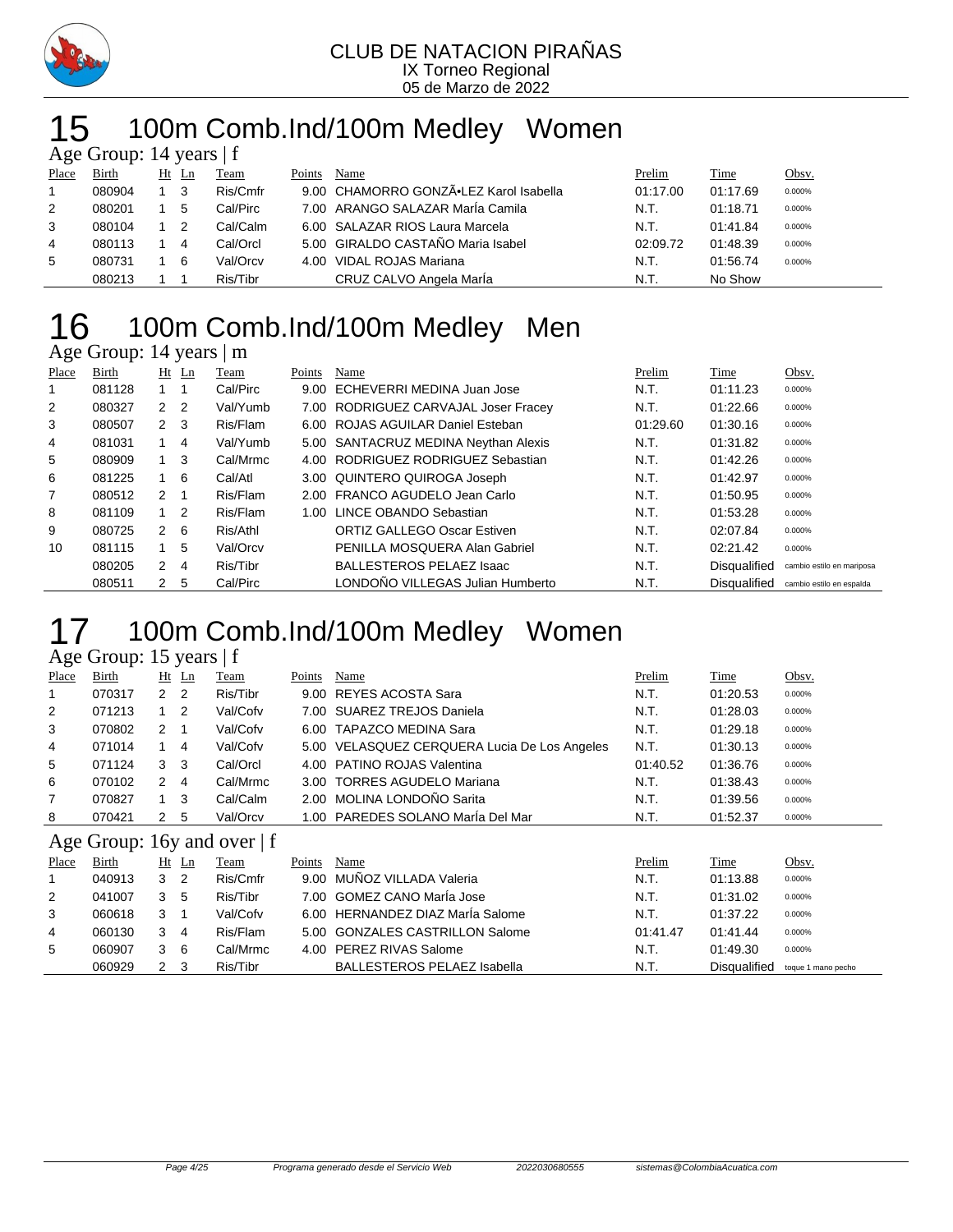CLUB DE NATACION PIRAÑAS
IX Torneo Regional
05 de Marzo de 2022

# 15 100m Comb.Ind/100m Medley Women

Age Group: 14 years | f

| Place | Birth | Ht | Ln | Team | Points | Name | Prelim | Time | Obsv. |
|---|---|---|---|---|---|---|---|---|---|
| 1 | 080904 | 1 | 3 | Ris/Cmfr | 9.00 | CHAMORRO GONZÃ•LEZ Karol Isabella | 01:17.00 | 01:17.69 | 0.000% |
| 2 | 080201 | 1 | 5 | Cal/Pirc | 7.00 | ARANGO SALAZAR MarÍa Camila | N.T. | 01:18.71 | 0.000% |
| 3 | 080104 | 1 | 2 | Cal/Calm | 6.00 | SALAZAR RIOS Laura Marcela | N.T. | 01:41.84 | 0.000% |
| 4 | 080113 | 1 | 4 | Cal/Orcl | 5.00 | GIRALDO CASTAÑO Maria Isabel | 02:09.72 | 01:48.39 | 0.000% |
| 5 | 080731 | 1 | 6 | Val/Orcv | 4.00 | VIDAL ROJAS Mariana | N.T. | 01:56.74 | 0.000% |
| | 080213 | 1 | 1 | Ris/Tibr | | CRUZ CALVO Angela MarÍa | N.T. | No Show | |

# 16 100m Comb.Ind/100m Medley Men

Age Group: 14 years | m

| Place | Birth | Ht | Ln | Team | Points | Name | Prelim | Time | Obsv. |
|---|---|---|---|---|---|---|---|---|---|
| 1 | 081128 | 1 | 1 | Cal/Pirc | 9.00 | ECHEVERRI MEDINA Juan Jose | N.T. | 01:11.23 | 0.000% |
| 2 | 080327 | 2 | 2 | Val/Yumb | 7.00 | RODRIGUEZ CARVAJAL Joser Fracey | N.T. | 01:22.66 | 0.000% |
| 3 | 080507 | 2 | 3 | Ris/Flam | 6.00 | ROJAS AGUILAR Daniel Esteban | 01:29.60 | 01:30.16 | 0.000% |
| 4 | 081031 | 1 | 4 | Val/Yumb | 5.00 | SANTACRUZ MEDINA Neythan Alexis | N.T. | 01:31.82 | 0.000% |
| 5 | 080909 | 1 | 3 | Cal/Mrmc | 4.00 | RODRIGUEZ RODRIGUEZ Sebastian | N.T. | 01:42.26 | 0.000% |
| 6 | 081225 | 1 | 6 | Cal/Atl | 3.00 | QUINTERO QUIROGA Joseph | N.T. | 01:42.97 | 0.000% |
| 7 | 080512 | 2 | 1 | Ris/Flam | 2.00 | FRANCO AGUDELO Jean Carlo | N.T. | 01:50.95 | 0.000% |
| 8 | 081109 | 1 | 2 | Ris/Flam | 1.00 | LINCE OBANDO Sebastian | N.T. | 01:53.28 | 0.000% |
| 9 | 080725 | 2 | 6 | Ris/Athl | | ORTIZ GALLEGO Oscar Estiven | N.T. | 02:07.84 | 0.000% |
| 10 | 081115 | 1 | 5 | Val/Orcv | | PENILLA MOSQUERA Alan Gabriel | N.T. | 02:21.42 | 0.000% |
| | 080205 | 2 | 4 | Ris/Tibr | | BALLESTEROS PELAEZ Isaac | N.T. | Disqualified | cambio estilo en mariposa |
| | 080511 | 2 | 5 | Cal/Pirc | | LONDOÑO VILLEGAS Julian Humberto | N.T. | Disqualified | cambio estilo en espalda |

# 17 100m Comb.Ind/100m Medley Women

Age Group: 15 years | f

| Place | Birth | Ht | Ln | Team | Points | Name | Prelim | Time | Obsv. |
|---|---|---|---|---|---|---|---|---|---|
| 1 | 070317 | 2 | 2 | Ris/Tibr | 9.00 | REYES ACOSTA Sara | N.T. | 01:20.53 | 0.000% |
| 2 | 071213 | 1 | 2 | Val/Cofv | 7.00 | SUAREZ TREJOS Daniela | N.T. | 01:28.03 | 0.000% |
| 3 | 070802 | 2 | 1 | Val/Cofv | 6.00 | TAPAZCO MEDINA Sara | N.T. | 01:29.18 | 0.000% |
| 4 | 071014 | 1 | 4 | Val/Cofv | 5.00 | VELASQUEZ CERQUERA Lucia De Los Angeles | N.T. | 01:30.13 | 0.000% |
| 5 | 071124 | 3 | 3 | Cal/Orcl | 4.00 | PATINO ROJAS Valentina | 01:40.52 | 01:36.76 | 0.000% |
| 6 | 070102 | 2 | 4 | Cal/Mrmc | 3.00 | TORRES AGUDELO Mariana | N.T. | 01:38.43 | 0.000% |
| 7 | 070827 | 1 | 3 | Cal/Calm | 2.00 | MOLINA LONDOÑO Sarita | N.T. | 01:39.56 | 0.000% |
| 8 | 070421 | 2 | 5 | Val/Orcv | 1.00 | PAREDES SOLANO MarÍa Del Mar | N.T. | 01:52.37 | 0.000% |

Age Group: 16y and over | f

| Place | Birth | Ht | Ln | Team | Points | Name | Prelim | Time | Obsv. |
|---|---|---|---|---|---|---|---|---|---|
| 1 | 040913 | 3 | 2 | Ris/Cmfr | 9.00 | MUÑOZ VILLADA Valeria | N.T. | 01:13.88 | 0.000% |
| 2 | 041007 | 3 | 5 | Ris/Tibr | 7.00 | GOMEZ CANO MarÍa Jose | N.T. | 01:31.02 | 0.000% |
| 3 | 060618 | 3 | 1 | Val/Cofv | 6.00 | HERNANDEZ DIAZ MarÍa Salome | N.T. | 01:37.22 | 0.000% |
| 4 | 060130 | 3 | 4 | Ris/Flam | 5.00 | GONZALES CASTRILLON Salome | 01:41.47 | 01:41.44 | 0.000% |
| 5 | 060907 | 3 | 6 | Cal/Mrmc | 4.00 | PEREZ RIVAS Salome | N.T. | 01:49.30 | 0.000% |
| | 060929 | 2 | 3 | Ris/Tibr | | BALLESTEROS PELAEZ Isabella | N.T. | Disqualified | toque 1 mano pecho |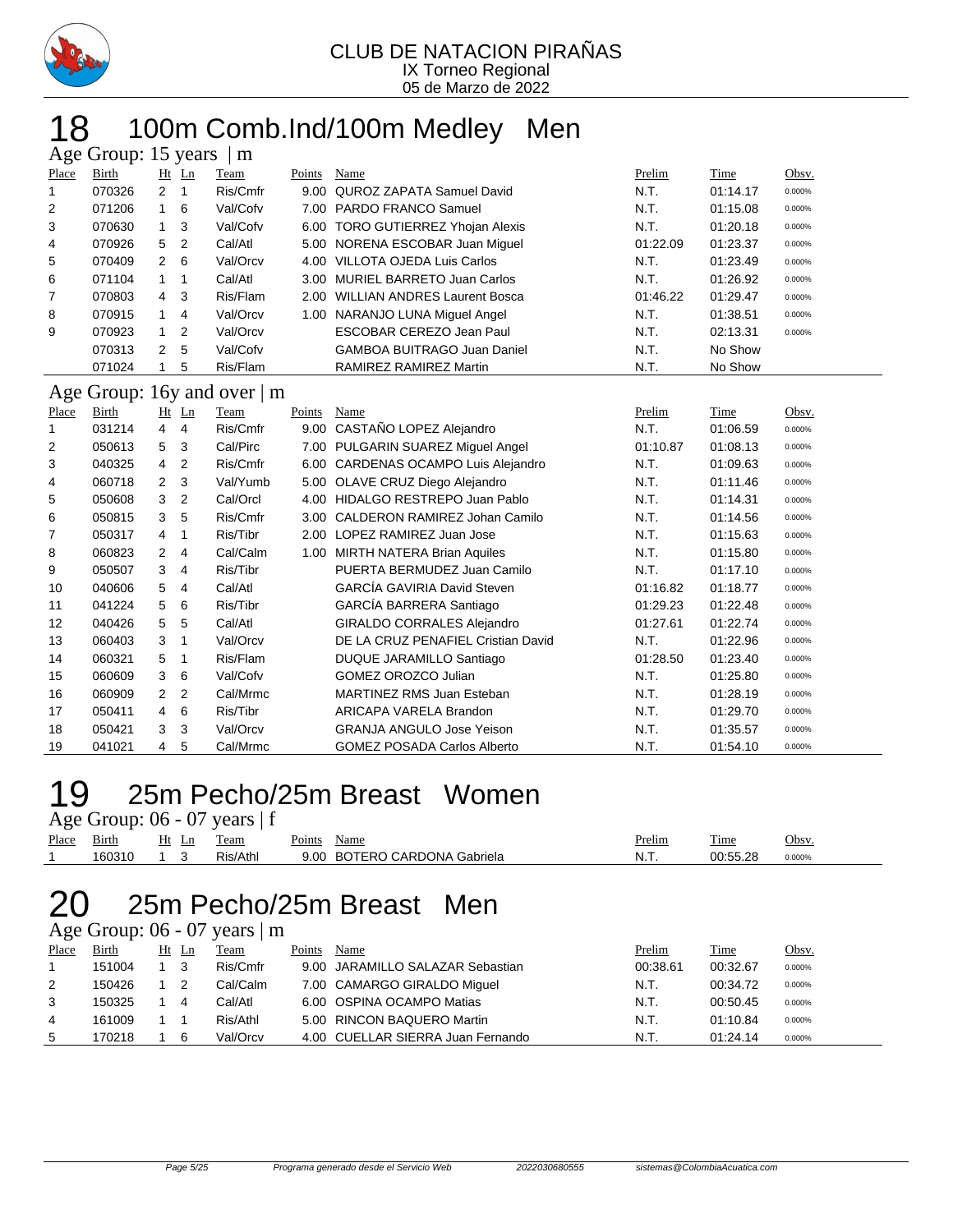CLUB DE NATACION PIRAÑAS
IX Torneo Regional
05 de Marzo de 2022

# 18 100m Comb.Ind/100m Medley Men

## Age Group: 15 years | m

| Place | Birth | Ht | Ln | Team | Points | Name | Prelim | Time | Obsv. |
|---|---|---|---|---|---|---|---|---|---|
| 1 | 070326 | 2 | 1 | Ris/Cmfr | 9.00 | QUROZ ZAPATA Samuel David | N.T. | 01:14.17 | 0.000% |
| 2 | 071206 | 1 | 6 | Val/Cofv | 7.00 | PARDO FRANCO Samuel | N.T. | 01:15.08 | 0.000% |
| 3 | 070630 | 1 | 3 | Val/Cofv | 6.00 | TORO GUTIERREZ Yhojan Alexis | N.T. | 01:20.18 | 0.000% |
| 4 | 070926 | 5 | 2 | Cal/Atl | 5.00 | NORENA ESCOBAR Juan Miguel | 01:22.09 | 01:23.37 | 0.000% |
| 5 | 070409 | 2 | 6 | Val/Orcv | 4.00 | VILLOTA OJEDA Luis Carlos | N.T. | 01:23.49 | 0.000% |
| 6 | 071104 | 1 | 1 | Cal/Atl | 3.00 | MURIEL BARRETO Juan Carlos | N.T. | 01:26.92 | 0.000% |
| 7 | 070803 | 4 | 3 | Ris/Flam | 2.00 | WILLIAN ANDRES Laurent Bosca | 01:46.22 | 01:29.47 | 0.000% |
| 8 | 070915 | 1 | 4 | Val/Orcv | 1.00 | NARANJO LUNA Miguel Angel | N.T. | 01:38.51 | 0.000% |
| 9 | 070923 | 1 | 2 | Val/Orcv | | ESCOBAR CEREZO Jean Paul | N.T. | 02:13.31 | 0.000% |
| | 070313 | 2 | 5 | Val/Cofv | | GAMBOA BUITRAGO Juan Daniel | N.T. | No Show | |
| | 071024 | 1 | 5 | Ris/Flam | | RAMIREZ RAMIREZ Martin | N.T. | No Show | |

## Age Group: 16y and over | m

| Place | Birth | Ht | Ln | Team | Points | Name | Prelim | Time | Obsv. |
|---|---|---|---|---|---|---|---|---|---|
| 1 | 031214 | 4 | 4 | Ris/Cmfr | 9.00 | CASTAÑO LOPEZ Alejandro | N.T. | 01:06.59 | 0.000% |
| 2 | 050613 | 5 | 3 | Cal/Pirc | 7.00 | PULGARIN SUAREZ Miguel Angel | 01:10.87 | 01:08.13 | 0.000% |
| 3 | 040325 | 4 | 2 | Ris/Cmfr | 6.00 | CARDENAS OCAMPO Luis Alejandro | N.T. | 01:09.63 | 0.000% |
| 4 | 060718 | 2 | 3 | Val/Yumb | 5.00 | OLAVE CRUZ Diego Alejandro | N.T. | 01:11.46 | 0.000% |
| 5 | 050608 | 3 | 2 | Cal/Orcl | 4.00 | HIDALGO RESTREPO Juan Pablo | N.T. | 01:14.31 | 0.000% |
| 6 | 050815 | 3 | 5 | Ris/Cmfr | 3.00 | CALDERON RAMIREZ Johan Camilo | N.T. | 01:14.56 | 0.000% |
| 7 | 050317 | 4 | 1 | Ris/Tibr | 2.00 | LOPEZ RAMIREZ Juan Jose | N.T. | 01:15.63 | 0.000% |
| 8 | 060823 | 2 | 4 | Cal/Calm | 1.00 | MIRTH NATERA Brian Aquiles | N.T. | 01:15.80 | 0.000% |
| 9 | 050507 | 3 | 4 | Ris/Tibr | | PUERTA BERMUDEZ Juan Camilo | N.T. | 01:17.10 | 0.000% |
| 10 | 040606 | 5 | 4 | Cal/Atl | | GARCÍA GAVIRIA David Steven | 01:16.82 | 01:18.77 | 0.000% |
| 11 | 041224 | 5 | 6 | Ris/Tibr | | GARCÍA BARRERA Santiago | 01:29.23 | 01:22.48 | 0.000% |
| 12 | 040426 | 5 | 5 | Cal/Atl | | GIRALDO CORRALES Alejandro | 01:27.61 | 01:22.74 | 0.000% |
| 13 | 060403 | 3 | 1 | Val/Orcv | | DE LA CRUZ PENAFIEL Cristian David | N.T. | 01:22.96 | 0.000% |
| 14 | 060321 | 5 | 1 | Ris/Flam | | DUQUE JARAMILLO Santiago | 01:28.50 | 01:23.40 | 0.000% |
| 15 | 060609 | 3 | 6 | Val/Cofv | | GOMEZ OROZCO Julian | N.T. | 01:25.80 | 0.000% |
| 16 | 060909 | 2 | 2 | Cal/Mrmc | | MARTINEZ RMS Juan Esteban | N.T. | 01:28.19 | 0.000% |
| 17 | 050411 | 4 | 6 | Ris/Tibr | | ARICAPA VARELA Brandon | N.T. | 01:29.70 | 0.000% |
| 18 | 050421 | 3 | 3 | Val/Orcv | | GRANJA ANGULO Jose Yeison | N.T. | 01:35.57 | 0.000% |
| 19 | 041021 | 4 | 5 | Cal/Mrmc | | GOMEZ POSADA Carlos Alberto | N.T. | 01:54.10 | 0.000% |

# 19 25m Pecho/25m Breast Women

## Age Group: 06 - 07 years | f

| Place | Birth | Ht | Ln | Team | Points | Name | Prelim | Time | Obsv. |
|---|---|---|---|---|---|---|---|---|---|
| 1 | 160310 | 1 | 3 | Ris/Athl | 9.00 | BOTERO CARDONA Gabriela | N.T. | 00:55.28 | 0.000% |

# 20 25m Pecho/25m Breast Men

## Age Group: 06 - 07 years | m

| Place | Birth | Ht | Ln | Team | Points | Name | Prelim | Time | Obsv. |
|---|---|---|---|---|---|---|---|---|---|
| 1 | 151004 | 1 | 3 | Ris/Cmfr | 9.00 | JARAMILLO SALAZAR Sebastian | 00:38.61 | 00:32.67 | 0.000% |
| 2 | 150426 | 1 | 2 | Cal/Calm | 7.00 | CAMARGO GIRALDO Miguel | N.T. | 00:34.72 | 0.000% |
| 3 | 150325 | 1 | 4 | Cal/Atl | 6.00 | OSPINA OCAMPO Matias | N.T. | 00:50.45 | 0.000% |
| 4 | 161009 | 1 | 1 | Ris/Athl | 5.00 | RINCON BAQUERO Martin | N.T. | 01:10.84 | 0.000% |
| 5 | 170218 | 1 | 6 | Val/Orcv | 4.00 | CUELLAR SIERRA Juan Fernando | N.T. | 01:24.14 | 0.000% |

Programa generado desde el Servicio Web 2022030680555 sistemas@ColombiaAcuatica.com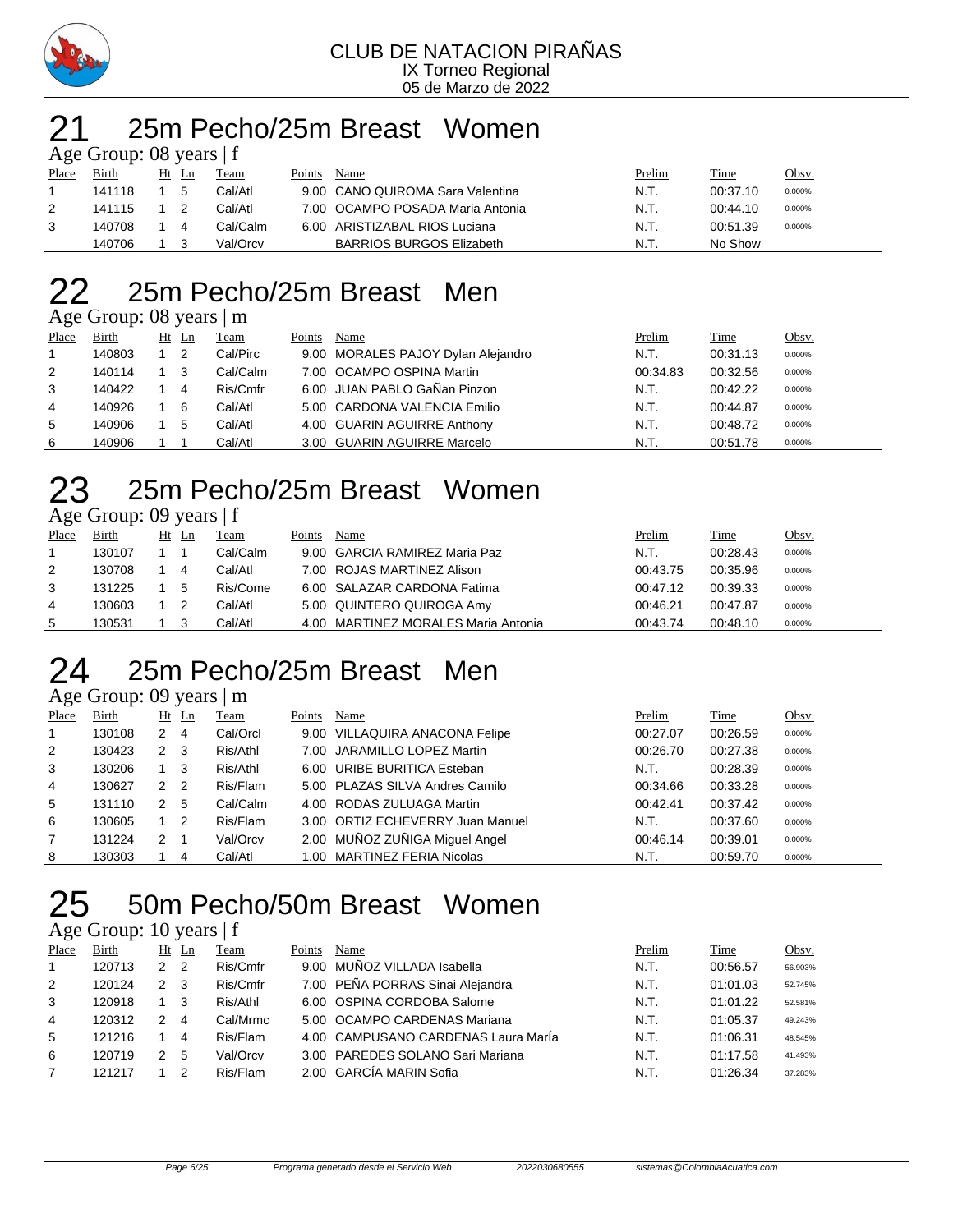CLUB DE NATACION PIRAÑAS
IX Torneo Regional
05 de Marzo de 2022

# 21 25m Pecho/25m Breast Women

Age Group: 08 years | f

| Place | Birth | Ht | Ln | Team | Points | Name | Prelim | Time | Obsv. |
|---|---|---|---|---|---|---|---|---|---|
| 1 | 141118 | 1 | 5 | Cal/Atl | 9.00 | CANO QUIROMA Sara Valentina | N.T. | 00:37.10 | 0.000% |
| 2 | 141115 | 1 | 2 | Cal/Atl | 7.00 | OCAMPO POSADA Maria Antonia | N.T. | 00:44.10 | 0.000% |
| 3 | 140708 | 1 | 4 | Cal/Calm | 6.00 | ARISTIZABAL RIOS Luciana | N.T. | 00:51.39 | 0.000% |
| | 140706 | 1 | 3 | Val/Orcv | | BARRIOS BURGOS Elizabeth | N.T. | No Show | |

# 22 25m Pecho/25m Breast Men

Age Group: 08 years | m

| Place | Birth | Ht | Ln | Team | Points | Name | Prelim | Time | Obsv. |
|---|---|---|---|---|---|---|---|---|---|
| 1 | 140803 | 1 | 2 | Cal/Pirc | 9.00 | MORALES PAJOY Dylan Alejandro | N.T. | 00:31.13 | 0.000% |
| 2 | 140114 | 1 | 3 | Cal/Calm | 7.00 | OCAMPO OSPINA Martin | 00:34.83 | 00:32.56 | 0.000% |
| 3 | 140422 | 1 | 4 | Ris/Cmfr | 6.00 | JUAN PABLO GaÑan Pinzon | N.T. | 00:42.22 | 0.000% |
| 4 | 140926 | 1 | 6 | Cal/Atl | 5.00 | CARDONA VALENCIA Emilio | N.T. | 00:44.87 | 0.000% |
| 5 | 140906 | 1 | 5 | Cal/Atl | 4.00 | GUARIN AGUIRRE Anthony | N.T. | 00:48.72 | 0.000% |
| 6 | 140906 | 1 | 1 | Cal/Atl | 3.00 | GUARIN AGUIRRE Marcelo | N.T. | 00:51.78 | 0.000% |

# 23 25m Pecho/25m Breast Women

Age Group: 09 years | f

| Place | Birth | Ht | Ln | Team | Points | Name | Prelim | Time | Obsv. |
|---|---|---|---|---|---|---|---|---|---|
| 1 | 130107 | 1 | 1 | Cal/Calm | 9.00 | GARCIA RAMIREZ Maria Paz | N.T. | 00:28.43 | 0.000% |
| 2 | 130708 | 1 | 4 | Cal/Atl | 7.00 | ROJAS MARTINEZ Alison | 00:43.75 | 00:35.96 | 0.000% |
| 3 | 131225 | 1 | 5 | Ris/Come | 6.00 | SALAZAR CARDONA Fatima | 00:47.12 | 00:39.33 | 0.000% |
| 4 | 130603 | 1 | 2 | Cal/Atl | 5.00 | QUINTERO QUIROGA Amy | 00:46.21 | 00:47.87 | 0.000% |
| 5 | 130531 | 1 | 3 | Cal/Atl | 4.00 | MARTINEZ MORALES Maria Antonia | 00:43.74 | 00:48.10 | 0.000% |

# 24 25m Pecho/25m Breast Men

Age Group: 09 years | m

| Place | Birth | Ht | Ln | Team | Points | Name | Prelim | Time | Obsv. |
|---|---|---|---|---|---|---|---|---|---|
| 1 | 130108 | 2 | 4 | Cal/Orcl | 9.00 | VILLAQUIRA ANACONA Felipe | 00:27.07 | 00:26.59 | 0.000% |
| 2 | 130423 | 2 | 3 | Ris/Athl | 7.00 | JARAMILLO LOPEZ Martin | 00:26.70 | 00:27.38 | 0.000% |
| 3 | 130206 | 1 | 3 | Ris/Athl | 6.00 | URIBE BURITICA Esteban | N.T. | 00:28.39 | 0.000% |
| 4 | 130627 | 2 | 2 | Ris/Flam | 5.00 | PLAZAS SILVA Andres Camilo | 00:34.66 | 00:33.28 | 0.000% |
| 5 | 131110 | 2 | 5 | Cal/Calm | 4.00 | RODAS ZULUAGA Martin | 00:42.41 | 00:37.42 | 0.000% |
| 6 | 130605 | 1 | 2 | Ris/Flam | 3.00 | ORTIZ ECHEVERRY Juan Manuel | N.T. | 00:37.60 | 0.000% |
| 7 | 131224 | 2 | 1 | Val/Orcv | 2.00 | MUÑOZ ZUÑIGA Miguel Angel | 00:46.14 | 00:39.01 | 0.000% |
| 8 | 130303 | 1 | 4 | Cal/Atl | 1.00 | MARTINEZ FERIA Nicolas | N.T. | 00:59.70 | 0.000% |

# 25 50m Pecho/50m Breast Women

Age Group: 10 years | f

| Place | Birth | Ht | Ln | Team | Points | Name | Prelim | Time | Obsv. |
|---|---|---|---|---|---|---|---|---|---|
| 1 | 120713 | 2 | 2 | Ris/Cmfr | 9.00 | MUÑOZ VILLADA Isabella | N.T. | 00:56.57 | 56.903% |
| 2 | 120124 | 2 | 3 | Ris/Cmfr | 7.00 | PEÑA PORRAS Sinai Alejandra | N.T. | 01:01.03 | 52.745% |
| 3 | 120918 | 1 | 3 | Ris/Athl | 6.00 | OSPINA CORDOBA Salome | N.T. | 01:01.22 | 52.581% |
| 4 | 120312 | 2 | 4 | Cal/Mrmc | 5.00 | OCAMPO CARDENAS Mariana | N.T. | 01:05.37 | 49.243% |
| 5 | 121216 | 1 | 4 | Ris/Flam | 4.00 | CAMPUSANO CARDENAS Laura MarÍa | N.T. | 01:06.31 | 48.545% |
| 6 | 120719 | 2 | 5 | Val/Orcv | 3.00 | PAREDES SOLANO Sari Mariana | N.T. | 01:17.58 | 41.493% |
| 7 | 121217 | 1 | 2 | Ris/Flam | 2.00 | GARCÍA MARIN Sofia | N.T. | 01:26.34 | 37.283% |

Programa generado desde el Servicio Web 2022030680555 sistemas@ColombiaAcuatica.com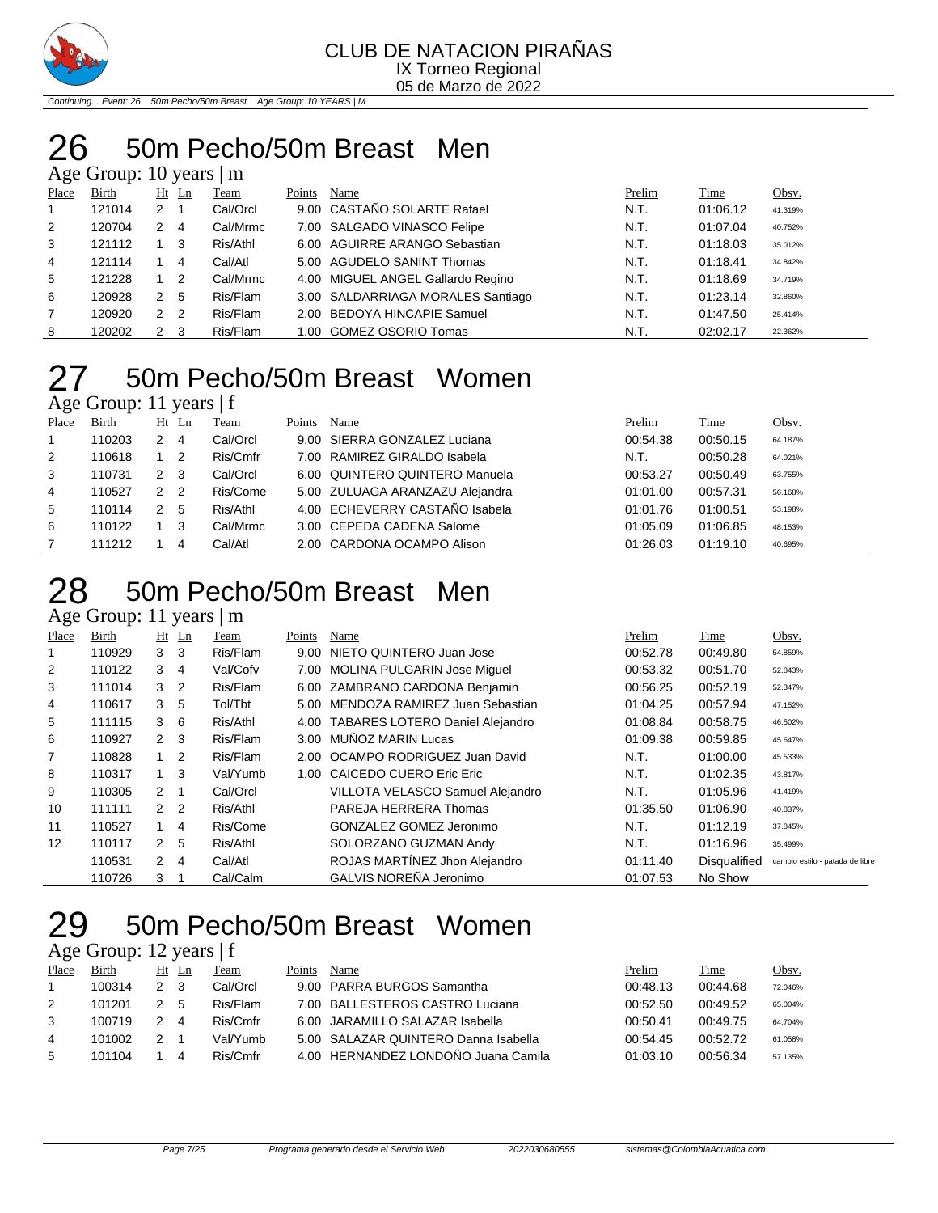CLUB DE NATACION PIRAÑAS
IX Torneo Regional
05 de Marzo de 2022

Continuing... Event: 26 50m Pecho/50m Breast Age Group: 10 YEARS | M

# 26 50m Pecho/50m Breast Men

Age Group: 10 years | m

| Place | Birth | Ht | Ln | Team | Points | Name | Prelim | Time | Obsv. |
|---|---|---|---|---|---|---|---|---|---|
| 1 | 121014 | 2 | 1 | Cal/Orcl | 9.00 | CASTAÑO SOLARTE Rafael | N.T. | 01:06.12 | 41.319% |
| 2 | 120704 | 2 | 4 | Cal/Mrmc | 7.00 | SALGADO VINASCO Felipe | N.T. | 01:07.04 | 40.752% |
| 3 | 121112 | 1 | 3 | Ris/Athl | 6.00 | AGUIRRE ARANGO Sebastian | N.T. | 01:18.03 | 35.012% |
| 4 | 121114 | 1 | 4 | Cal/Atl | 5.00 | AGUDELO SANINT Thomas | N.T. | 01:18.41 | 34.842% |
| 5 | 121228 | 1 | 2 | Cal/Mrmc | 4.00 | MIGUEL ANGEL Gallardo Regino | N.T. | 01:18.69 | 34.719% |
| 6 | 120928 | 2 | 5 | Ris/Flam | 3.00 | SALDARRIAGA MORALES Santiago | N.T. | 01:23.14 | 32.860% |
| 7 | 120920 | 2 | 2 | Ris/Flam | 2.00 | BEDOYA HINCAPIE Samuel | N.T. | 01:47.50 | 25.414% |
| 8 | 120202 | 2 | 3 | Ris/Flam | 1.00 | GOMEZ OSORIO Tomas | N.T. | 02:02.17 | 22.362% |

# 27 50m Pecho/50m Breast Women

Age Group: 11 years | f

| Place | Birth | Ht | Ln | Team | Points | Name | Prelim | Time | Obsv. |
|---|---|---|---|---|---|---|---|---|---|
| 1 | 110203 | 2 | 4 | Cal/Orcl | 9.00 | SIERRA GONZALEZ Luciana | 00:54.38 | 00:50.15 | 64.187% |
| 2 | 110618 | 1 | 2 | Ris/Cmfr | 7.00 | RAMIREZ GIRALDO Isabela | N.T. | 00:50.28 | 64.021% |
| 3 | 110731 | 2 | 3 | Cal/Orcl | 6.00 | QUINTERO QUINTERO Manuela | 00:53.27 | 00:50.49 | 63.755% |
| 4 | 110527 | 2 | 2 | Ris/Come | 5.00 | ZULUAGA ARANZAZU Alejandra | 01:01.00 | 00:57.31 | 56.168% |
| 5 | 110114 | 2 | 5 | Ris/Athl | 4.00 | ECHEVERRY CASTAÑO Isabela | 01:01.76 | 01:00.51 | 53.198% |
| 6 | 110122 | 1 | 3 | Cal/Mrmc | 3.00 | CEPEDA CADENA Salome | 01:05.09 | 01:06.85 | 48.153% |
| 7 | 111212 | 1 | 4 | Cal/Atl | 2.00 | CARDONA OCAMPO Alison | 01:26.03 | 01:19.10 | 40.695% |

# 28 50m Pecho/50m Breast Men

Age Group: 11 years | m

| Place | Birth | Ht | Ln | Team | Points | Name | Prelim | Time | Obsv. |
|---|---|---|---|---|---|---|---|---|---|
| 1 | 110929 | 3 | 3 | Ris/Flam | 9.00 | NIETO QUINTERO Juan Jose | 00:52.78 | 00:49.80 | 54.859% |
| 2 | 110122 | 3 | 4 | Val/Cofv | 7.00 | MOLINA PULGARIN Jose Miguel | 00:53.32 | 00:51.70 | 52.843% |
| 3 | 111014 | 3 | 2 | Ris/Flam | 6.00 | ZAMBRANO CARDONA Benjamin | 00:56.25 | 00:52.19 | 52.347% |
| 4 | 110617 | 3 | 5 | Tol/Tbt | 5.00 | MENDOZA RAMIREZ Juan Sebastian | 01:04.25 | 00:57.94 | 47.152% |
| 5 | 111115 | 3 | 6 | Ris/Athl | 4.00 | TABARES LOTERO Daniel Alejandro | 01:08.84 | 00:58.75 | 46.502% |
| 6 | 110927 | 2 | 3 | Ris/Flam | 3.00 | MUÑOZ MARIN Lucas | 01:09.38 | 00:59.85 | 45.647% |
| 7 | 110828 | 1 | 2 | Ris/Flam | 2.00 | OCAMPO RODRIGUEZ Juan David | N.T. | 01:00.00 | 45.533% |
| 8 | 110317 | 1 | 3 | Val/Yumb | 1.00 | CAICEDO CUERO Eric Eric | N.T. | 01:02.35 | 43.817% |
| 9 | 110305 | 2 | 1 | Cal/Orcl | | VILLOTA VELASCO Samuel Alejandro | N.T. | 01:05.96 | 41.419% |
| 10 | 111111 | 2 | 2 | Ris/Athl | | PAREJA HERRERA Thomas | 01:35.50 | 01:06.90 | 40.837% |
| 11 | 110527 | 1 | 4 | Ris/Come | | GONZALEZ GOMEZ Jeronimo | N.T. | 01:12.19 | 37.845% |
| 12 | 110117 | 2 | 5 | Ris/Athl | | SOLORZANO GUZMAN Andy | N.T. | 01:16.96 | 35.499% |
| | 110531 | 2 | 4 | Cal/Atl | | ROJAS MARTÍNEZ Jhon Alejandro | 01:11.40 | Disqualified | cambio estilo - patada de libre |
| | 110726 | 3 | 1 | Cal/Calm | | GALVIS NOREÑA Jeronimo | 01:07.53 | No Show | |

# 29 50m Pecho/50m Breast Women

Age Group: 12 years | f

| Place | Birth | Ht | Ln | Team | Points | Name | Prelim | Time | Obsv. |
|---|---|---|---|---|---|---|---|---|---|
| 1 | 100314 | 2 | 3 | Cal/Orcl | 9.00 | PARRA BURGOS Samantha | 00:48.13 | 00:44.68 | 72.046% |
| 2 | 101201 | 2 | 5 | Ris/Flam | 7.00 | BALLESTEROS CASTRO Luciana | 00:52.50 | 00:49.52 | 65.004% |
| 3 | 100719 | 2 | 4 | Ris/Cmfr | 6.00 | JARAMILLO SALAZAR Isabella | 00:50.41 | 00:49.75 | 64.704% |
| 4 | 101002 | 2 | 1 | Val/Yumb | 5.00 | SALAZAR QUINTERO Danna Isabella | 00:54.45 | 00:52.72 | 61.058% |
| 5 | 101104 | 1 | 4 | Ris/Cmfr | 4.00 | HERNANDEZ LONDOÑO Juana Camila | 01:03.10 | 00:56.34 | 57.135% |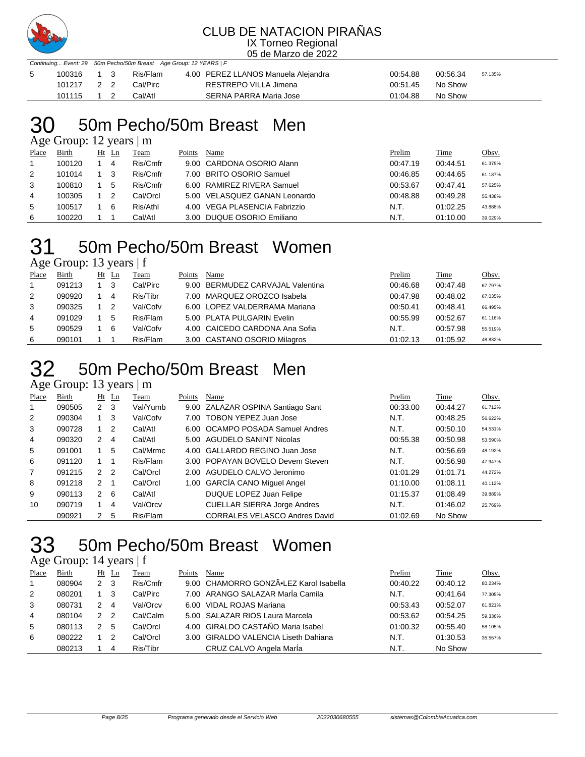## CLUB DE NATACION PIRAÑAS

IX Torneo Regional

05 de Marzo de 2022

*Continuing... Event: 29 50m Pecho/50m Breast Age Group: 12 YEARS | F*

| Place | Birth | Ht | Ln | Team | Points | Name | Prelim | Time | Obsv. |
|---|---|---|---|---|---|---|---|---|---|
| 5 | 100316 | 1 | 3 | Ris/Flam | 4.00 | PEREZ LLANOS Manuela Alejandra | 00:54.88 | 00:56.34 | 57.135% |
| | 101217 | 2 | 2 | Cal/Pirc | | RESTREPO VILLA Jimena | 00:51.45 | No Show | |
| | 101115 | 1 | 2 | Cal/Atl | | SERNA PARRA Maria Jose | 01:04.88 | No Show | |

# 30 50m Pecho/50m Breast Men

Age Group: 12 years | m

| Place | Birth | Ht | Ln | Team | Points | Name | Prelim | Time | Obsv. |
|---|---|---|---|---|---|---|---|---|---|
| 1 | 100120 | 1 | 4 | Ris/Cmfr | 9.00 | CARDONA OSORIO Alann | 00:47.19 | 00:44.51 | 61.379% |
| 2 | 101014 | 1 | 3 | Ris/Cmfr | 7.00 | BRITO OSORIO Samuel | 00:46.85 | 00:44.65 | 61.187% |
| 3 | 100810 | 1 | 5 | Ris/Cmfr | 6.00 | RAMIREZ RIVERA Samuel | 00:53.67 | 00:47.41 | 57.625% |
| 4 | 100305 | 1 | 2 | Cal/Orcl | 5.00 | VELASQUEZ GANAN Leonardo | 00:48.88 | 00:49.28 | 55.438% |
| 5 | 100517 | 1 | 6 | Ris/Athl | 4.00 | VEGA PLASENCIA Fabrizzio | N.T. | 01:02.25 | 43.888% |
| 6 | 100220 | 1 | 1 | Cal/Atl | 3.00 | DUQUE OSORIO Emiliano | N.T. | 01:10.00 | 39.029% |

# 31 50m Pecho/50m Breast Women

Age Group: 13 years | f

| Place | Birth | Ht | Ln | Team | Points | Name | Prelim | Time | Obsv. |
|---|---|---|---|---|---|---|---|---|---|
| 1 | 091213 | 1 | 3 | Cal/Pirc | 9.00 | BERMUDEZ CARVAJAL Valentina | 00:46.68 | 00:47.48 | 67.797% |
| 2 | 090920 | 1 | 4 | Ris/Tibr | 7.00 | MARQUEZ OROZCO Isabela | 00:47.98 | 00:48.02 | 67.035% |
| 3 | 090325 | 1 | 2 | Val/Cofv | 6.00 | LOPEZ VALDERRAMA Mariana | 00:50.41 | 00:48.41 | 66.495% |
| 4 | 091029 | 1 | 5 | Ris/Flam | 5.00 | PLATA PULGARIN Evelin | 00:55.99 | 00:52.67 | 61.116% |
| 5 | 090529 | 1 | 6 | Val/Cofv | 4.00 | CAICEDO CARDONA Ana Sofia | N.T. | 00:57.98 | 55.519% |
| 6 | 090101 | 1 | 1 | Ris/Flam | 3.00 | CASTANO OSORIO Milagros | 01:02.13 | 01:05.92 | 48.832% |

# 32 50m Pecho/50m Breast Men

Age Group: 13 years | m

| Place | Birth | Ht | Ln | Team | Points | Name | Prelim | Time | Obsv. |
|---|---|---|---|---|---|---|---|---|---|
| 1 | 090505 | 2 | 3 | Val/Yumb | 9.00 | ZALAZAR OSPINA Santiago Sant | 00:33.00 | 00:44.27 | 61.712% |
| 2 | 090304 | 1 | 3 | Val/Cofv | 7.00 | TOBON YEPEZ Juan Jose | N.T. | 00:48.25 | 56.622% |
| 3 | 090728 | 1 | 2 | Cal/Atl | 6.00 | OCAMPO POSADA Samuel Andres | N.T. | 00:50.10 | 54.531% |
| 4 | 090320 | 2 | 4 | Cal/Atl | 5.00 | AGUDELO SANINT Nicolas | 00:55.38 | 00:50.98 | 53.590% |
| 5 | 091001 | 1 | 5 | Cal/Mrmc | 4.00 | GALLARDO REGINO Juan Jose | N.T. | 00:56.69 | 48.192% |
| 6 | 091120 | 1 | 1 | Ris/Flam | 3.00 | POPAYAN BOVELO Devem Steven | N.T. | 00:56.98 | 47.947% |
| 7 | 091215 | 2 | 2 | Cal/Orcl | 2.00 | AGUDELO CALVO Jeronimo | 01:01.29 | 01:01.71 | 44.272% |
| 8 | 091218 | 2 | 1 | Cal/Orcl | 1.00 | GARCÍA CANO Miguel Angel | 01:10.00 | 01:08.11 | 40.112% |
| 9 | 090113 | 2 | 6 | Cal/Atl | | DUQUE LOPEZ Juan Felipe | 01:15.37 | 01:08.49 | 39.889% |
| 10 | 090719 | 1 | 4 | Val/Orcv | | CUELLAR SIERRA Jorge Andres | N.T. | 01:46.02 | 25.769% |
| | 090921 | 2 | 5 | Ris/Flam | | CORRALES VELASCO Andres David | 01:02.69 | No Show | |

# 33 50m Pecho/50m Breast Women

Age Group: 14 years | f

| Place | Birth | Ht | Ln | Team | Points | Name | Prelim | Time | Obsv. |
|---|---|---|---|---|---|---|---|---|---|
| 1 | 080904 | 2 | 3 | Ris/Cmfr | 9.00 | CHAMORRO GONZÃ•LEZ Karol Isabella | 00:40.22 | 00:40.12 | 80.234% |
| 2 | 080201 | 1 | 3 | Cal/Pirc | 7.00 | ARANGO SALAZAR MarÍa Camila | N.T. | 00:41.64 | 77.305% |
| 3 | 080731 | 2 | 4 | Val/Orcv | 6.00 | VIDAL ROJAS Mariana | 00:53.43 | 00:52.07 | 61.821% |
| 4 | 080104 | 2 | 2 | Cal/Calm | 5.00 | SALAZAR RIOS Laura Marcela | 00:53.62 | 00:54.25 | 59.336% |
| 5 | 080113 | 2 | 5 | Cal/Orcl | 4.00 | GIRALDO CASTAÑO Maria Isabel | 01:00.32 | 00:55.40 | 58.105% |
| 6 | 080222 | 1 | 2 | Cal/Orcl | 3.00 | GIRALDO VALENCIA Liseth Dahiana | N.T. | 01:30.53 | 35.557% |
| | 080213 | 1 | 4 | Ris/Tibr | | CRUZ CALVO Angela MarÍa | N.T. | No Show | |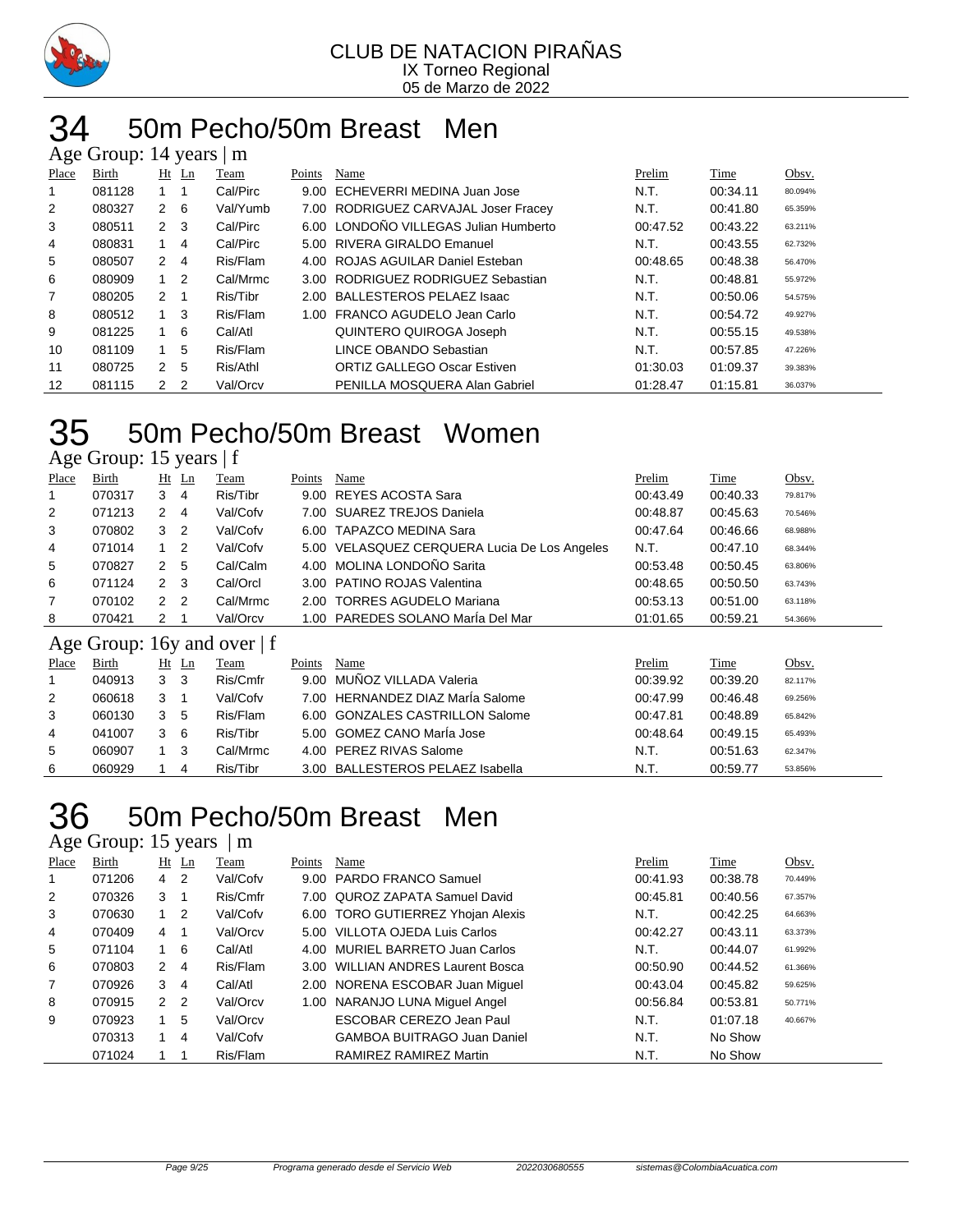CLUB DE NATACION PIRAÑAS
IX Torneo Regional
05 de Marzo de 2022

# 34 50m Pecho/50m Breast Men

## Age Group: 14 years | m

| Place | Birth | Ht | Ln | Team | Points | Name | Prelim | Time | Obsv. |
|---|---|---|---|---|---|---|---|---|---|
| 1 | 081128 | 1 | 1 | Cal/Pirc | 9.00 | ECHEVERRI MEDINA Juan Jose | N.T. | 00:34.11 | 80.094% |
| 2 | 080327 | 2 | 6 | Val/Yumb | 7.00 | RODRIGUEZ CARVAJAL Joser Fracey | N.T. | 00:41.80 | 65.359% |
| 3 | 080511 | 2 | 3 | Cal/Pirc | 6.00 | LONDOÑO VILLEGAS Julian Humberto | 00:47.52 | 00:43.22 | 63.211% |
| 4 | 080831 | 1 | 4 | Cal/Pirc | 5.00 | RIVERA GIRALDO Emanuel | N.T. | 00:43.55 | 62.732% |
| 5 | 080507 | 2 | 4 | Ris/Flam | 4.00 | ROJAS AGUILAR Daniel Esteban | 00:48.65 | 00:48.38 | 56.470% |
| 6 | 080909 | 1 | 2 | Cal/Mrmc | 3.00 | RODRIGUEZ RODRIGUEZ Sebastian | N.T. | 00:48.81 | 55.972% |
| 7 | 080205 | 2 | 1 | Ris/Tibr | 2.00 | BALLESTEROS PELAEZ Isaac | N.T. | 00:50.06 | 54.575% |
| 8 | 080512 | 1 | 3 | Ris/Flam | 1.00 | FRANCO AGUDELO Jean Carlo | N.T. | 00:54.72 | 49.927% |
| 9 | 081225 | 1 | 6 | Cal/Atl | | QUINTERO QUIROGA Joseph | N.T. | 00:55.15 | 49.538% |
| 10 | 081109 | 1 | 5 | Ris/Flam | | LINCE OBANDO Sebastian | N.T. | 00:57.85 | 47.226% |
| 11 | 080725 | 2 | 5 | Ris/Athl | | ORTIZ GALLEGO Oscar Estiven | 01:30.03 | 01:09.37 | 39.383% |
| 12 | 081115 | 2 | 2 | Val/Orcv | | PENILLA MOSQUERA Alan Gabriel | 01:28.47 | 01:15.81 | 36.037% |

# 35 50m Pecho/50m Breast Women

## Age Group: 15 years | f

| Place | Birth | Ht | Ln | Team | Points | Name | Prelim | Time | Obsv. |
|---|---|---|---|---|---|---|---|---|---|
| 1 | 070317 | 3 | 4 | Ris/Tibr | 9.00 | REYES ACOSTA Sara | 00:43.49 | 00:40.33 | 79.817% |
| 2 | 071213 | 2 | 4 | Val/Cofv | 7.00 | SUAREZ TREJOS Daniela | 00:48.87 | 00:45.63 | 70.546% |
| 3 | 070802 | 3 | 2 | Val/Cofv | 6.00 | TAPAZCO MEDINA Sara | 00:47.64 | 00:46.66 | 68.988% |
| 4 | 071014 | 1 | 2 | Val/Cofv | 5.00 | VELASQUEZ CERQUERA Lucia De Los Angeles | N.T. | 00:47.10 | 68.344% |
| 5 | 070827 | 2 | 5 | Cal/Calm | 4.00 | MOLINA LONDOÑO Sarita | 00:53.48 | 00:50.45 | 63.806% |
| 6 | 071124 | 2 | 3 | Cal/Orcl | 3.00 | PATINO ROJAS Valentina | 00:48.65 | 00:50.50 | 63.743% |
| 7 | 070102 | 2 | 2 | Cal/Mrmc | 2.00 | TORRES AGUDELO Mariana | 00:53.13 | 00:51.00 | 63.118% |
| 8 | 070421 | 2 | 1 | Val/Orcv | 1.00 | PAREDES SOLANO MarÍa Del Mar | 01:01.65 | 00:59.21 | 54.366% |

## Age Group: 16y and over | f

| Place | Birth | Ht | Ln | Team | Points | Name | Prelim | Time | Obsv. |
|---|---|---|---|---|---|---|---|---|---|
| 1 | 040913 | 3 | 3 | Ris/Cmfr | 9.00 | MUÑOZ VILLADA Valeria | 00:39.92 | 00:39.20 | 82.117% |
| 2 | 060618 | 3 | 1 | Val/Cofv | 7.00 | HERNANDEZ DIAZ MarÍa Salome | 00:47.99 | 00:46.48 | 69.256% |
| 3 | 060130 | 3 | 5 | Ris/Flam | 6.00 | GONZALES CASTRILLON Salome | 00:47.81 | 00:48.89 | 65.842% |
| 4 | 041007 | 3 | 6 | Ris/Tibr | 5.00 | GOMEZ CANO MarÍa Jose | 00:48.64 | 00:49.15 | 65.493% |
| 5 | 060907 | 1 | 3 | Cal/Mrmc | 4.00 | PEREZ RIVAS Salome | N.T. | 00:51.63 | 62.347% |
| 6 | 060929 | 1 | 4 | Ris/Tibr | 3.00 | BALLESTEROS PELAEZ Isabella | N.T. | 00:59.77 | 53.856% |

# 36 50m Pecho/50m Breast Men

## Age Group: 15 years | m

| Place | Birth | Ht | Ln | Team | Points | Name | Prelim | Time | Obsv. |
|---|---|---|---|---|---|---|---|---|---|
| 1 | 071206 | 4 | 2 | Val/Cofv | 9.00 | PARDO FRANCO Samuel | 00:41.93 | 00:38.78 | 70.449% |
| 2 | 070326 | 3 | 1 | Ris/Cmfr | 7.00 | QUROZ ZAPATA Samuel David | 00:45.81 | 00:40.56 | 67.357% |
| 3 | 070630 | 1 | 2 | Val/Cofv | 6.00 | TORO GUTIERREZ Yhojan Alexis | N.T. | 00:42.25 | 64.663% |
| 4 | 070409 | 4 | 1 | Val/Orcv | 5.00 | VILLOTA OJEDA Luis Carlos | 00:42.27 | 00:43.11 | 63.373% |
| 5 | 071104 | 1 | 6 | Cal/Atl | 4.00 | MURIEL BARRETO Juan Carlos | N.T. | 00:44.07 | 61.992% |
| 6 | 070803 | 2 | 4 | Ris/Flam | 3.00 | WILLIAN ANDRES Laurent Bosca | 00:50.90 | 00:44.52 | 61.366% |
| 7 | 070926 | 3 | 4 | Cal/Atl | 2.00 | NORENA ESCOBAR Juan Miguel | 00:43.04 | 00:45.82 | 59.625% |
| 8 | 070915 | 2 | 2 | Val/Orcv | 1.00 | NARANJO LUNA Miguel Angel | 00:56.84 | 00:53.81 | 50.771% |
| 9 | 070923 | 1 | 5 | Val/Orcv | | ESCOBAR CEREZO Jean Paul | N.T. | 01:07.18 | 40.667% |
| | 070313 | 1 | 4 | Val/Cofv | | GAMBOA BUITRAGO Juan Daniel | N.T. | No Show | |
| | 071024 | 1 | 1 | Ris/Flam | | RAMIREZ RAMIREZ Martin | N.T. | No Show | |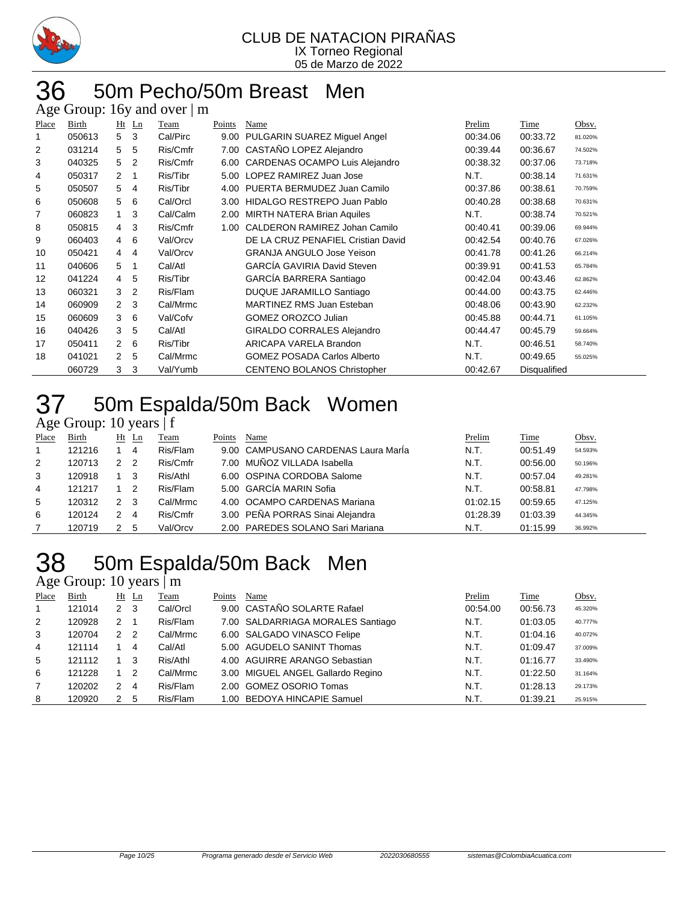CLUB DE NATACION PIRAÑAS
IX Torneo Regional
05 de Marzo de 2022

# 36 50m Pecho/50m Breast Men

Age Group: 16y and over | m

| Place | Birth | Ht | Ln | Team | Points | Name | Prelim | Time | Obsv. |
|---|---|---|---|---|---|---|---|---|---|
| 1 | 050613 | 5 | 3 | Cal/Pirc | 9.00 | PULGARIN SUAREZ Miguel Angel | 00:34.06 | 00:33.72 | 81.020% |
| 2 | 031214 | 5 | 5 | Ris/Cmfr | 7.00 | CASTAÑO LOPEZ Alejandro | 00:39.44 | 00:36.67 | 74.502% |
| 3 | 040325 | 5 | 2 | Ris/Cmfr | 6.00 | CARDENAS OCAMPO Luis Alejandro | 00:38.32 | 00:37.06 | 73.718% |
| 4 | 050317 | 2 | 1 | Ris/Tibr | 5.00 | LOPEZ RAMIREZ Juan Jose | N.T. | 00:38.14 | 71.631% |
| 5 | 050507 | 5 | 4 | Ris/Tibr | 4.00 | PUERTA BERMUDEZ Juan Camilo | 00:37.86 | 00:38.61 | 70.759% |
| 6 | 050608 | 5 | 6 | Cal/Orcl | 3.00 | HIDALGO RESTREPO Juan Pablo | 00:40.28 | 00:38.68 | 70.631% |
| 7 | 060823 | 1 | 3 | Cal/Calm | 2.00 | MIRTH NATERA Brian Aquiles | N.T. | 00:38.74 | 70.521% |
| 8 | 050815 | 4 | 3 | Ris/Cmfr | 1.00 | CALDERON RAMIREZ Johan Camilo | 00:40.41 | 00:39.06 | 69.944% |
| 9 | 060403 | 4 | 6 | Val/Orcv | | DE LA CRUZ PENAFIEL Cristian David | 00:42.54 | 00:40.76 | 67.026% |
| 10 | 050421 | 4 | 4 | Val/Orcv | | GRANJA ANGULO Jose Yeison | 00:41.78 | 00:41.26 | 66.214% |
| 11 | 040606 | 5 | 1 | Cal/Atl | | GARCÍA GAVIRIA David Steven | 00:39.91 | 00:41.53 | 65.784% |
| 12 | 041224 | 4 | 5 | Ris/Tibr | | GARCÍA BARRERA Santiago | 00:42.04 | 00:43.46 | 62.862% |
| 13 | 060321 | 3 | 2 | Ris/Flam | | DUQUE JARAMILLO Santiago | 00:44.00 | 00:43.75 | 62.446% |
| 14 | 060909 | 2 | 3 | Cal/Mrmc | | MARTINEZ RMS Juan Esteban | 00:48.06 | 00:43.90 | 62.232% |
| 15 | 060609 | 3 | 6 | Val/Cofv | | GOMEZ OROZCO Julian | 00:45.88 | 00:44.71 | 61.105% |
| 16 | 040426 | 3 | 5 | Cal/Atl | | GIRALDO CORRALES Alejandro | 00:44.47 | 00:45.79 | 59.664% |
| 17 | 050411 | 2 | 6 | Ris/Tibr | | ARICAPA VARELA Brandon | N.T. | 00:46.51 | 58.740% |
| 18 | 041021 | 2 | 5 | Cal/Mrmc | | GOMEZ POSADA Carlos Alberto | N.T. | 00:49.65 | 55.025% |
| | 060729 | 3 | 3 | Val/Yumb | | CENTENO BOLANOS Christopher | 00:42.67 | Disqualified | |

# 37 50m Espalda/50m Back Women

Age Group: 10 years | f

| Place | Birth | Ht | Ln | Team | Points | Name | Prelim | Time | Obsv. |
|---|---|---|---|---|---|---|---|---|---|
| 1 | 121216 | 1 | 4 | Ris/Flam | 9.00 | CAMPUSANO CARDENAS Laura MarÍa | N.T. | 00:51.49 | 54.593% |
| 2 | 120713 | 2 | 2 | Ris/Cmfr | 7.00 | MUÑOZ VILLADA Isabella | N.T. | 00:56.00 | 50.196% |
| 3 | 120918 | 1 | 3 | Ris/Athl | 6.00 | OSPINA CORDOBA Salome | N.T. | 00:57.04 | 49.281% |
| 4 | 121217 | 1 | 2 | Ris/Flam | 5.00 | GARCÍA MARIN Sofia | N.T. | 00:58.81 | 47.798% |
| 5 | 120312 | 2 | 3 | Cal/Mrmc | 4.00 | OCAMPO CARDENAS Mariana | 01:02.15 | 00:59.65 | 47.125% |
| 6 | 120124 | 2 | 4 | Ris/Cmfr | 3.00 | PEÑA PORRAS Sinai Alejandra | 01:28.39 | 01:03.39 | 44.345% |
| 7 | 120719 | 2 | 5 | Val/Orcv | 2.00 | PAREDES SOLANO Sari Mariana | N.T. | 01:15.99 | 36.992% |

# 38 50m Espalda/50m Back Men

Age Group: 10 years | m

| Place | Birth | Ht | Ln | Team | Points | Name | Prelim | Time | Obsv. |
|---|---|---|---|---|---|---|---|---|---|
| 1 | 121014 | 2 | 3 | Cal/Orcl | 9.00 | CASTAÑO SOLARTE Rafael | 00:54.00 | 00:56.73 | 45.320% |
| 2 | 120928 | 2 | 1 | Ris/Flam | 7.00 | SALDARRIAGA MORALES Santiago | N.T. | 01:03.05 | 40.777% |
| 3 | 120704 | 2 | 2 | Cal/Mrmc | 6.00 | SALGADO VINASCO Felipe | N.T. | 01:04.16 | 40.072% |
| 4 | 121114 | 1 | 4 | Cal/Atl | 5.00 | AGUDELO SANINT Thomas | N.T. | 01:09.47 | 37.009% |
| 5 | 121112 | 1 | 3 | Ris/Athl | 4.00 | AGUIRRE ARANGO Sebastian | N.T. | 01:16.77 | 33.490% |
| 6 | 121228 | 1 | 2 | Cal/Mrmc | 3.00 | MIGUEL ANGEL Gallardo Regino | N.T. | 01:22.50 | 31.164% |
| 7 | 120202 | 2 | 4 | Ris/Flam | 2.00 | GOMEZ OSORIO Tomas | N.T. | 01:28.13 | 29.173% |
| 8 | 120920 | 2 | 5 | Ris/Flam | 1.00 | BEDOYA HINCAPIE Samuel | N.T. | 01:39.21 | 25.915% |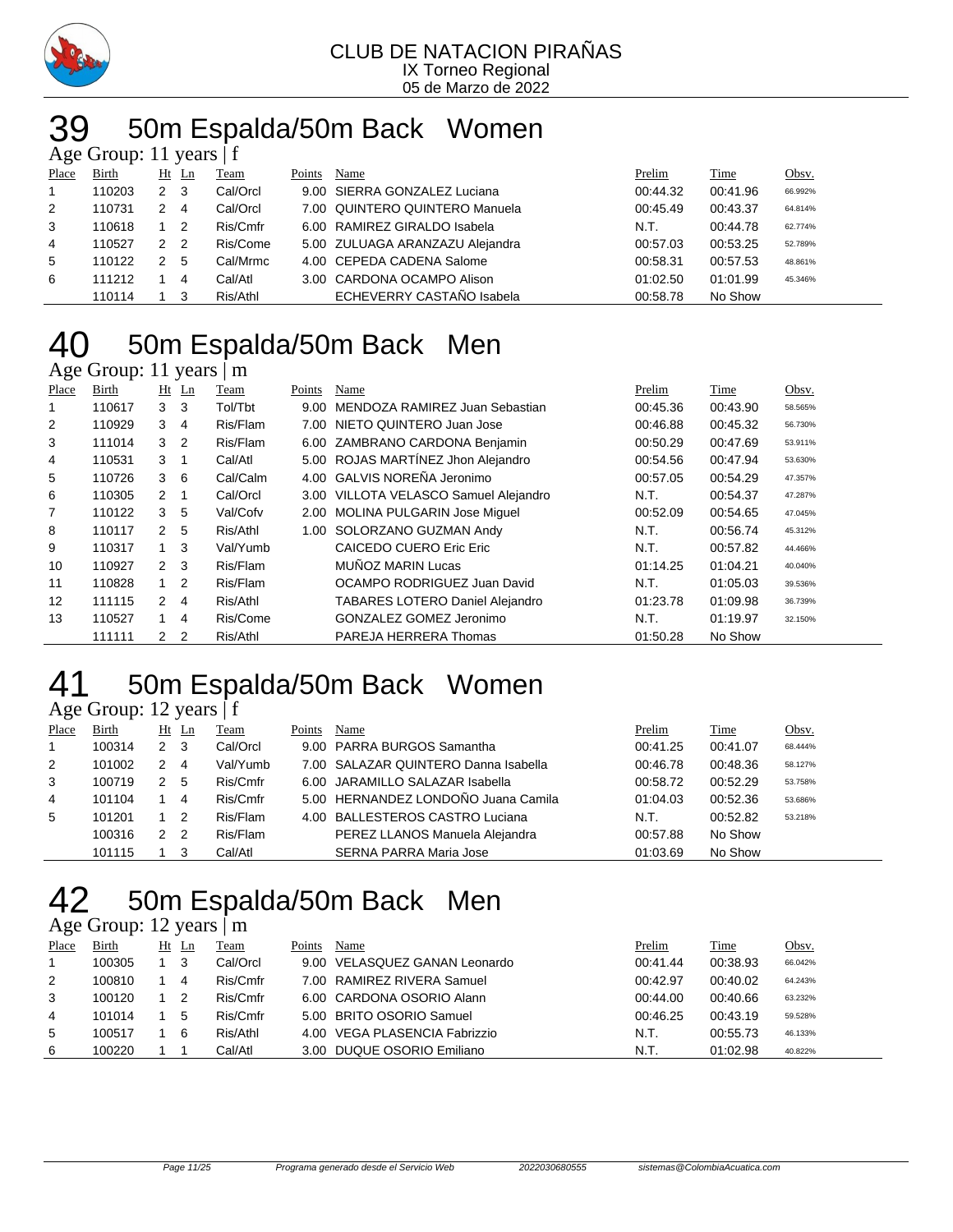CLUB DE NATACION PIRAÑAS
IX Torneo Regional
05 de Marzo de 2022

# 39 50m Espalda/50m Back Women

Age Group: 11 years | f

| Place | Birth | Ht | Ln | Team | Points | Name | Prelim | Time | Obsv. |
|---|---|---|---|---|---|---|---|---|---|
| 1 | 110203 | 2 | 3 | Cal/Orcl | 9.00 | SIERRA GONZALEZ Luciana | 00:44.32 | 00:41.96 | 66.992% |
| 2 | 110731 | 2 | 4 | Cal/Orcl | 7.00 | QUINTERO QUINTERO Manuela | 00:45.49 | 00:43.37 | 64.814% |
| 3 | 110618 | 1 | 2 | Ris/Cmfr | 6.00 | RAMIREZ GIRALDO Isabela | N.T. | 00:44.78 | 62.774% |
| 4 | 110527 | 2 | 2 | Ris/Come | 5.00 | ZULUAGA ARANZAZU Alejandra | 00:57.03 | 00:53.25 | 52.789% |
| 5 | 110122 | 2 | 5 | Cal/Mrmc | 4.00 | CEPEDA CADENA Salome | 00:58.31 | 00:57.53 | 48.861% |
| 6 | 111212 | 1 | 4 | Cal/Atl | 3.00 | CARDONA OCAMPO Alison | 01:02.50 | 01:01.99 | 45.346% |
| | 110114 | 1 | 3 | Ris/Athl | | ECHEVERRY CASTAÑO Isabela | 00:58.78 | No Show | |

# 40 50m Espalda/50m Back Men

Age Group: 11 years | m

| Place | Birth | Ht | Ln | Team | Points | Name | Prelim | Time | Obsv. |
|---|---|---|---|---|---|---|---|---|---|
| 1 | 110617 | 3 | 3 | Tol/Tbt | 9.00 | MENDOZA RAMIREZ Juan Sebastian | 00:45.36 | 00:43.90 | 58.565% |
| 2 | 110929 | 3 | 4 | Ris/Flam | 7.00 | NIETO QUINTERO Juan Jose | 00:46.88 | 00:45.32 | 56.730% |
| 3 | 111014 | 3 | 2 | Ris/Flam | 6.00 | ZAMBRANO CARDONA Benjamin | 00:50.29 | 00:47.69 | 53.911% |
| 4 | 110531 | 3 | 1 | Cal/Atl | 5.00 | ROJAS MARTÍNEZ Jhon Alejandro | 00:54.56 | 00:47.94 | 53.630% |
| 5 | 110726 | 3 | 6 | Cal/Calm | 4.00 | GALVIS NOREÑA Jeronimo | 00:57.05 | 00:54.29 | 47.357% |
| 6 | 110305 | 2 | 1 | Cal/Orcl | 3.00 | VILLOTA VELASCO Samuel Alejandro | N.T. | 00:54.37 | 47.287% |
| 7 | 110122 | 3 | 5 | Val/Cofv | 2.00 | MOLINA PULGARIN Jose Miguel | 00:52.09 | 00:54.65 | 47.045% |
| 8 | 110117 | 2 | 5 | Ris/Athl | 1.00 | SOLORZANO GUZMAN Andy | N.T. | 00:56.74 | 45.312% |
| 9 | 110317 | 1 | 3 | Val/Yumb | | CAICEDO CUERO Eric Eric | N.T. | 00:57.82 | 44.466% |
| 10 | 110927 | 2 | 3 | Ris/Flam | | MUÑOZ MARIN Lucas | 01:14.25 | 01:04.21 | 40.040% |
| 11 | 110828 | 1 | 2 | Ris/Flam | | OCAMPO RODRIGUEZ Juan David | N.T. | 01:05.03 | 39.536% |
| 12 | 111115 | 2 | 4 | Ris/Athl | | TABARES LOTERO Daniel Alejandro | 01:23.78 | 01:09.98 | 36.739% |
| 13 | 110527 | 1 | 4 | Ris/Come | | GONZALEZ GOMEZ Jeronimo | N.T. | 01:19.97 | 32.150% |
| | 111111 | 2 | 2 | Ris/Athl | | PAREJA HERRERA Thomas | 01:50.28 | No Show | |

# 41 50m Espalda/50m Back Women

Age Group: 12 years | f

| Place | Birth | Ht | Ln | Team | Points | Name | Prelim | Time | Obsv. |
|---|---|---|---|---|---|---|---|---|---|
| 1 | 100314 | 2 | 3 | Cal/Orcl | 9.00 | PARRA BURGOS Samantha | 00:41.25 | 00:41.07 | 68.444% |
| 2 | 101002 | 2 | 4 | Val/Yumb | 7.00 | SALAZAR QUINTERO Danna Isabella | 00:46.78 | 00:48.36 | 58.127% |
| 3 | 100719 | 2 | 5 | Ris/Cmfr | 6.00 | JARAMILLO SALAZAR Isabella | 00:58.72 | 00:52.29 | 53.758% |
| 4 | 101104 | 1 | 4 | Ris/Cmfr | 5.00 | HERNANDEZ LONDOÑO Juana Camila | 01:04.03 | 00:52.36 | 53.686% |
| 5 | 101201 | 1 | 2 | Ris/Flam | 4.00 | BALLESTEROS CASTRO Luciana | N.T. | 00:52.82 | 53.218% |
| | 100316 | 2 | 2 | Ris/Flam | | PEREZ LLANOS Manuela Alejandra | 00:57.88 | No Show | |
| | 101115 | 1 | 3 | Cal/Atl | | SERNA PARRA Maria Jose | 01:03.69 | No Show | |

# 42 50m Espalda/50m Back Men

Age Group: 12 years | m

| Place | Birth | Ht | Ln | Team | Points | Name | Prelim | Time | Obsv. |
|---|---|---|---|---|---|---|---|---|---|
| 1 | 100305 | 1 | 3 | Cal/Orcl | 9.00 | VELASQUEZ GANAN Leonardo | 00:41.44 | 00:38.93 | 66.042% |
| 2 | 100810 | 1 | 4 | Ris/Cmfr | 7.00 | RAMIREZ RIVERA Samuel | 00:42.97 | 00:40.02 | 64.243% |
| 3 | 100120 | 1 | 2 | Ris/Cmfr | 6.00 | CARDONA OSORIO Alann | 00:44.00 | 00:40.66 | 63.232% |
| 4 | 101014 | 1 | 5 | Ris/Cmfr | 5.00 | BRITO OSORIO Samuel | 00:46.25 | 00:43.19 | 59.528% |
| 5 | 100517 | 1 | 6 | Ris/Athl | 4.00 | VEGA PLASENCIA Fabrizzio | N.T. | 00:55.73 | 46.133% |
| 6 | 100220 | 1 | 1 | Cal/Atl | 3.00 | DUQUE OSORIO Emiliano | N.T. | 01:02.98 | 40.822% |

Programa generado desde el Servicio Web 2022030680555 sistemas@ColombiaAcuatica.com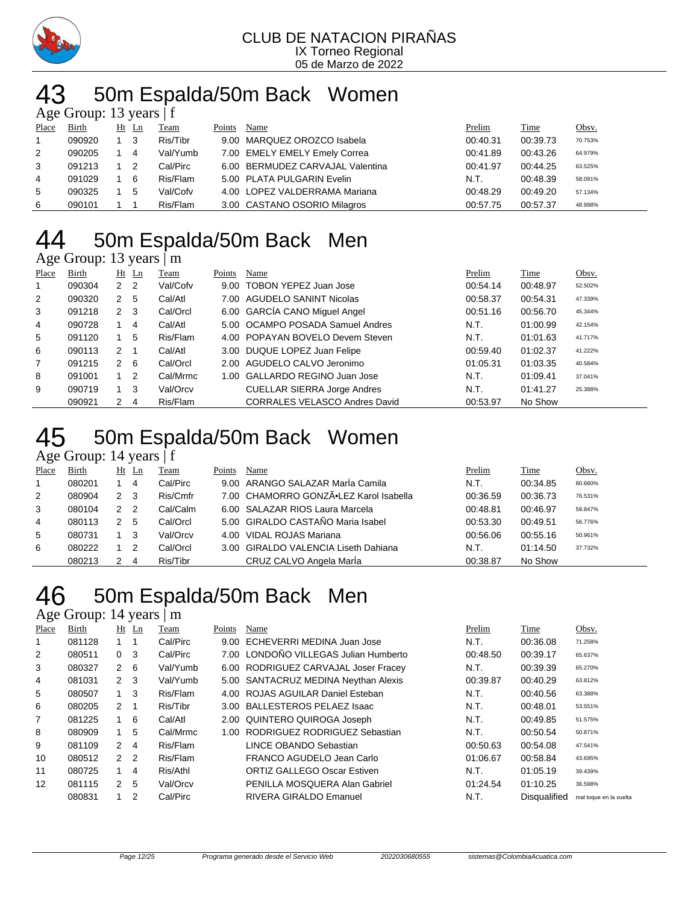CLUB DE NATACION PIRAÑAS
IX Torneo Regional
05 de Marzo de 2022

# 43 50m Espalda/50m Back Women

Age Group: 13 years | f

| Place | Birth | Ht | Ln | Team | Points | Name | Prelim | Time | Obsv. |
|---|---|---|---|---|---|---|---|---|---|
| 1 | 090920 | 1 | 3 | Ris/Tibr | 9.00 | MARQUEZ OROZCO Isabela | 00:40.31 | 00:39.73 | 70.753% |
| 2 | 090205 | 1 | 4 | Val/Yumb | 7.00 | EMELY EMELY Emely Correa | 00:41.89 | 00:43.26 | 64.979% |
| 3 | 091213 | 1 | 2 | Cal/Pirc | 6.00 | BERMUDEZ CARVAJAL Valentina | 00:41.97 | 00:44.25 | 63.525% |
| 4 | 091029 | 1 | 6 | Ris/Flam | 5.00 | PLATA PULGARIN Evelin | N.T. | 00:48.39 | 58.091% |
| 5 | 090325 | 1 | 5 | Val/Cofv | 4.00 | LOPEZ VALDERRAMA Mariana | 00:48.29 | 00:49.20 | 57.134% |
| 6 | 090101 | 1 | 1 | Ris/Flam | 3.00 | CASTANO OSORIO Milagros | 00:57.75 | 00:57.37 | 48.998% |

# 44 50m Espalda/50m Back Men

Age Group: 13 years | m

| Place | Birth | Ht | Ln | Team | Points | Name | Prelim | Time | Obsv. |
|---|---|---|---|---|---|---|---|---|---|
| 1 | 090304 | 2 | 2 | Val/Cofv | 9.00 | TOBON YEPEZ Juan Jose | 00:54.14 | 00:48.97 | 52.502% |
| 2 | 090320 | 2 | 5 | Cal/Atl | 7.00 | AGUDELO SANINT Nicolas | 00:58.37 | 00:54.31 | 47.339% |
| 3 | 091218 | 2 | 3 | Cal/Orcl | 6.00 | GARCÍA CANO Miguel Angel | 00:51.16 | 00:56.70 | 45.344% |
| 4 | 090728 | 1 | 4 | Cal/Atl | 5.00 | OCAMPO POSADA Samuel Andres | N.T. | 01:00.99 | 42.154% |
| 5 | 091120 | 1 | 5 | Ris/Flam | 4.00 | POPAYAN BOVELO Devem Steven | N.T. | 01:01.63 | 41.717% |
| 6 | 090113 | 2 | 1 | Cal/Atl | 3.00 | DUQUE LOPEZ Juan Felipe | 00:59.40 | 01:02.37 | 41.222% |
| 7 | 091215 | 2 | 6 | Cal/Orcl | 2.00 | AGUDELO CALVO Jeronimo | 01:05.31 | 01:03.35 | 40.584% |
| 8 | 091001 | 1 | 2 | Cal/Mrmc | 1.00 | GALLARDO REGINO Juan Jose | N.T. | 01:09.41 | 37.041% |
| 9 | 090719 | 1 | 3 | Val/Orcv | | CUELLAR SIERRA Jorge Andres | N.T. | 01:41.27 | 25.388% |
| | 090921 | 2 | 4 | Ris/Flam | | CORRALES VELASCO Andres David | 00:53.97 | No Show | |

# 45 50m Espalda/50m Back Women

Age Group: 14 years | f

| Place | Birth | Ht | Ln | Team | Points | Name | Prelim | Time | Obsv. |
|---|---|---|---|---|---|---|---|---|---|
| 1 | 080201 | 1 | 4 | Cal/Pirc | 9.00 | ARANGO SALAZAR MarÍa Camila | N.T. | 00:34.85 | 80.660% |
| 2 | 080904 | 2 | 3 | Ris/Cmfr | 7.00 | CHAMORRO GONZÃ•LEZ Karol Isabella | 00:36.59 | 00:36.73 | 76.531% |
| 3 | 080104 | 2 | 2 | Cal/Calm | 6.00 | SALAZAR RIOS Laura Marcela | 00:48.81 | 00:46.97 | 59.847% |
| 4 | 080113 | 2 | 5 | Cal/Orcl | 5.00 | GIRALDO CASTAÑO Maria Isabel | 00:53.30 | 00:49.51 | 56.776% |
| 5 | 080731 | 1 | 3 | Val/Orcv | 4.00 | VIDAL ROJAS Mariana | 00:56.06 | 00:55.16 | 50.961% |
| 6 | 080222 | 1 | 2 | Cal/Orcl | 3.00 | GIRALDO VALENCIA Liseth Dahiana | N.T. | 01:14.50 | 37.732% |
| | 080213 | 2 | 4 | Ris/Tibr | | CRUZ CALVO Angela MarÍa | 00:38.87 | No Show | |

# 46 50m Espalda/50m Back Men

Age Group: 14 years | m

| Place | Birth | Ht | Ln | Team | Points | Name | Prelim | Time | Obsv. |
|---|---|---|---|---|---|---|---|---|---|
| 1 | 081128 | 1 | 1 | Cal/Pirc | 9.00 | ECHEVERRI MEDINA Juan Jose | N.T. | 00:36.08 | 71.258% |
| 2 | 080511 | 0 | 3 | Cal/Pirc | 7.00 | LONDOÑO VILLEGAS Julian Humberto | 00:48.50 | 00:39.17 | 65.637% |
| 3 | 080327 | 2 | 6 | Val/Yumb | 6.00 | RODRIGUEZ CARVAJAL Joser Fracey | N.T. | 00:39.39 | 65.270% |
| 4 | 081031 | 2 | 3 | Val/Yumb | 5.00 | SANTACRUZ MEDINA Neythan Alexis | 00:39.87 | 00:40.29 | 63.812% |
| 5 | 080507 | 1 | 3 | Ris/Flam | 4.00 | ROJAS AGUILAR Daniel Esteban | N.T. | 00:40.56 | 63.388% |
| 6 | 080205 | 2 | 1 | Ris/Tibr | 3.00 | BALLESTEROS PELAEZ Isaac | N.T. | 00:48.01 | 53.551% |
| 7 | 081225 | 1 | 6 | Cal/Atl | 2.00 | QUINTERO QUIROGA Joseph | N.T. | 00:49.85 | 51.575% |
| 8 | 080909 | 1 | 5 | Cal/Mrmc | 1.00 | RODRIGUEZ RODRIGUEZ Sebastian | N.T. | 00:50.54 | 50.871% |
| 9 | 081109 | 2 | 4 | Ris/Flam | | LINCE OBANDO Sebastian | 00:50.63 | 00:54.08 | 47.541% |
| 10 | 080512 | 2 | 2 | Ris/Flam | | FRANCO AGUDELO Jean Carlo | 01:06.67 | 00:58.84 | 43.695% |
| 11 | 080725 | 1 | 4 | Ris/Athl | | ORTIZ GALLEGO Oscar Estiven | N.T. | 01:05.19 | 39.439% |
| 12 | 081115 | 2 | 5 | Val/Orcv | | PENILLA MOSQUERA Alan Gabriel | 01:24.54 | 01:10.25 | 36.598% |
| | 080831 | 1 | 2 | Cal/Pirc | | RIVERA GIRALDO Emanuel | N.T. | Disqualified | mal toque en la vuelta |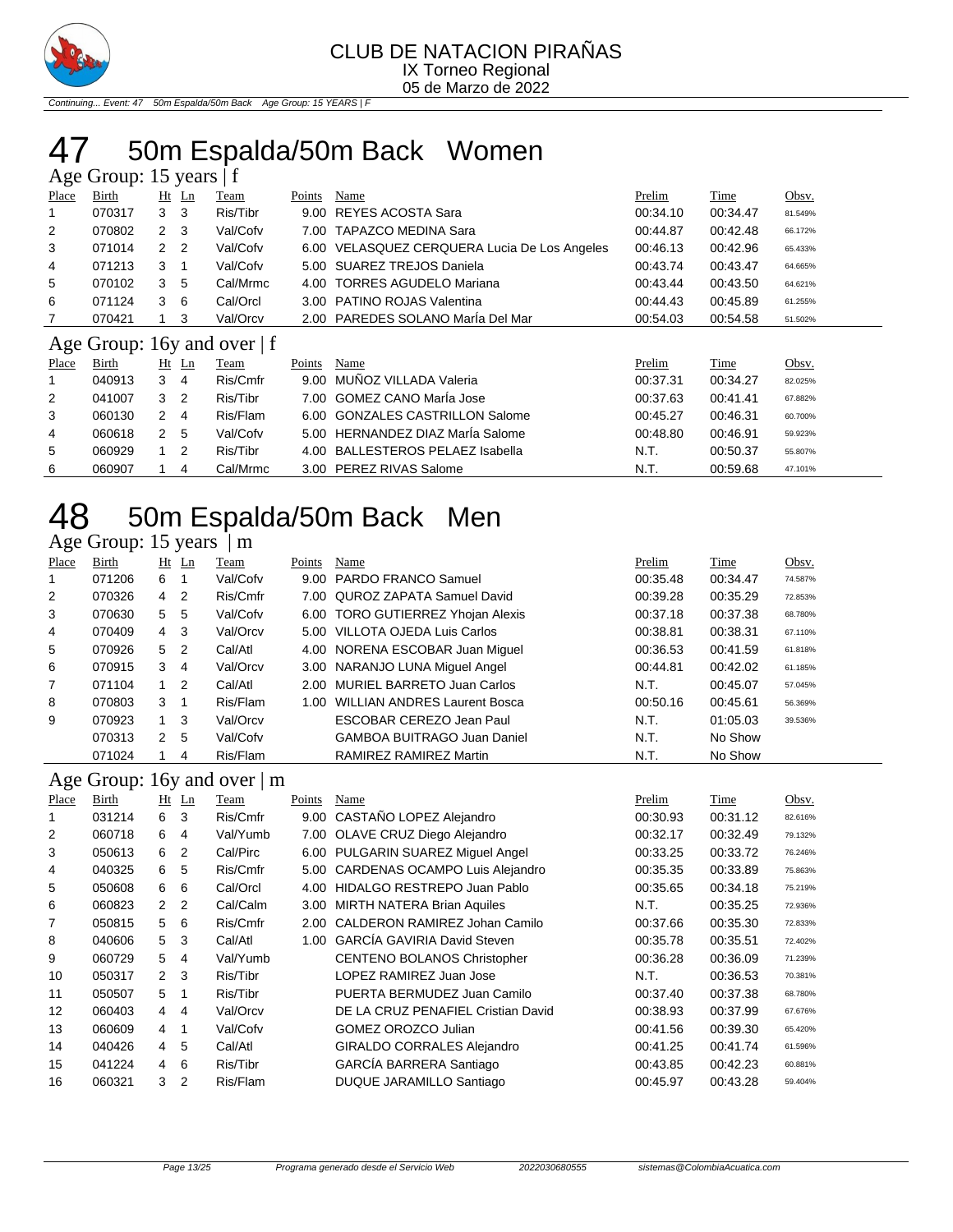# 47 50m Espalda/50m Back Women

## Age Group: 15 years | f

| Place | Birth | Ht | Ln | Team | Points | Name | Prelim | Time | Obsv. |
|---|---|---|---|---|---|---|---|---|---|
| 1 | 070317 | 3 | 3 | Ris/Tibr | 9.00 | REYES ACOSTA Sara | 00:34.10 | 00:34.47 | 81.549% |
| 2 | 070802 | 2 | 3 | Val/Cofv | 7.00 | TAPAZCO MEDINA Sara | 00:44.87 | 00:42.48 | 66.172% |
| 3 | 071014 | 2 | 2 | Val/Cofv | 6.00 | VELASQUEZ CERQUERA Lucia De Los Angeles | 00:46.13 | 00:42.96 | 65.433% |
| 4 | 071213 | 3 | 1 | Val/Cofv | 5.00 | SUAREZ TREJOS Daniela | 00:43.74 | 00:43.47 | 64.665% |
| 5 | 070102 | 3 | 5 | Cal/Mrmc | 4.00 | TORRES AGUDELO Mariana | 00:43.44 | 00:43.50 | 64.621% |
| 6 | 071124 | 3 | 6 | Cal/Orcl | 3.00 | PATINO ROJAS Valentina | 00:44.43 | 00:45.89 | 61.255% |
| 7 | 070421 | 1 | 3 | Val/Orcv | 2.00 | PAREDES SOLANO MarÍa Del Mar | 00:54.03 | 00:54.58 | 51.502% |

## Age Group: 16y and over | f

| Place | Birth | Ht | Ln | Team | Points | Name | Prelim | Time | Obsv. |
|---|---|---|---|---|---|---|---|---|---|
| 1 | 040913 | 3 | 4 | Ris/Cmfr | 9.00 | MUÑOZ VILLADA Valeria | 00:37.31 | 00:34.27 | 82.025% |
| 2 | 041007 | 3 | 2 | Ris/Tibr | 7.00 | GOMEZ CANO MarÍa Jose | 00:37.63 | 00:41.41 | 67.882% |
| 3 | 060130 | 2 | 4 | Ris/Flam | 6.00 | GONZALES CASTRILLON Salome | 00:45.27 | 00:46.31 | 60.700% |
| 4 | 060618 | 2 | 5 | Val/Cofv | 5.00 | HERNANDEZ DIAZ MarÍa Salome | 00:48.80 | 00:46.91 | 59.923% |
| 5 | 060929 | 1 | 2 | Ris/Tibr | 4.00 | BALLESTEROS PELAEZ Isabella | N.T. | 00:50.37 | 55.807% |
| 6 | 060907 | 1 | 4 | Cal/Mrmc | 3.00 | PEREZ RIVAS Salome | N.T. | 00:59.68 | 47.101% |

# 48 50m Espalda/50m Back Men

## Age Group: 15 years | m

| Place | Birth | Ht | Ln | Team | Points | Name | Prelim | Time | Obsv. |
|---|---|---|---|---|---|---|---|---|---|
| 1 | 071206 | 6 | 1 | Val/Cofv | 9.00 | PARDO FRANCO Samuel | 00:35.48 | 00:34.47 | 74.587% |
| 2 | 070326 | 4 | 2 | Ris/Cmfr | 7.00 | QUROZ ZAPATA Samuel David | 00:39.28 | 00:35.29 | 72.853% |
| 3 | 070630 | 5 | 5 | Val/Cofv | 6.00 | TORO GUTIERREZ Yhojan Alexis | 00:37.18 | 00:37.38 | 68.780% |
| 4 | 070409 | 4 | 3 | Val/Orcv | 5.00 | VILLOTA OJEDA Luis Carlos | 00:38.81 | 00:38.31 | 67.110% |
| 5 | 070926 | 5 | 2 | Cal/Atl | 4.00 | NORENA ESCOBAR Juan Miguel | 00:36.53 | 00:41.59 | 61.818% |
| 6 | 070915 | 3 | 4 | Val/Orcv | 3.00 | NARANJO LUNA Miguel Angel | 00:44.81 | 00:42.02 | 61.185% |
| 7 | 071104 | 1 | 2 | Cal/Atl | 2.00 | MURIEL BARRETO Juan Carlos | N.T. | 00:45.07 | 57.045% |
| 8 | 070803 | 3 | 1 | Ris/Flam | 1.00 | WILLIAN ANDRES Laurent Bosca | 00:50.16 | 00:45.61 | 56.369% |
| 9 | 070923 | 1 | 3 | Val/Orcv | | ESCOBAR CEREZO Jean Paul | N.T. | 01:05.03 | 39.536% |
| | 070313 | 2 | 5 | Val/Cofv | | GAMBOA BUITRAGO Juan Daniel | N.T. | No Show | |
| | 071024 | 1 | 4 | Ris/Flam | | RAMIREZ RAMIREZ Martin | N.T. | No Show | |

## Age Group: 16y and over | m

| Place | Birth | Ht | Ln | Team | Points | Name | Prelim | Time | Obsv. |
|---|---|---|---|---|---|---|---|---|---|
| 1 | 031214 | 6 | 3 | Ris/Cmfr | 9.00 | CASTAÑO LOPEZ Alejandro | 00:30.93 | 00:31.12 | 82.616% |
| 2 | 060718 | 6 | 4 | Val/Yumb | 7.00 | OLAVE CRUZ Diego Alejandro | 00:32.17 | 00:32.49 | 79.132% |
| 3 | 050613 | 6 | 2 | Cal/Pirc | 6.00 | PULGARIN SUAREZ Miguel Angel | 00:33.25 | 00:33.72 | 76.246% |
| 4 | 040325 | 6 | 5 | Ris/Cmfr | 5.00 | CARDENAS OCAMPO Luis Alejandro | 00:35.35 | 00:33.89 | 75.863% |
| 5 | 050608 | 6 | 6 | Cal/Orcl | 4.00 | HIDALGO RESTREPO Juan Pablo | 00:35.65 | 00:34.18 | 75.219% |
| 6 | 060823 | 2 | 2 | Cal/Calm | 3.00 | MIRTH NATERA Brian Aquiles | N.T. | 00:35.25 | 72.936% |
| 7 | 050815 | 5 | 6 | Ris/Cmfr | 2.00 | CALDERON RAMIREZ Juan Camilo | 00:37.66 | 00:35.30 | 72.833% |
| 8 | 040606 | 5 | 3 | Cal/Atl | 1.00 | GARCÍA GAVIRIA David Steven | 00:35.78 | 00:35.51 | 72.402% |
| 9 | 060729 | 5 | 4 | Val/Yumb | | CENTENO BOLANOS Christopher | 00:36.28 | 00:36.09 | 71.239% |
| 10 | 050317 | 2 | 3 | Ris/Tibr | | LOPEZ RAMIREZ Juan Jose | N.T. | 00:36.53 | 70.381% |
| 11 | 050507 | 5 | 1 | Ris/Tibr | | PUERTA BERMUDEZ Juan Camilo | 00:37.40 | 00:37.38 | 68.780% |
| 12 | 060403 | 4 | 4 | Val/Orcv | | DE LA CRUZ PENAFIEL Cristian David | 00:38.93 | 00:37.99 | 67.676% |
| 13 | 060609 | 4 | 1 | Val/Cofv | | GOMEZ OROZCO Julian | 00:41.56 | 00:39.30 | 65.420% |
| 14 | 040426 | 4 | 5 | Cal/Atl | | GIRALDO CORRALES Alejandro | 00:41.25 | 00:41.74 | 61.596% |
| 15 | 041224 | 4 | 6 | Ris/Tibr | | GARCÍA BARRERA Santiago | 00:43.85 | 00:42.23 | 60.881% |
| 16 | 060321 | 3 | 2 | Ris/Flam | | DUQUE JARAMILLO Santiago | 00:45.97 | 00:43.28 | 59.404% |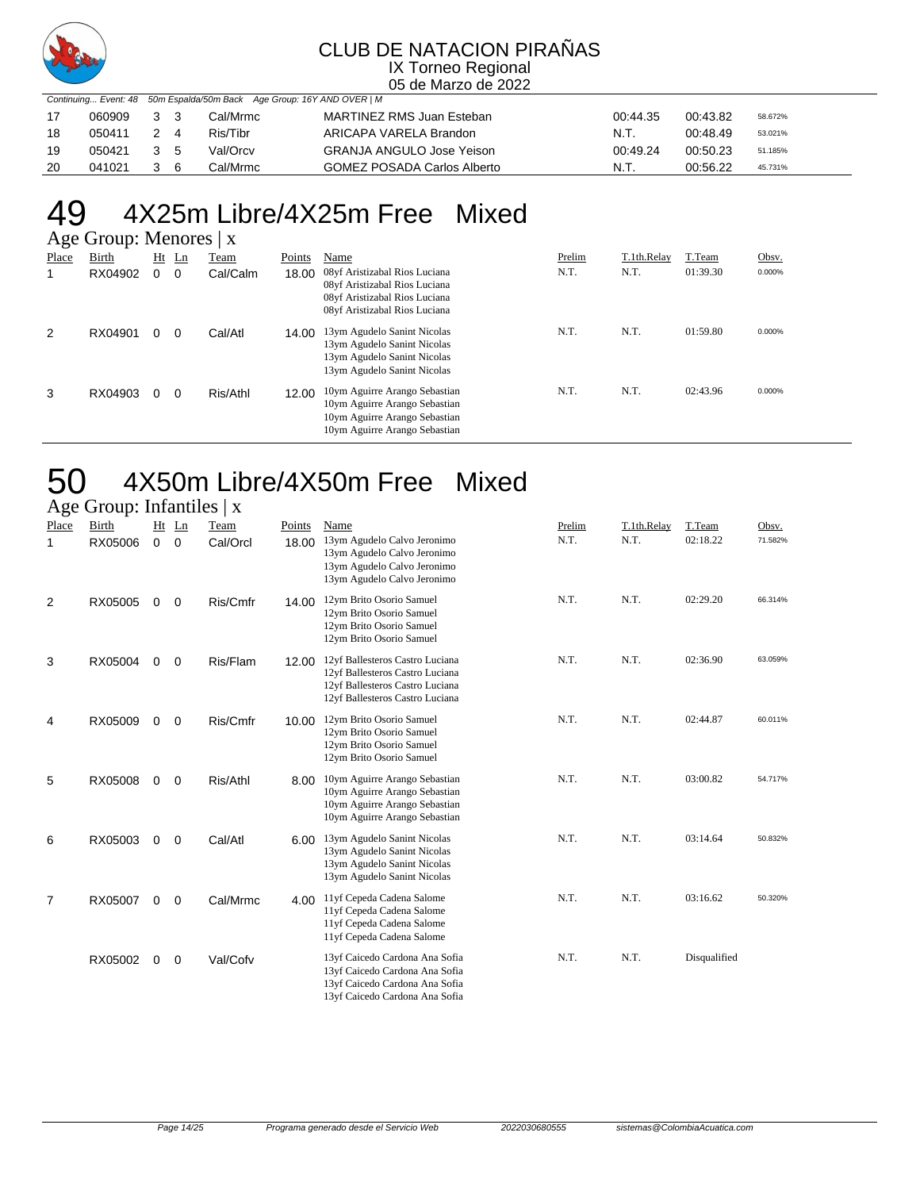## CLUB DE NATACION PIRAÑAS

IX Torneo Regional

05 de Marzo de 2022

*Continuing... Event: 48 50m Espalda/50m Back Age Group: 16Y AND OVER | M*

| | | | | | | | | |
|---|---|---|---|---|---|---|---|---|
| 17 | 060909 | 3 | 3 | Cal/Mrmc | MARTINEZ RMS Juan Esteban | 00:44.35 | 00:43.82 | 58.672% |
| 18 | 050411 | 2 | 4 | Ris/Tibr | ARICAPA VARELA Brandon | N.T. | 00:48.49 | 53.021% |
| 19 | 050421 | 3 | 5 | Val/Orcv | GRANJA ANGULO Jose Yeison | 00:49.24 | 00:50.23 | 51.185% |
| 20 | 041021 | 3 | 6 | Cal/Mrmc | GOMEZ POSADA Carlos Alberto | N.T. | 00:56.22 | 45.731% |

# 49 4X25m Libre/4X25m Free Mixed

### Age Group: Menores | x

| Place | Birth | Ht | Ln | Team | Points | Name | Prelim | T.1th.Relay | T.Team | Obsv. |
|---|---|---|---|---|---|---|---|---|---|---|
| 1 | RX04902 | 0 | 0 | Cal/Calm | 18.00 | 08yf Aristizabal Rios Luciana<br>08yf Aristizabal Rios Luciana<br>08yf Aristizabal Rios Luciana<br>08yf Aristizabal Rios Luciana | N.T. | N.T. | 01:39.30 | 0.000% |
| 2 | RX04901 | 0 | 0 | Cal/Atl | 14.00 | 13ym Agudelo Sanint Nicolas<br>13ym Agudelo Sanint Nicolas<br>13ym Agudelo Sanint Nicolas<br>13ym Agudelo Sanint Nicolas | N.T. | N.T. | 01:59.80 | 0.000% |
| 3 | RX04903 | 0 | 0 | Ris/Athl | 12.00 | 10ym Aguirre Arango Sebastian<br>10ym Aguirre Arango Sebastian<br>10ym Aguirre Arango Sebastian<br>10ym Aguirre Arango Sebastian | N.T. | N.T. | 02:43.96 | 0.000% |

# 50 4X50m Libre/4X50m Free Mixed

### Age Group: Infantiles | x

| Place | Birth | Ht | Ln | Team | Points | Name | Prelim | T.1th.Relay | T.Team | Obsv. |
|---|---|---|---|---|---|---|---|---|---|---|
| 1 | RX05006 | 0 | 0 | Cal/Orcl | 18.00 | 13ym Agudelo Calvo Jeronimo<br>13ym Agudelo Calvo Jeronimo<br>13ym Agudelo Calvo Jeronimo<br>13ym Agudelo Calvo Jeronimo | N.T. | N.T. | 02:18.22 | 71.582% |
| 2 | RX05005 | 0 | 0 | Ris/Cmfr | 14.00 | 12ym Brito Osorio Samuel<br>12ym Brito Osorio Samuel<br>12ym Brito Osorio Samuel<br>12ym Brito Osorio Samuel | N.T. | N.T. | 02:29.20 | 66.314% |
| 3 | RX05004 | 0 | 0 | Ris/Flam | 12.00 | 12yf Ballesteros Castro Luciana<br>12yf Ballesteros Castro Luciana<br>12yf Ballesteros Castro Luciana<br>12yf Ballesteros Castro Luciana | N.T. | N.T. | 02:36.90 | 63.059% |
| 4 | RX05009 | 0 | 0 | Ris/Cmfr | 10.00 | 12ym Brito Osorio Samuel<br>12ym Brito Osorio Samuel<br>12ym Brito Osorio Samuel<br>12ym Brito Osorio Samuel | N.T. | N.T. | 02:44.87 | 60.011% |
| 5 | RX05008 | 0 | 0 | Ris/Athl | 8.00 | 10ym Aguirre Arango Sebastian<br>10ym Aguirre Arango Sebastian<br>10ym Aguirre Arango Sebastian<br>10ym Aguirre Arango Sebastian | N.T. | N.T. | 03:00.82 | 54.717% |
| 6 | RX05003 | 0 | 0 | Cal/Atl | 6.00 | 13ym Agudelo Sanint Nicolas<br>13ym Agudelo Sanint Nicolas<br>13ym Agudelo Sanint Nicolas<br>13ym Agudelo Sanint Nicolas | N.T. | N.T. | 03:14.64 | 50.832% |
| 7 | RX05007 | 0 | 0 | Cal/Mrmc | 4.00 | 11yf Cepeda Cadena Salome<br>11yf Cepeda Cadena Salome<br>11yf Cepeda Cadena Salome<br>11yf Cepeda Cadena Salome | N.T. | N.T. | 03:16.62 | 50.320% |
| | RX05002 | 0 | 0 | Val/Cofv | | 13yf Caicedo Cardona Ana Sofia<br>13yf Caicedo Cardona Ana Sofia<br>13yf Caicedo Cardona Ana Sofia<br>13yf Caicedo Cardona Ana Sofia | N.T. | N.T. | Disqualified | |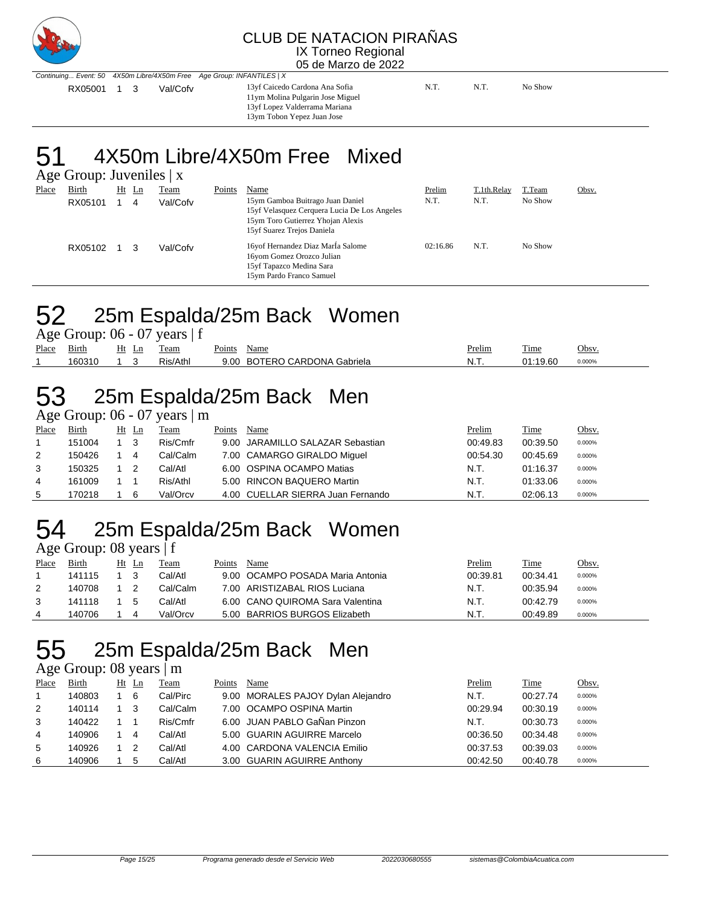# CLUB DE NATACION PIRAÑAS

IX Torneo Regional

05 de Marzo de 2022

*Continuing... Event: 50 4X50m Libre/4X50m Free Age Group: INFANTILES | X*

| Place | Birth | Ht | Ln | Team | Points | Name | Prelim | T.1th.Relay | T.Team | Obsv. |
|---|---|---|---|---|---|---|---|---|---|---|
| | RX05001 | 1 | 3 | Val/Cofv | | 13yf Caicedo Cardona Ana Sofia<br>11ym Molina Pulgarin Jose Miguel<br>13yf Lopez Valderrama Mariana<br>13ym Tobon Yepez Juan Jose | N.T. | N.T. | No Show | |

# 51 4X50m Libre/4X50m Free Mixed

Age Group: Juveniles | x

| Place | Birth | Ht | Ln | Team | Points | Name | Prelim | T.1th.Relay | T.Team | Obsv. |
|---|---|---|---|---|---|---|---|---|---|---|
| | RX05101 | 1 | 4 | Val/Cofv | | 15ym Gamboa Buitrago Juan Daniel<br>15yf Velasquez Cerquera Lucia De Los Angeles<br>15ym Toro Gutierrez Yhojan Alexis<br>15yf Suarez Trejos Daniela | N.T. | N.T. | No Show | |
| | RX05102 | 1 | 3 | Val/Cofv | | 16yof Hernandez Diaz MarÍa Salome<br>16yom Gomez Orozco Julian<br>15yf Tapazco Medina Sara<br>15ym Pardo Franco Samuel | 02:16.86 | N.T. | No Show | |

# 52 25m Espalda/25m Back Women

Age Group: 06 - 07 years | f

| Place | Birth | Ht | Ln | Team | Points | Name | Prelim | Time | Obsv. |
|---|---|---|---|---|---|---|---|---|---|
| 1 | 160310 | 1 | 3 | Ris/Athl | 9.00 | BOTERO CARDONA Gabriela | N.T. | 01:19.60 | 0.000% |

# 53 25m Espalda/25m Back Men

Age Group: 06 - 07 years | m

| Place | Birth | Ht | Ln | Team | Points | Name | Prelim | Time | Obsv. |
|---|---|---|---|---|---|---|---|---|---|
| 1 | 151004 | 1 | 3 | Ris/Cmfr | 9.00 | JARAMILLO SALAZAR Sebastian | 00:49.83 | 00:39.50 | 0.000% |
| 2 | 150426 | 1 | 4 | Cal/Calm | 7.00 | CAMARGO GIRALDO Miguel | 00:54.30 | 00:45.69 | 0.000% |
| 3 | 150325 | 1 | 2 | Cal/Atl | 6.00 | OSPINA OCAMPO Matias | N.T. | 01:16.37 | 0.000% |
| 4 | 161009 | 1 | 1 | Ris/Athl | 5.00 | RINCON BAQUERO Martin | N.T. | 01:33.06 | 0.000% |
| 5 | 170218 | 1 | 6 | Val/Orcv | 4.00 | CUELLAR SIERRA Juan Fernando | N.T. | 02:06.13 | 0.000% |

# 54 25m Espalda/25m Back Women

Age Group: 08 years | f

| Place | Birth | Ht | Ln | Team | Points | Name | Prelim | Time | Obsv. |
|---|---|---|---|---|---|---|---|---|---|
| 1 | 141115 | 1 | 3 | Cal/Atl | 9.00 | OCAMPO POSADA Maria Antonia | 00:39.81 | 00:34.41 | 0.000% |
| 2 | 140708 | 1 | 2 | Cal/Calm | 7.00 | ARISTIZABAL RIOS Luciana | N.T. | 00:35.94 | 0.000% |
| 3 | 141118 | 1 | 5 | Cal/Atl | 6.00 | CANO QUIROMA Sara Valentina | N.T. | 00:42.79 | 0.000% |
| 4 | 140706 | 1 | 4 | Val/Orcv | 5.00 | BARRIOS BURGOS Elizabeth | N.T. | 00:49.89 | 0.000% |

# 55 25m Espalda/25m Back Men

Age Group: 08 years | m

| Place | Birth | Ht | Ln | Team | Points | Name | Prelim | Time | Obsv. |
|---|---|---|---|---|---|---|---|---|---|
| 1 | 140803 | 1 | 6 | Cal/Pirc | 9.00 | MORALES PAJOY Dylan Alejandro | N.T. | 00:27.74 | 0.000% |
| 2 | 140114 | 1 | 3 | Cal/Calm | 7.00 | OCAMPO OSPINA Martin | 00:29.94 | 00:30.19 | 0.000% |
| 3 | 140422 | 1 | 1 | Ris/Cmfr | 6.00 | JUAN PABLO GaÑan Pinzon | N.T. | 00:30.73 | 0.000% |
| 4 | 140906 | 1 | 4 | Cal/Atl | 5.00 | GUARIN AGUIRRE Marcelo | 00:36.50 | 00:34.48 | 0.000% |
| 5 | 140926 | 1 | 2 | Cal/Atl | 4.00 | CARDONA VALENCIA Emilio | 00:37.53 | 00:39.03 | 0.000% |
| 6 | 140906 | 1 | 5 | Cal/Atl | 3.00 | GUARIN AGUIRRE Anthony | 00:42.50 | 00:40.78 | 0.000% |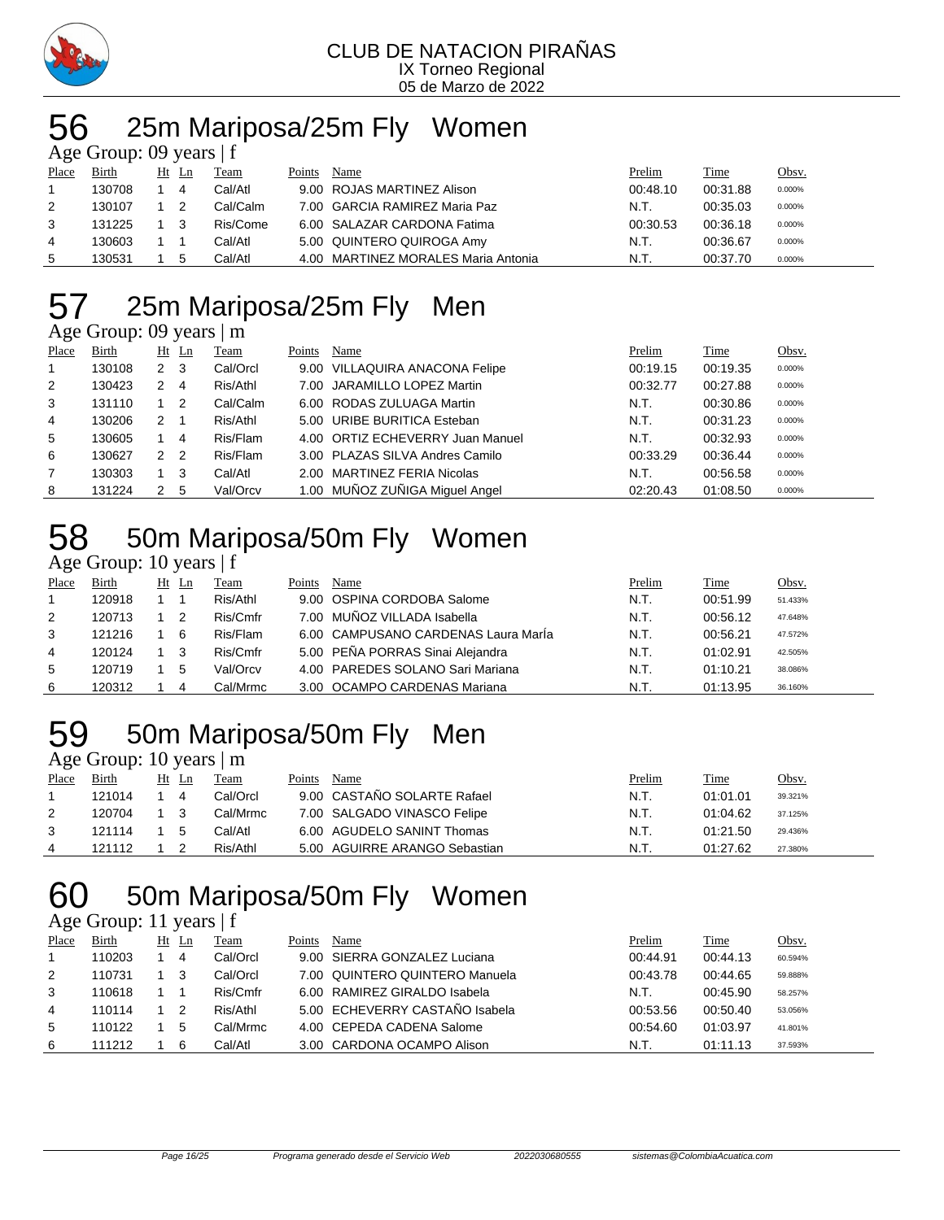CLUB DE NATACION PIRAÑAS
IX Torneo Regional
05 de Marzo de 2022

# 56 25m Mariposa/25m Fly Women

Age Group: 09 years | f

| Place | Birth | Ht | Ln | Team | Points | Name | Prelim | Time | Obsv. |
|---|---|---|---|---|---|---|---|---|---|
| 1 | 130708 | 1 | 4 | Cal/Atl | 9.00 | ROJAS MARTINEZ Alison | 00:48.10 | 00:31.88 | 0.000% |
| 2 | 130107 | 1 | 2 | Cal/Calm | 7.00 | GARCIA RAMIREZ Maria Paz | N.T. | 00:35.03 | 0.000% |
| 3 | 131225 | 1 | 3 | Ris/Come | 6.00 | SALAZAR CARDONA Fatima | 00:30.53 | 00:36.18 | 0.000% |
| 4 | 130603 | 1 | 1 | Cal/Atl | 5.00 | QUINTERO QUIROGA Amy | N.T. | 00:36.67 | 0.000% |
| 5 | 130531 | 1 | 5 | Cal/Atl | 4.00 | MARTINEZ MORALES Maria Antonia | N.T. | 00:37.70 | 0.000% |

# 57 25m Mariposa/25m Fly Men

Age Group: 09 years | m

| Place | Birth | Ht | Ln | Team | Points | Name | Prelim | Time | Obsv. |
|---|---|---|---|---|---|---|---|---|---|
| 1 | 130108 | 2 | 3 | Cal/Orcl | 9.00 | VILLAQUIRA ANACONA Felipe | 00:19.15 | 00:19.35 | 0.000% |
| 2 | 130423 | 2 | 4 | Ris/Athl | 7.00 | JARAMILLO LOPEZ Martin | 00:32.77 | 00:27.88 | 0.000% |
| 3 | 131110 | 1 | 2 | Cal/Calm | 6.00 | RODAS ZULUAGA Martin | N.T. | 00:30.86 | 0.000% |
| 4 | 130206 | 2 | 1 | Ris/Athl | 5.00 | URIBE BURITICA Esteban | N.T. | 00:31.23 | 0.000% |
| 5 | 130605 | 1 | 4 | Ris/Flam | 4.00 | ORTIZ ECHEVERRY Juan Manuel | N.T. | 00:32.93 | 0.000% |
| 6 | 130627 | 2 | 2 | Ris/Flam | 3.00 | PLAZAS SILVA Andres Camilo | 00:33.29 | 00:36.44 | 0.000% |
| 7 | 130303 | 1 | 3 | Cal/Atl | 2.00 | MARTINEZ FERIA Nicolas | N.T. | 00:56.58 | 0.000% |
| 8 | 131224 | 2 | 5 | Val/Orcv | 1.00 | MUÑOZ ZUÑIGA Miguel Angel | 02:20.43 | 01:08.50 | 0.000% |

# 58 50m Mariposa/50m Fly Women

Age Group: 10 years | f

| Place | Birth | Ht | Ln | Team | Points | Name | Prelim | Time | Obsv. |
|---|---|---|---|---|---|---|---|---|---|
| 1 | 120918 | 1 | 1 | Ris/Athl | 9.00 | OSPINA CORDOBA Salome | N.T. | 00:51.99 | 51.433% |
| 2 | 120713 | 1 | 2 | Ris/Cmfr | 7.00 | MUÑOZ VILLADA Isabella | N.T. | 00:56.12 | 47.648% |
| 3 | 121216 | 1 | 6 | Ris/Flam | 6.00 | CAMPUSANO CARDENAS Laura MarÍa | N.T. | 00:56.21 | 47.572% |
| 4 | 120124 | 1 | 3 | Ris/Cmfr | 5.00 | PEÑA PORRAS Sinai Alejandra | N.T. | 01:02.91 | 42.505% |
| 5 | 120719 | 1 | 5 | Val/Orcv | 4.00 | PAREDES SOLANO Sari Mariana | N.T. | 01:10.21 | 38.086% |
| 6 | 120312 | 1 | 4 | Cal/Mrmc | 3.00 | OCAMPO CARDENAS Mariana | N.T. | 01:13.95 | 36.160% |

# 59 50m Mariposa/50m Fly Men

Age Group: 10 years | m

| Place | Birth | Ht | Ln | Team | Points | Name | Prelim | Time | Obsv. |
|---|---|---|---|---|---|---|---|---|---|
| 1 | 121014 | 1 | 4 | Cal/Orcl | 9.00 | CASTAÑO SOLARTE Rafael | N.T. | 01:01.01 | 39.321% |
| 2 | 120704 | 1 | 3 | Cal/Mrmc | 7.00 | SALGADO VINASCO Felipe | N.T. | 01:04.62 | 37.125% |
| 3 | 121114 | 1 | 5 | Cal/Atl | 6.00 | AGUDELO SANINT Thomas | N.T. | 01:21.50 | 29.436% |
| 4 | 121112 | 1 | 2 | Ris/Athl | 5.00 | AGUIRRE ARANGO Sebastian | N.T. | 01:27.62 | 27.380% |

# 60 50m Mariposa/50m Fly Women

Age Group: 11 years | f

| Place | Birth | Ht | Ln | Team | Points | Name | Prelim | Time | Obsv. |
|---|---|---|---|---|---|---|---|---|---|
| 1 | 110203 | 1 | 4 | Cal/Orcl | 9.00 | SIERRA GONZALEZ Luciana | 00:44.91 | 00:44.13 | 60.594% |
| 2 | 110731 | 1 | 3 | Cal/Orcl | 7.00 | QUINTERO QUINTERO Manuela | 00:43.78 | 00:44.65 | 59.888% |
| 3 | 110618 | 1 | 1 | Ris/Cmfr | 6.00 | RAMIREZ GIRALDO Isabela | N.T. | 00:45.90 | 58.257% |
| 4 | 110114 | 1 | 2 | Ris/Athl | 5.00 | ECHEVERRY CASTAÑO Isabela | 00:53.56 | 00:50.40 | 53.056% |
| 5 | 110122 | 1 | 5 | Cal/Mrmc | 4.00 | CEPEDA CADENA Salome | 00:54.60 | 01:03.97 | 41.801% |
| 6 | 111212 | 1 | 6 | Cal/Atl | 3.00 | CARDONA OCAMPO Alison | N.T. | 01:11.13 | 37.593% |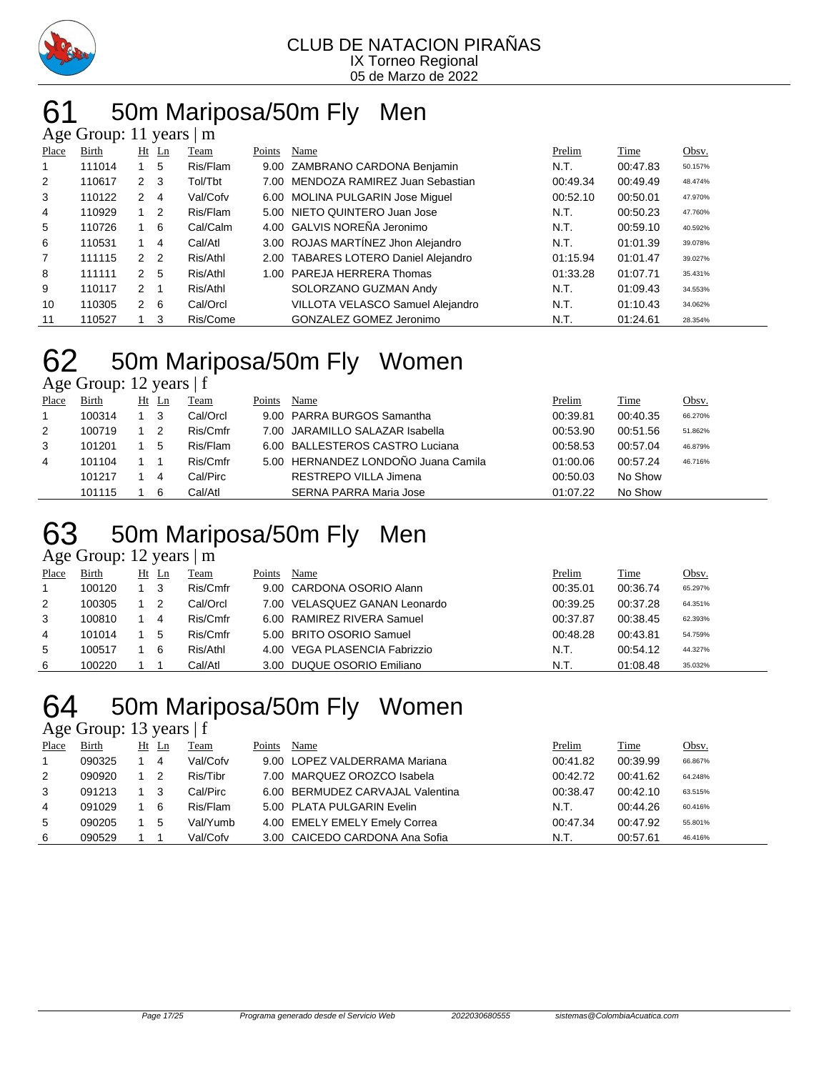CLUB DE NATACION PIRAÑAS
IX Torneo Regional
05 de Marzo de 2022

# 61 50m Mariposa/50m Fly Men

Age Group: 11 years | m

| Place | Birth | Ht | Ln | Team | Points | Name | Prelim | Time | Obsv. |
|---|---|---|---|---|---|---|---|---|---|
| 1 | 111014 | 1 | 5 | Ris/Flam | 9.00 | ZAMBRANO CARDONA Benjamin | N.T. | 00:47.83 | 50.157% |
| 2 | 110617 | 2 | 3 | Tol/Tbt | 7.00 | MENDOZA RAMIREZ Juan Sebastian | 00:49.34 | 00:49.49 | 48.474% |
| 3 | 110122 | 2 | 4 | Val/Cofv | 6.00 | MOLINA PULGARIN Jose Miguel | 00:52.10 | 00:50.01 | 47.970% |
| 4 | 110929 | 1 | 2 | Ris/Flam | 5.00 | NIETO QUINTERO Juan Jose | N.T. | 00:50.23 | 47.760% |
| 5 | 110726 | 1 | 6 | Cal/Calm | 4.00 | GALVIS NOREÑA Jeronimo | N.T. | 00:59.10 | 40.592% |
| 6 | 110531 | 1 | 4 | Cal/Atl | 3.00 | ROJAS MARTÍNEZ Jhon Alejandro | N.T. | 01:01.39 | 39.078% |
| 7 | 111115 | 2 | 2 | Ris/Athl | 2.00 | TABARES LOTERO Daniel Alejandro | 01:15.94 | 01:01.47 | 39.027% |
| 8 | 111111 | 2 | 5 | Ris/Athl | 1.00 | PAREJA HERRERA Thomas | 01:33.28 | 01:07.71 | 35.431% |
| 9 | 110117 | 2 | 1 | Ris/Athl | | SOLORZANO GUZMAN Andy | N.T. | 01:09.43 | 34.553% |
| 10 | 110305 | 2 | 6 | Cal/Orcl | | VILLOTA VELASCO Samuel Alejandro | N.T. | 01:10.43 | 34.062% |
| 11 | 110527 | 1 | 3 | Ris/Come | | GONZALEZ GOMEZ Jeronimo | N.T. | 01:24.61 | 28.354% |

# 62 50m Mariposa/50m Fly Women

Age Group: 12 years | f

| Place | Birth | Ht | Ln | Team | Points | Name | Prelim | Time | Obsv. |
|---|---|---|---|---|---|---|---|---|---|
| 1 | 100314 | 1 | 3 | Cal/Orcl | 9.00 | PARRA BURGOS Samantha | 00:39.81 | 00:40.35 | 66.270% |
| 2 | 100719 | 1 | 2 | Ris/Cmfr | 7.00 | JARAMILLO SALAZAR Isabella | 00:53.90 | 00:51.56 | 51.862% |
| 3 | 101201 | 1 | 5 | Ris/Flam | 6.00 | BALLESTEROS CASTRO Luciana | 00:58.53 | 00:57.04 | 46.879% |
| 4 | 101104 | 1 | 1 | Ris/Cmfr | 5.00 | HERNANDEZ LONDOÑO Juana Camila | 01:00.06 | 00:57.24 | 46.716% |
| | 101217 | 1 | 4 | Cal/Pirc | | RESTREPO VILLA Jimena | 00:50.03 | No Show | |
| | 101115 | 1 | 6 | Cal/Atl | | SERNA PARRA Maria Jose | 01:07.22 | No Show | |

# 63 50m Mariposa/50m Fly Men

Age Group: 12 years | m

| Place | Birth | Ht | Ln | Team | Points | Name | Prelim | Time | Obsv. |
|---|---|---|---|---|---|---|---|---|---|
| 1 | 100120 | 1 | 3 | Ris/Cmfr | 9.00 | CARDONA OSORIO Alann | 00:35.01 | 00:36.74 | 65.297% |
| 2 | 100305 | 1 | 2 | Cal/Orcl | 7.00 | VELASQUEZ GANAN Leonardo | 00:39.25 | 00:37.28 | 64.351% |
| 3 | 100810 | 1 | 4 | Ris/Cmfr | 6.00 | RAMIREZ RIVERA Samuel | 00:37.87 | 00:38.45 | 62.393% |
| 4 | 101014 | 1 | 5 | Ris/Cmfr | 5.00 | BRITO OSORIO Samuel | 00:48.28 | 00:43.81 | 54.759% |
| 5 | 100517 | 1 | 6 | Ris/Athl | 4.00 | VEGA PLASENCIA Fabrizzio | N.T. | 00:54.12 | 44.327% |
| 6 | 100220 | 1 | 1 | Cal/Atl | 3.00 | DUQUE OSORIO Emiliano | N.T. | 01:08.48 | 35.032% |

# 64 50m Mariposa/50m Fly Women

Age Group: 13 years | f

| Place | Birth | Ht | Ln | Team | Points | Name | Prelim | Time | Obsv. |
|---|---|---|---|---|---|---|---|---|---|
| 1 | 090325 | 1 | 4 | Val/Cofv | 9.00 | LOPEZ VALDERRAMA Mariana | 00:41.82 | 00:39.99 | 66.867% |
| 2 | 090920 | 1 | 2 | Ris/Tibr | 7.00 | MARQUEZ OROZCO Isabela | 00:42.72 | 00:41.62 | 64.248% |
| 3 | 091213 | 1 | 3 | Cal/Pirc | 6.00 | BERMUDEZ CARVAJAL Valentina | 00:38.47 | 00:42.10 | 63.515% |
| 4 | 091029 | 1 | 6 | Ris/Flam | 5.00 | PLATA PULGARIN Evelin | N.T. | 00:44.26 | 60.416% |
| 5 | 090205 | 1 | 5 | Val/Yumb | 4.00 | EMELY EMELY Emely Correa | 00:47.34 | 00:47.92 | 55.801% |
| 6 | 090529 | 1 | 1 | Val/Cofv | 3.00 | CAICEDO CARDONA Ana Sofia | N.T. | 00:57.61 | 46.416% |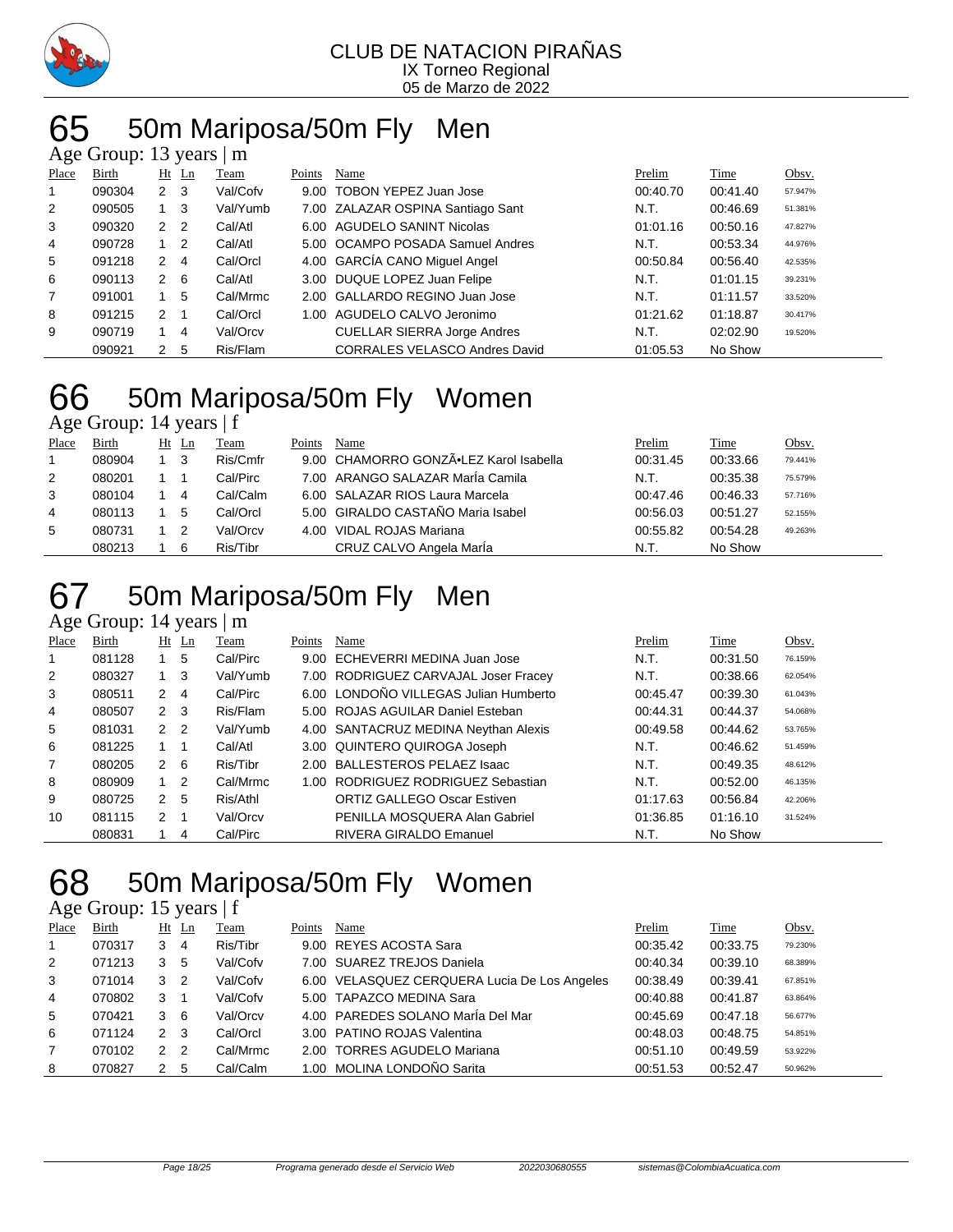CLUB DE NATACION PIRAÑAS
IX Torneo Regional
05 de Marzo de 2022

# 65 50m Mariposa/50m Fly Men

Age Group: 13 years | m

| Place | Birth | Ht | Ln | Team | Points | Name | Prelim | Time | Obsv. |
|---|---|---|---|---|---|---|---|---|---|
| 1 | 090304 | 2 | 3 | Val/Cofv | 9.00 | TOBON YEPEZ Juan Jose | 00:40.70 | 00:41.40 | 57.947% |
| 2 | 090505 | 1 | 3 | Val/Yumb | 7.00 | ZALAZAR OSPINA Santiago Sant | N.T. | 00:46.69 | 51.381% |
| 3 | 090320 | 2 | 2 | Cal/Atl | 6.00 | AGUDELO SANINT Nicolas | 01:01.16 | 00:50.16 | 47.827% |
| 4 | 090728 | 1 | 2 | Cal/Atl | 5.00 | OCAMPO POSADA Samuel Andres | N.T. | 00:53.34 | 44.976% |
| 5 | 091218 | 2 | 4 | Cal/Orcl | 4.00 | GARCÍA CANO Miguel Angel | 00:50.84 | 00:56.40 | 42.535% |
| 6 | 090113 | 2 | 6 | Cal/Atl | 3.00 | DUQUE LOPEZ Juan Felipe | N.T. | 01:01.15 | 39.231% |
| 7 | 091001 | 1 | 5 | Cal/Mrmc | 2.00 | GALLARDO REGINO Juan Jose | N.T. | 01:11.57 | 33.520% |
| 8 | 091215 | 2 | 1 | Cal/Orcl | 1.00 | AGUDELO CALVO Jeronimo | 01:21.62 | 01:18.87 | 30.417% |
| 9 | 090719 | 1 | 4 | Val/Orcv | | CUELLAR SIERRA Jorge Andres | N.T. | 02:02.90 | 19.520% |
| | 090921 | 2 | 5 | Ris/Flam | | CORRALES VELASCO Andres David | 01:05.53 | No Show | |

# 66 50m Mariposa/50m Fly Women

Age Group: 14 years | f

| Place | Birth | Ht | Ln | Team | Points | Name | Prelim | Time | Obsv. |
|---|---|---|---|---|---|---|---|---|---|
| 1 | 080904 | 1 | 3 | Ris/Cmfr | 9.00 | CHAMORRO GONZÃ•LEZ Karol Isabella | 00:31.45 | 00:33.66 | 79.441% |
| 2 | 080201 | 1 | 1 | Cal/Pirc | 7.00 | ARANGO SALAZAR MarÍa Camila | N.T. | 00:35.38 | 75.579% |
| 3 | 080104 | 1 | 4 | Cal/Calm | 6.00 | SALAZAR RIOS Laura Marcela | 00:47.46 | 00:46.33 | 57.716% |
| 4 | 080113 | 1 | 5 | Cal/Orcl | 5.00 | GIRALDO CASTAÑO Maria Isabel | 00:56.03 | 00:51.27 | 52.155% |
| 5 | 080731 | 1 | 2 | Val/Orcv | 4.00 | VIDAL ROJAS Mariana | 00:55.82 | 00:54.28 | 49.263% |
| | 080213 | 1 | 6 | Ris/Tibr | | CRUZ CALVO Angela MarÍa | N.T. | No Show | |

# 67 50m Mariposa/50m Fly Men

Age Group: 14 years | m

| Place | Birth | Ht | Ln | Team | Points | Name | Prelim | Time | Obsv. |
|---|---|---|---|---|---|---|---|---|---|
| 1 | 081128 | 1 | 5 | Cal/Pirc | 9.00 | ECHEVERRI MEDINA Juan Jose | N.T. | 00:31.50 | 76.159% |
| 2 | 080327 | 1 | 3 | Val/Yumb | 7.00 | RODRIGUEZ CARVAJAL Joser Fracey | N.T. | 00:38.66 | 62.054% |
| 3 | 080511 | 2 | 4 | Cal/Pirc | 6.00 | LONDOÑO VILLEGAS Julian Humberto | 00:45.47 | 00:39.30 | 61.043% |
| 4 | 080507 | 2 | 3 | Ris/Flam | 5.00 | ROJAS AGUILAR Daniel Esteban | 00:44.31 | 00:44.37 | 54.068% |
| 5 | 081031 | 2 | 2 | Val/Yumb | 4.00 | SANTACRUZ MEDINA Neythan Alexis | 00:49.58 | 00:44.62 | 53.765% |
| 6 | 081225 | 1 | 1 | Cal/Atl | 3.00 | QUINTERO QUIROGA Joseph | N.T. | 00:46.62 | 51.459% |
| 7 | 080205 | 2 | 6 | Ris/Tibr | 2.00 | BALLESTEROS PELAEZ Isaac | N.T. | 00:49.35 | 48.612% |
| 8 | 080909 | 1 | 2 | Cal/Mrmc | 1.00 | RODRIGUEZ RODRIGUEZ Sebastian | N.T. | 00:52.00 | 46.135% |
| 9 | 080725 | 2 | 5 | Ris/Athl | | ORTIZ GALLEGO Oscar Estiven | 01:17.63 | 00:56.84 | 42.206% |
| 10 | 081115 | 2 | 1 | Val/Orcv | | PENILLA MOSQUERA Alan Gabriel | 01:36.85 | 01:16.10 | 31.524% |
| | 080831 | 1 | 4 | Cal/Pirc | | RIVERA GIRALDO Emanuel | N.T. | No Show | |

# 68 50m Mariposa/50m Fly Women

Age Group: 15 years | f

| Place | Birth | Ht | Ln | Team | Points | Name | Prelim | Time | Obsv. |
|---|---|---|---|---|---|---|---|---|---|
| 1 | 070317 | 3 | 4 | Ris/Tibr | 9.00 | REYES ACOSTA Sara | 00:35.42 | 00:33.75 | 79.230% |
| 2 | 071213 | 3 | 5 | Val/Cofv | 7.00 | SUAREZ TREJOS Daniela | 00:40.34 | 00:39.10 | 68.389% |
| 3 | 071014 | 3 | 2 | Val/Cofv | 6.00 | VELASQUEZ CERQUERA Lucia De Los Angeles | 00:38.49 | 00:39.41 | 67.851% |
| 4 | 070802 | 3 | 1 | Val/Cofv | 5.00 | TAPAZCO MEDINA Sara | 00:40.88 | 00:41.87 | 63.864% |
| 5 | 070421 | 3 | 6 | Val/Orcv | 4.00 | PAREDES SOLANO MarÍa Del Mar | 00:45.69 | 00:47.18 | 56.677% |
| 6 | 071124 | 2 | 3 | Cal/Orcl | 3.00 | PATINO ROJAS Valentina | 00:48.03 | 00:48.75 | 54.851% |
| 7 | 070102 | 2 | 2 | Cal/Mrmc | 2.00 | TORRES AGUDELO Mariana | 00:51.10 | 00:49.59 | 53.922% |
| 8 | 070827 | 2 | 5 | Cal/Calm | 1.00 | MOLINA LONDOÑO Sarita | 00:51.53 | 00:52.47 | 50.962% |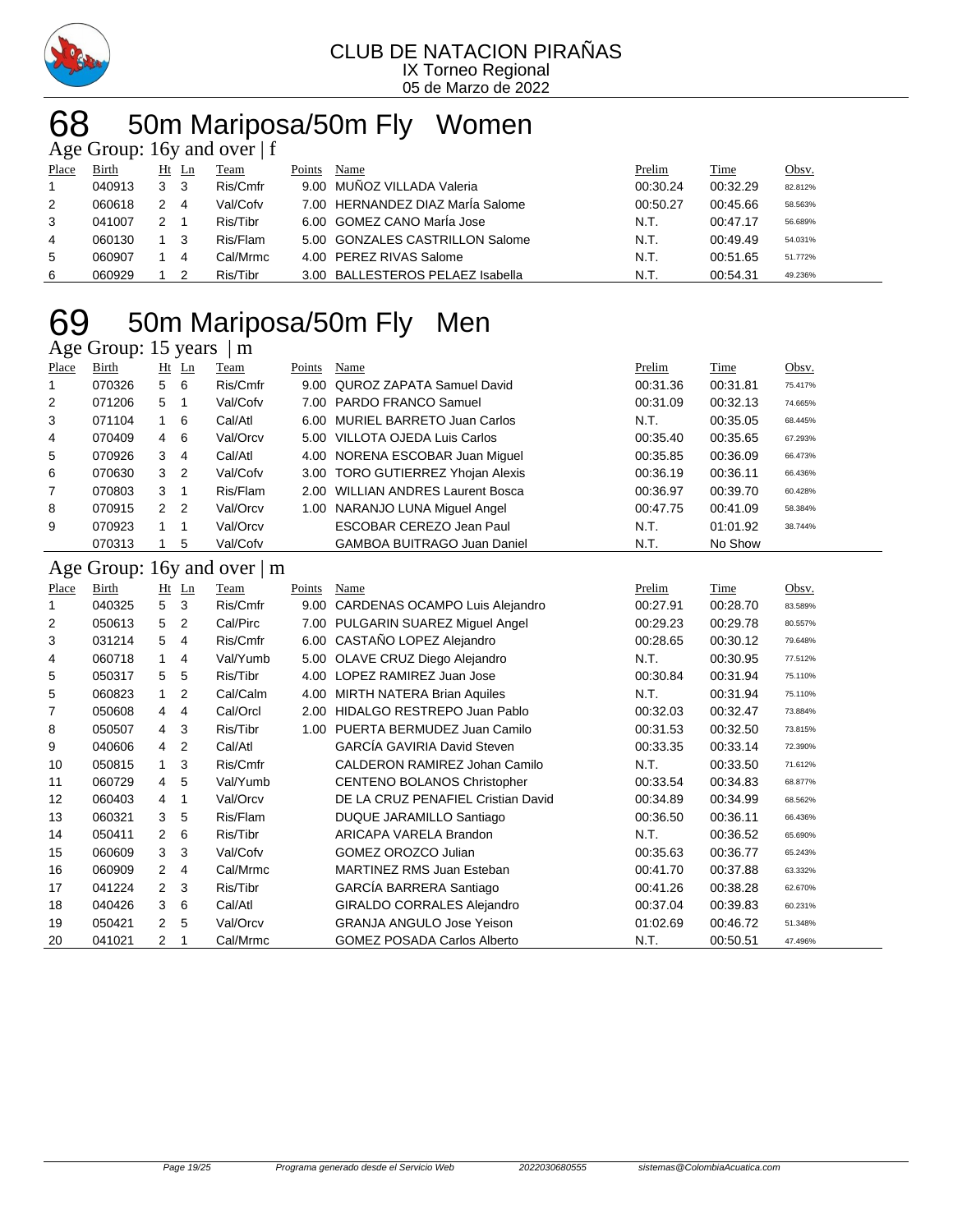CLUB DE NATACION PIRAÑAS
IX Torneo Regional
05 de Marzo de 2022

# 68 50m Mariposa/50m Fly Women

## Age Group: 16y and over | f

| Place | Birth | Ht | Ln | Team | Points | Name | Prelim | Time | Obsv. |
|---|---|---|---|---|---|---|---|---|---|
| 1 | 040913 | 3 | 3 | Ris/Cmfr | 9.00 | MUÑOZ VILLADA Valeria | 00:30.24 | 00:32.29 | 82.812% |
| 2 | 060618 | 2 | 4 | Val/Cofv | 7.00 | HERNANDEZ DIAZ MarÍa Salome | 00:50.27 | 00:45.66 | 58.563% |
| 3 | 041007 | 2 | 1 | Ris/Tibr | 6.00 | GOMEZ CANO MarÍa Jose | N.T. | 00:47.17 | 56.689% |
| 4 | 060130 | 1 | 3 | Ris/Flam | 5.00 | GONZALES CASTRILLON Salome | N.T. | 00:49.49 | 54.031% |
| 5 | 060907 | 1 | 4 | Cal/Mrmc | 4.00 | PEREZ RIVAS Salome | N.T. | 00:51.65 | 51.772% |
| 6 | 060929 | 1 | 2 | Ris/Tibr | 3.00 | BALLESTEROS PELAEZ Isabella | N.T. | 00:54.31 | 49.236% |

# 69 50m Mariposa/50m Fly Men

## Age Group: 15 years | m

| Place | Birth | Ht | Ln | Team | Points | Name | Prelim | Time | Obsv. |
|---|---|---|---|---|---|---|---|---|---|
| 1 | 070326 | 5 | 6 | Ris/Cmfr | 9.00 | QUROZ ZAPATA Samuel David | 00:31.36 | 00:31.81 | 75.417% |
| 2 | 071206 | 5 | 1 | Val/Cofv | 7.00 | PARDO FRANCO Samuel | 00:31.09 | 00:32.13 | 74.665% |
| 3 | 071104 | 1 | 6 | Cal/Atl | 6.00 | MURIEL BARRETO Juan Carlos | N.T. | 00:35.05 | 68.445% |
| 4 | 070409 | 4 | 6 | Val/Orcv | 5.00 | VILLOTA OJEDA Luis Carlos | 00:35.40 | 00:35.65 | 67.293% |
| 5 | 070926 | 3 | 4 | Cal/Atl | 4.00 | NORENA ESCOBAR Juan Miguel | 00:35.85 | 00:36.09 | 66.473% |
| 6 | 070630 | 3 | 2 | Val/Cofv | 3.00 | TORO GUTIERREZ Yhojan Alexis | 00:36.19 | 00:36.11 | 66.436% |
| 7 | 070803 | 3 | 1 | Ris/Flam | 2.00 | WILLIAN ANDRES Laurent Bosca | 00:36.97 | 00:39.70 | 60.428% |
| 8 | 070915 | 2 | 2 | Val/Orcv | 1.00 | NARANJO LUNA Miguel Angel | 00:47.75 | 00:41.09 | 58.384% |
| 9 | 070923 | 1 | 1 | Val/Orcv | | ESCOBAR CEREZO Jean Paul | N.T. | 01:01.92 | 38.744% |
| | 070313 | 1 | 5 | Val/Cofv | | GAMBOA BUITRAGO Juan Daniel | N.T. | No Show | |

## Age Group: 16y and over | m

| Place | Birth | Ht | Ln | Team | Points | Name | Prelim | Time | Obsv. |
|---|---|---|---|---|---|---|---|---|---|
| 1 | 040325 | 5 | 3 | Ris/Cmfr | 9.00 | CARDENAS OCAMPO Luis Alejandro | 00:27.91 | 00:28.70 | 83.589% |
| 2 | 050613 | 5 | 2 | Cal/Pirc | 7.00 | PULGARIN SUAREZ Miguel Angel | 00:29.23 | 00:29.78 | 80.557% |
| 3 | 031214 | 5 | 4 | Ris/Cmfr | 6.00 | CASTAÑO LOPEZ Alejandro | 00:28.65 | 00:30.12 | 79.648% |
| 4 | 060718 | 1 | 4 | Val/Yumb | 5.00 | OLAVE CRUZ Diego Alejandro | N.T. | 00:30.95 | 77.512% |
| 5 | 050317 | 5 | 5 | Ris/Tibr | 4.00 | LOPEZ RAMIREZ Juan Jose | 00:30.84 | 00:31.94 | 75.110% |
| 5 | 060823 | 1 | 2 | Cal/Calm | 4.00 | MIRTH NATERA Brian Aquiles | N.T. | 00:31.94 | 75.110% |
| 7 | 050608 | 4 | 4 | Cal/Orcl | 2.00 | HIDALGO RESTREPO Juan Pablo | 00:32.03 | 00:32.47 | 73.884% |
| 8 | 050507 | 4 | 3 | Ris/Tibr | 1.00 | PUERTA BERMUDEZ Juan Camilo | 00:31.53 | 00:32.50 | 73.815% |
| 9 | 040606 | 4 | 2 | Cal/Atl | | GARCÍA GAVIRIA David Steven | 00:33.35 | 00:33.14 | 72.390% |
| 10 | 050815 | 1 | 3 | Ris/Cmfr | | CALDERON RAMIREZ Johan Camilo | N.T. | 00:33.50 | 71.612% |
| 11 | 060729 | 4 | 5 | Val/Yumb | | CENTENO BOLANOS Christopher | 00:33.54 | 00:34.83 | 68.877% |
| 12 | 060403 | 4 | 1 | Val/Orcv | | DE LA CRUZ PENAFIEL Cristian David | 00:34.89 | 00:34.99 | 68.562% |
| 13 | 060321 | 3 | 5 | Ris/Flam | | DUQUE JARAMILLO Santiago | 00:36.50 | 00:36.11 | 66.436% |
| 14 | 050411 | 2 | 6 | Ris/Tibr | | ARICAPA VARELA Brandon | N.T. | 00:36.52 | 65.690% |
| 15 | 060609 | 3 | 3 | Val/Cofv | | GOMEZ OROZCO Julian | 00:35.63 | 00:36.77 | 65.243% |
| 16 | 060909 | 2 | 4 | Cal/Mrmc | | MARTINEZ RMS Juan Esteban | 00:41.70 | 00:37.88 | 63.332% |
| 17 | 041224 | 2 | 3 | Ris/Tibr | | GARCÍA BARRERA Santiago | 00:41.26 | 00:38.28 | 62.670% |
| 18 | 040426 | 3 | 6 | Cal/Atl | | GIRALDO CORRALES Alejandro | 00:37.04 | 00:39.83 | 60.231% |
| 19 | 050421 | 2 | 5 | Val/Orcv | | GRANJA ANGULO Jose Yeison | 01:02.69 | 00:46.72 | 51.348% |
| 20 | 041021 | 2 | 1 | Cal/Mrmc | | GOMEZ POSADA Carlos Alberto | N.T. | 00:50.51 | 47.496% |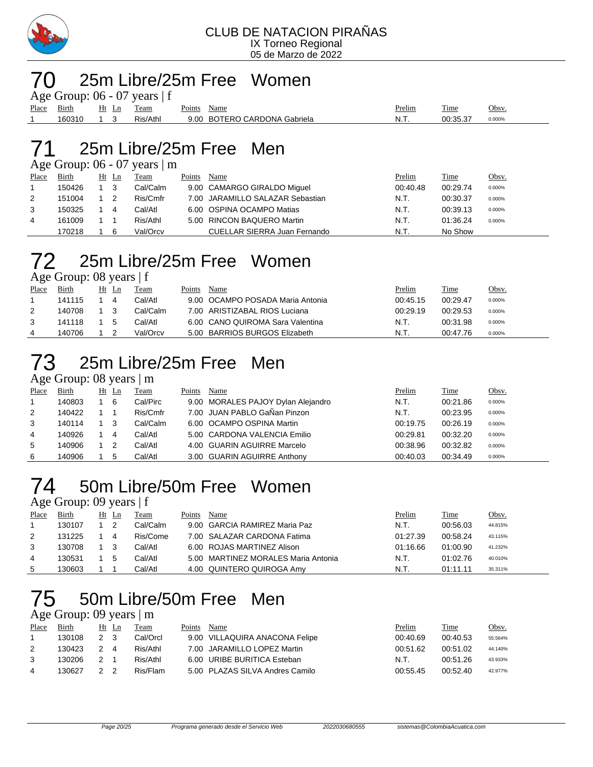CLUB DE NATACION PIRAÑAS
IX Torneo Regional
05 de Marzo de 2022

# 70 25m Libre/25m Free Women

Age Group: 06 - 07 years | f

| Place | Birth | Ht | Ln | Team | Points | Name | Prelim | Time | Obsv. |
|---|---|---|---|---|---|---|---|---|---|
| 1 | 160310 | 1 | 3 | Ris/Athl | 9.00 | BOTERO CARDONA Gabriela | N.T. | 00:35.37 | 0.000% |

# 71 25m Libre/25m Free Men

Age Group: 06 - 07 years | m

| Place | Birth | Ht | Ln | Team | Points | Name | Prelim | Time | Obsv. |
|---|---|---|---|---|---|---|---|---|---|
| 1 | 150426 | 1 | 3 | Cal/Calm | 9.00 | CAMARGO GIRALDO Miguel | 00:40.48 | 00:29.74 | 0.000% |
| 2 | 151004 | 1 | 2 | Ris/Cmfr | 7.00 | JARAMILLO SALAZAR Sebastian | N.T. | 00:30.37 | 0.000% |
| 3 | 150325 | 1 | 4 | Cal/Atl | 6.00 | OSPINA OCAMPO Matias | N.T. | 00:39.13 | 0.000% |
| 4 | 161009 | 1 | 1 | Ris/Athl | 5.00 | RINCON BAQUERO Martin | N.T. | 01:36.24 | 0.000% |
| | 170218 | 1 | 6 | Val/Orcv | | CUELLAR SIERRA Juan Fernando | N.T. | No Show | |

# 72 25m Libre/25m Free Women

Age Group: 08 years | f

| Place | Birth | Ht | Ln | Team | Points | Name | Prelim | Time | Obsv. |
|---|---|---|---|---|---|---|---|---|---|
| 1 | 141115 | 1 | 4 | Cal/Atl | 9.00 | OCAMPO POSADA Maria Antonia | 00:45.15 | 00:29.47 | 0.000% |
| 2 | 140708 | 1 | 3 | Cal/Calm | 7.00 | ARISTIZABAL RIOS Luciana | 00:29.19 | 00:29.53 | 0.000% |
| 3 | 141118 | 1 | 5 | Cal/Atl | 6.00 | CANO QUIROMA Sara Valentina | N.T. | 00:31.98 | 0.000% |
| 4 | 140706 | 1 | 2 | Val/Orcv | 5.00 | BARRIOS BURGOS Elizabeth | N.T. | 00:47.76 | 0.000% |

# 73 25m Libre/25m Free Men

Age Group: 08 years | m

| Place | Birth | Ht | Ln | Team | Points | Name | Prelim | Time | Obsv. |
|---|---|---|---|---|---|---|---|---|---|
| 1 | 140803 | 1 | 6 | Cal/Pirc | 9.00 | MORALES PAJOY Dylan Alejandro | N.T. | 00:21.86 | 0.000% |
| 2 | 140422 | 1 | 1 | Ris/Cmfr | 7.00 | JUAN PABLO GaÑan Pinzon | N.T. | 00:23.95 | 0.000% |
| 3 | 140114 | 1 | 3 | Cal/Calm | 6.00 | OCAMPO OSPINA Martin | 00:19.75 | 00:26.19 | 0.000% |
| 4 | 140926 | 1 | 4 | Cal/Atl | 5.00 | CARDONA VALENCIA Emilio | 00:29.81 | 00:32.20 | 0.000% |
| 5 | 140906 | 1 | 2 | Cal/Atl | 4.00 | GUARIN AGUIRRE Marcelo | 00:38.96 | 00:32.82 | 0.000% |
| 6 | 140906 | 1 | 5 | Cal/Atl | 3.00 | GUARIN AGUIRRE Anthony | 00:40.03 | 00:34.49 | 0.000% |

# 74 50m Libre/50m Free Women

Age Group: 09 years | f

| Place | Birth | Ht | Ln | Team | Points | Name | Prelim | Time | Obsv. |
|---|---|---|---|---|---|---|---|---|---|
| 1 | 130107 | 1 | 2 | Cal/Calm | 9.00 | GARCIA RAMIREZ Maria Paz | N.T. | 00:56.03 | 44.815% |
| 2 | 131225 | 1 | 4 | Ris/Come | 7.00 | SALAZAR CARDONA Fatima | 01:27.39 | 00:58.24 | 43.115% |
| 3 | 130708 | 1 | 3 | Cal/Atl | 6.00 | ROJAS MARTINEZ Alison | 01:16.66 | 01:00.90 | 41.232% |
| 4 | 130531 | 1 | 5 | Cal/Atl | 5.00 | MARTINEZ MORALES Maria Antonia | N.T. | 01:02.76 | 40.010% |
| 5 | 130603 | 1 | 1 | Cal/Atl | 4.00 | QUINTERO QUIROGA Amy | N.T. | 01:11.11 | 35.311% |

# 75 50m Libre/50m Free Men

Age Group: 09 years | m

| Place | Birth | Ht | Ln | Team | Points | Name | Prelim | Time | Obsv. |
|---|---|---|---|---|---|---|---|---|---|
| 1 | 130108 | 2 | 3 | Cal/Orcl | 9.00 | VILLAQUIRA ANACONA Felipe | 00:40.69 | 00:40.53 | 55.564% |
| 2 | 130423 | 2 | 4 | Ris/Athl | 7.00 | JARAMILLO LOPEZ Martin | 00:51.62 | 00:51.02 | 44.140% |
| 3 | 130206 | 2 | 1 | Ris/Athl | 6.00 | URIBE BURITICA Esteban | N.T. | 00:51.26 | 43.933% |
| 4 | 130627 | 2 | 2 | Ris/Flam | 5.00 | PLAZAS SILVA Andres Camilo | 00:55.45 | 00:52.40 | 42.977% |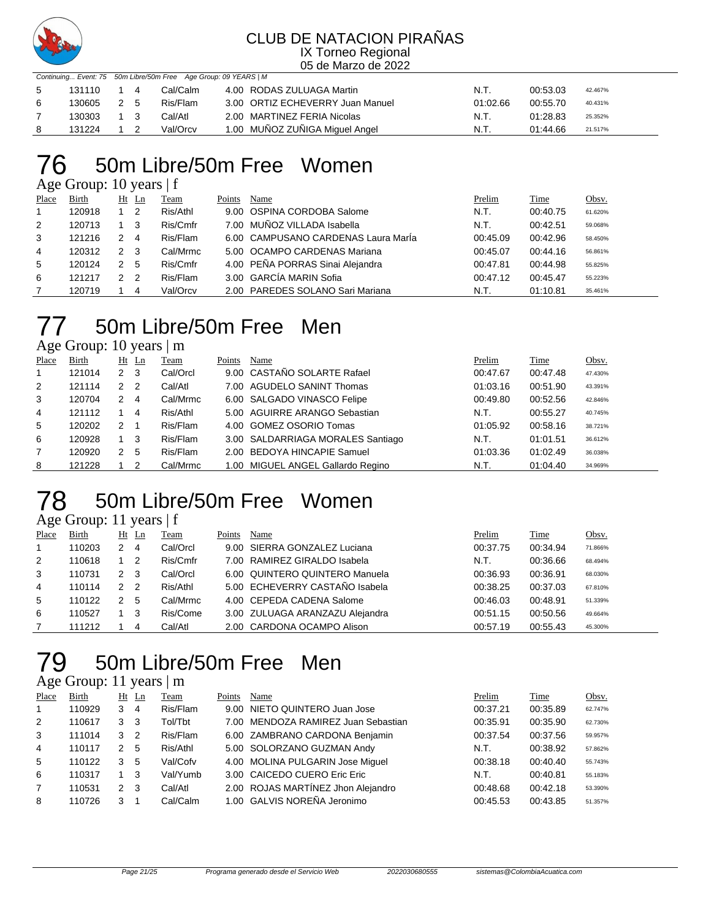# CLUB DE NATACION PIRAÑAS

IX Torneo Regional

05 de Marzo de 2022

Continuing... Event: 75 50m Libre/50m Free Age Group: 09 YEARS | M

| Place | Birth | Ht | Ln | Team | Points | Name | Prelim | Time | Obsv. |
|---|---|---|---|---|---|---|---|---|---|
| 5 | 131110 | 1 | 4 | Cal/Calm | 4.00 | RODAS ZULUAGA Martin | N.T. | 00:53.03 | 42.467% |
| 6 | 130605 | 2 | 5 | Ris/Flam | 3.00 | ORTIZ ECHEVERRY Juan Manuel | 01:02.66 | 00:55.70 | 40.431% |
| 7 | 130303 | 1 | 3 | Cal/Atl | 2.00 | MARTINEZ FERIA Nicolas | N.T. | 01:28.83 | 25.352% |
| 8 | 131224 | 1 | 2 | Val/Orcv | 1.00 | MUÑOZ ZUÑIGA Miguel Angel | N.T. | 01:44.66 | 21.517% |

# 76 50m Libre/50m Free Women

Age Group: 10 years | f

| Place | Birth | Ht | Ln | Team | Points | Name | Prelim | Time | Obsv. |
|---|---|---|---|---|---|---|---|---|---|
| 1 | 120918 | 1 | 2 | Ris/Athl | 9.00 | OSPINA CORDOBA Salome | N.T. | 00:40.75 | 61.620% |
| 2 | 120713 | 1 | 3 | Ris/Cmfr | 7.00 | MUÑOZ VILLADA Isabella | N.T. | 00:42.51 | 59.068% |
| 3 | 121216 | 2 | 4 | Ris/Flam | 6.00 | CAMPUSANO CARDENAS Laura MarÍa | 00:45.09 | 00:42.96 | 58.450% |
| 4 | 120312 | 2 | 3 | Cal/Mrmc | 5.00 | OCAMPO CARDENAS Mariana | 00:45.07 | 00:44.16 | 56.861% |
| 5 | 120124 | 2 | 5 | Ris/Cmfr | 4.00 | PEÑA PORRAS Sinai Alejandra | 00:47.81 | 00:44.98 | 55.825% |
| 6 | 121217 | 2 | 2 | Ris/Flam | 3.00 | GARCÍA MARIN Sofia | 00:47.12 | 00:45.47 | 55.223% |
| 7 | 120719 | 1 | 4 | Val/Orcv | 2.00 | PAREDES SOLANO Sari Mariana | N.T. | 01:10.81 | 35.461% |

# 77 50m Libre/50m Free Men

Age Group: 10 years | m

| Place | Birth | Ht | Ln | Team | Points | Name | Prelim | Time | Obsv. |
|---|---|---|---|---|---|---|---|---|---|
| 1 | 121014 | 2 | 3 | Cal/Orcl | 9.00 | CASTAÑO SOLARTE Rafael | 00:47.67 | 00:47.48 | 47.430% |
| 2 | 121114 | 2 | 2 | Cal/Atl | 7.00 | AGUDELO SANINT Thomas | 01:03.16 | 00:51.90 | 43.391% |
| 3 | 120704 | 2 | 4 | Cal/Mrmc | 6.00 | SALGADO VINASCO Felipe | 00:49.80 | 00:52.56 | 42.846% |
| 4 | 121112 | 1 | 4 | Ris/Athl | 5.00 | AGUIRRE ARANGO Sebastian | N.T. | 00:55.27 | 40.745% |
| 5 | 120202 | 2 | 1 | Ris/Flam | 4.00 | GOMEZ OSORIO Tomas | 01:05.92 | 00:58.16 | 38.721% |
| 6 | 120928 | 1 | 3 | Ris/Flam | 3.00 | SALDARRIAGA MORALES Santiago | N.T. | 01:01.51 | 36.612% |
| 7 | 120920 | 2 | 5 | Ris/Flam | 2.00 | BEDOYA HINCAPIE Samuel | 01:03.36 | 01:02.49 | 36.038% |
| 8 | 121228 | 1 | 2 | Cal/Mrmc | 1.00 | MIGUEL ANGEL Gallardo Regino | N.T. | 01:04.40 | 34.969% |

# 78 50m Libre/50m Free Women

Age Group: 11 years | f

| Place | Birth | Ht | Ln | Team | Points | Name | Prelim | Time | Obsv. |
|---|---|---|---|---|---|---|---|---|---|
| 1 | 110203 | 2 | 4 | Cal/Orcl | 9.00 | SIERRA GONZALEZ Luciana | 00:37.75 | 00:34.94 | 71.866% |
| 2 | 110618 | 1 | 2 | Ris/Cmfr | 7.00 | RAMIREZ GIRALDO Isabela | N.T. | 00:36.66 | 68.494% |
| 3 | 110731 | 2 | 3 | Cal/Orcl | 6.00 | QUINTERO QUINTERO Manuela | 00:36.93 | 00:36.91 | 68.030% |
| 4 | 110114 | 2 | 2 | Ris/Athl | 5.00 | ECHEVERRY CASTAÑO Isabela | 00:38.25 | 00:37.03 | 67.810% |
| 5 | 110122 | 2 | 5 | Cal/Mrmc | 4.00 | CEPEDA CADENA Salome | 00:46.03 | 00:48.91 | 51.339% |
| 6 | 110527 | 1 | 3 | Ris/Come | 3.00 | ZULUAGA ARANZAZU Alejandra | 00:51.15 | 00:50.56 | 49.664% |
| 7 | 111212 | 1 | 4 | Cal/Atl | 2.00 | CARDONA OCAMPO Alison | 00:57.19 | 00:55.43 | 45.300% |

# 79 50m Libre/50m Free Men

Age Group: 11 years | m

| Place | Birth | Ht | Ln | Team | Points | Name | Prelim | Time | Obsv. |
|---|---|---|---|---|---|---|---|---|---|
| 1 | 110929 | 3 | 4 | Ris/Flam | 9.00 | NIETO QUINTERO Juan Jose | 00:37.21 | 00:35.89 | 62.747% |
| 2 | 110617 | 3 | 3 | Tol/Tbt | 7.00 | MENDOZA RAMIREZ Juan Sebastian | 00:35.91 | 00:35.90 | 62.730% |
| 3 | 111014 | 3 | 2 | Ris/Flam | 6.00 | ZAMBRANO CARDONA Benjamin | 00:37.54 | 00:37.56 | 59.957% |
| 4 | 110117 | 2 | 5 | Ris/Athl | 5.00 | SOLORZANO GUZMAN Andy | N.T. | 00:38.92 | 57.862% |
| 5 | 110122 | 3 | 5 | Val/Cofv | 4.00 | MOLINA PULGARIN Jose Miguel | 00:38.18 | 00:40.40 | 55.743% |
| 6 | 110317 | 1 | 3 | Val/Yumb | 3.00 | CAICEDO CUERO Eric Eric | N.T. | 00:40.81 | 55.183% |
| 7 | 110531 | 2 | 3 | Cal/Atl | 2.00 | ROJAS MARTÍNEZ Jhon Alejandro | 00:48.68 | 00:42.18 | 53.390% |
| 8 | 110726 | 3 | 1 | Cal/Calm | 1.00 | GALVIS NOREÑA Jeronimo | 00:45.53 | 00:43.85 | 51.357% |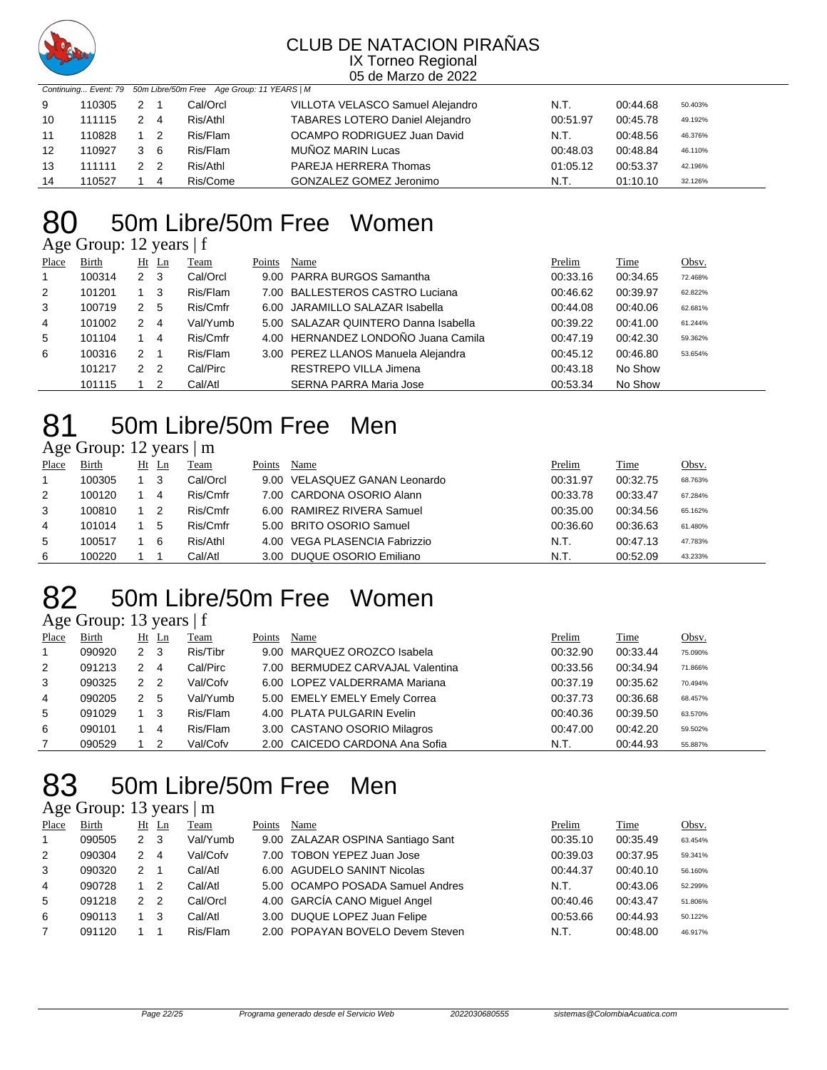# CLUB DE NATACION PIRAÑAS

IX Torneo Regional

05 de Marzo de 2022

Continuing... Event: 79 50m Libre/50m Free Age Group: 11 YEARS | M

| Place | Birth | Ht | Ln | Team | Points | Name | Prelim | Time | Obsv. |
|---|---|---|---|---|---|---|---|---|---|
| 9 | 110305 | 2 | 1 | Cal/Orcl | | VILLOTA VELASCO Samuel Alejandro | N.T. | 00:44.68 | 50.403% |
| 10 | 111115 | 2 | 4 | Ris/Athl | | TABARES LOTERO Daniel Alejandro | 00:51.97 | 00:45.78 | 49.192% |
| 11 | 110828 | 1 | 2 | Ris/Flam | | OCAMPO RODRIGUEZ Juan David | N.T. | 00:48.56 | 46.376% |
| 12 | 110927 | 3 | 6 | Ris/Flam | | MUÑOZ MARIN Lucas | 00:48.03 | 00:48.84 | 46.110% |
| 13 | 111111 | 2 | 2 | Ris/Athl | | PAREJA HERRERA Thomas | 01:05.12 | 00:53.37 | 42.196% |
| 14 | 110527 | 1 | 4 | Ris/Come | | GONZALEZ GOMEZ Jeronimo | N.T. | 01:10.10 | 32.126% |

# 80 50m Libre/50m Free Women

Age Group: 12 years | f

| Place | Birth | Ht | Ln | Team | Points | Name | Prelim | Time | Obsv. |
|---|---|---|---|---|---|---|---|---|---|
| 1 | 100314 | 2 | 3 | Cal/Orcl | 9.00 | PARRA BURGOS Samantha | 00:33.16 | 00:34.65 | 72.468% |
| 2 | 101201 | 1 | 3 | Ris/Flam | 7.00 | BALLESTEROS CASTRO Luciana | 00:46.62 | 00:39.97 | 62.822% |
| 3 | 100719 | 2 | 5 | Ris/Cmfr | 6.00 | JARAMILLO SALAZAR Isabella | 00:44.08 | 00:40.06 | 62.681% |
| 4 | 101002 | 2 | 4 | Val/Yumb | 5.00 | SALAZAR QUINTERO Danna Isabella | 00:39.22 | 00:41.00 | 61.244% |
| 5 | 101104 | 1 | 4 | Ris/Cmfr | 4.00 | HERNANDEZ LONDOÑO Juana Camila | 00:47.19 | 00:42.30 | 59.362% |
| 6 | 100316 | 2 | 1 | Ris/Flam | 3.00 | PEREZ LLANOS Manuela Alejandra | 00:45.12 | 00:46.80 | 53.654% |
| | 101217 | 2 | 2 | Cal/Pirc | | RESTREPO VILLA Jimena | 00:43.18 | No Show | |
| | 101115 | 1 | 2 | Cal/Atl | | SERNA PARRA Maria Jose | 00:53.34 | No Show | |

# 81 50m Libre/50m Free Men

Age Group: 12 years | m

| Place | Birth | Ht | Ln | Team | Points | Name | Prelim | Time | Obsv. |
|---|---|---|---|---|---|---|---|---|---|
| 1 | 100305 | 1 | 3 | Cal/Orcl | 9.00 | VELASQUEZ GANAN Leonardo | 00:31.97 | 00:32.75 | 68.763% |
| 2 | 100120 | 1 | 4 | Ris/Cmfr | 7.00 | CARDONA OSORIO Alann | 00:33.78 | 00:33.47 | 67.284% |
| 3 | 100810 | 1 | 2 | Ris/Cmfr | 6.00 | RAMIREZ RIVERA Samuel | 00:35.00 | 00:34.56 | 65.162% |
| 4 | 101014 | 1 | 5 | Ris/Cmfr | 5.00 | BRITO OSORIO Samuel | 00:36.60 | 00:36.63 | 61.480% |
| 5 | 100517 | 1 | 6 | Ris/Athl | 4.00 | VEGA PLASENCIA Fabrizzio | N.T. | 00:47.13 | 47.783% |
| 6 | 100220 | 1 | 1 | Cal/Atl | 3.00 | DUQUE OSORIO Emiliano | N.T. | 00:52.09 | 43.233% |

# 82 50m Libre/50m Free Women

Age Group: 13 years | f

| Place | Birth | Ht | Ln | Team | Points | Name | Prelim | Time | Obsv. |
|---|---|---|---|---|---|---|---|---|---|
| 1 | 090920 | 2 | 3 | Ris/Tibr | 9.00 | MARQUEZ OROZCO Isabela | 00:32.90 | 00:33.44 | 75.090% |
| 2 | 091213 | 2 | 4 | Cal/Pirc | 7.00 | BERMUDEZ CARVAJAL Valentina | 00:33.56 | 00:34.94 | 71.866% |
| 3 | 090325 | 2 | 2 | Val/Cofv | 6.00 | LOPEZ VALDERRAMA Mariana | 00:37.19 | 00:35.62 | 70.494% |
| 4 | 090205 | 2 | 5 | Val/Yumb | 5.00 | EMELY EMELY Emely Correa | 00:37.73 | 00:36.68 | 68.457% |
| 5 | 091029 | 1 | 3 | Ris/Flam | 4.00 | PLATA PULGARIN Evelin | 00:40.36 | 00:39.50 | 63.570% |
| 6 | 090101 | 1 | 4 | Ris/Flam | 3.00 | CASTANO OSORIO Milagros | 00:47.00 | 00:42.20 | 59.502% |
| 7 | 090529 | 1 | 2 | Val/Cofv | 2.00 | CAICEDO CARDONA Ana Sofia | N.T. | 00:44.93 | 55.887% |

# 83 50m Libre/50m Free Men

Age Group: 13 years | m

| Place | Birth | Ht | Ln | Team | Points | Name | Prelim | Time | Obsv. |
|---|---|---|---|---|---|---|---|---|---|
| 1 | 090505 | 2 | 3 | Val/Yumb | 9.00 | ZALAZAR OSPINA Santiago Sant | 00:35.10 | 00:35.49 | 63.454% |
| 2 | 090304 | 2 | 4 | Val/Cofv | 7.00 | TOBON YEPEZ Juan Jose | 00:39.03 | 00:37.95 | 59.341% |
| 3 | 090320 | 2 | 1 | Cal/Atl | 6.00 | AGUDELO SANINT Nicolas | 00:44.37 | 00:40.10 | 56.160% |
| 4 | 090728 | 1 | 2 | Cal/Atl | 5.00 | OCAMPO POSADA Samuel Andres | N.T. | 00:43.06 | 52.299% |
| 5 | 091218 | 2 | 2 | Cal/Orcl | 4.00 | GARCÍA CANO Miguel Angel | 00:40.46 | 00:43.47 | 51.806% |
| 6 | 090113 | 1 | 3 | Cal/Atl | 3.00 | DUQUE LOPEZ Juan Felipe | 00:53.66 | 00:44.93 | 50.122% |
| 7 | 091120 | 1 | 1 | Ris/Flam | 2.00 | POPAYAN BOVELO Devem Steven | N.T. | 00:48.00 | 46.917% |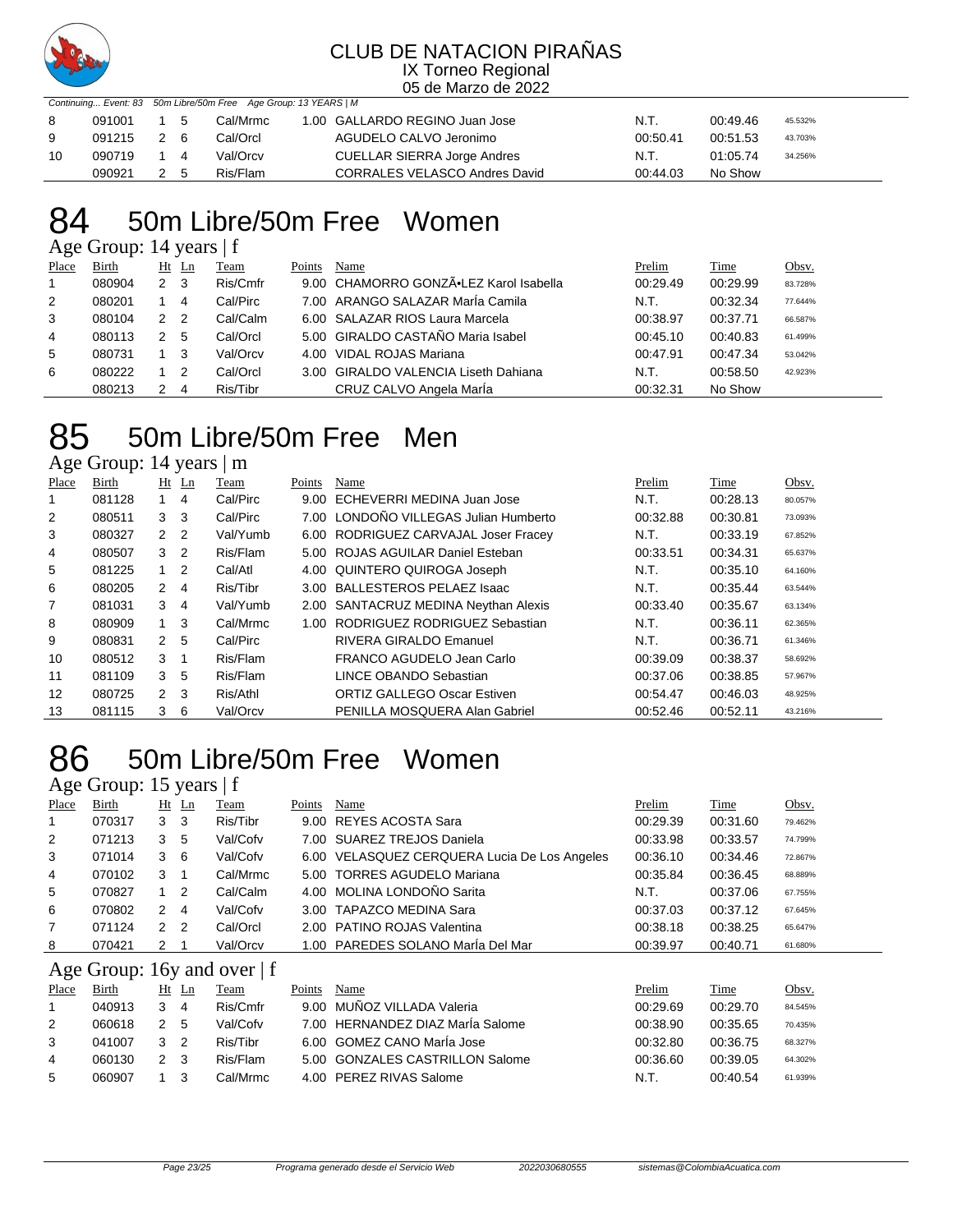Continuing... Event: 83 50m Libre/50m Free Age Group: 13 YEARS | M

| Place | Birth | Ht | Ln | Team | Points | Name | Prelim | Time | Obsv. |
|---|---|---|---|---|---|---|---|---|---|
| 8 | 091001 | 1 | 5 | Cal/Mrmc | 1.00 | GALLARDO REGINO Juan Jose | N.T. | 00:49.46 | 45.532% |
| 9 | 091215 | 2 | 6 | Cal/Orcl | | AGUDELO CALVO Jeronimo | 00:50.41 | 00:51.53 | 43.703% |
| 10 | 090719 | 1 | 4 | Val/Orcv | | CUELLAR SIERRA Jorge Andres | N.T. | 01:05.74 | 34.256% |
| | 090921 | 2 | 5 | Ris/Flam | | CORRALES VELASCO Andres David | 00:44.03 | No Show | |

# 84 50m Libre/50m Free Women

## Age Group: 14 years | f

| Place | Birth | Ht | Ln | Team | Points | Name | Prelim | Time | Obsv. |
|---|---|---|---|---|---|---|---|---|---|
| 1 | 080904 | 2 | 3 | Ris/Cmfr | 9.00 | CHAMORRO GONZÃ•LEZ Karol Isabella | 00:29.49 | 00:29.99 | 83.728% |
| 2 | 080201 | 1 | 4 | Cal/Pirc | 7.00 | ARANGO SALAZAR MarÍa Camila | N.T. | 00:32.34 | 77.644% |
| 3 | 080104 | 2 | 2 | Cal/Calm | 6.00 | SALAZAR RIOS Laura Marcela | 00:38.97 | 00:37.71 | 66.587% |
| 4 | 080113 | 2 | 5 | Cal/Orcl | 5.00 | GIRALDO CASTAÑO Maria Isabel | 00:45.10 | 00:40.83 | 61.499% |
| 5 | 080731 | 1 | 3 | Val/Orcv | 4.00 | VIDAL ROJAS Mariana | 00:47.91 | 00:47.34 | 53.042% |
| 6 | 080222 | 1 | 2 | Cal/Orcl | 3.00 | GIRALDO VALENCIA Liseth Dahiana | N.T. | 00:58.50 | 42.923% |
| | 080213 | 2 | 4 | Ris/Tibr | | CRUZ CALVO Angela MarÍa | 00:32.31 | No Show | |

# 85 50m Libre/50m Free Men

## Age Group: 14 years | m

| Place | Birth | Ht | Ln | Team | Points | Name | Prelim | Time | Obsv. |
|---|---|---|---|---|---|---|---|---|---|
| 1 | 081128 | 1 | 4 | Cal/Pirc | 9.00 | ECHEVERRI MEDINA Juan Jose | N.T. | 00:28.13 | 80.057% |
| 2 | 080511 | 3 | 3 | Cal/Pirc | 7.00 | LONDOÑO VILLEGAS Julian Humberto | 00:32.88 | 00:30.81 | 73.093% |
| 3 | 080327 | 2 | 2 | Val/Yumb | 6.00 | RODRIGUEZ CARVAJAL Joser Fracey | N.T. | 00:33.19 | 67.852% |
| 4 | 080507 | 3 | 2 | Ris/Flam | 5.00 | ROJAS AGUILAR Daniel Esteban | 00:33.51 | 00:34.31 | 65.637% |
| 5 | 081225 | 1 | 2 | Cal/Atl | 4.00 | QUINTERO QUIROGA Joseph | N.T. | 00:35.10 | 64.160% |
| 6 | 080205 | 2 | 4 | Ris/Tibr | 3.00 | BALLESTEROS PELAEZ Isaac | N.T. | 00:35.44 | 63.544% |
| 7 | 081031 | 3 | 4 | Val/Yumb | 2.00 | SANTACRUZ MEDINA Neythan Alexis | 00:33.40 | 00:35.67 | 63.134% |
| 8 | 080909 | 1 | 3 | Cal/Mrmc | 1.00 | RODRIGUEZ RODRIGUEZ Sebastian | N.T. | 00:36.11 | 62.365% |
| 9 | 080831 | 2 | 5 | Cal/Pirc | | RIVERA GIRALDO Emanuel | N.T. | 00:36.71 | 61.346% |
| 10 | 080512 | 3 | 1 | Ris/Flam | | FRANCO AGUDELO Jean Carlo | 00:39.09 | 00:38.37 | 58.692% |
| 11 | 081109 | 3 | 5 | Ris/Flam | | LINCE OBANDO Sebastian | 00:37.06 | 00:38.85 | 57.967% |
| 12 | 080725 | 2 | 3 | Ris/Athl | | ORTIZ GALLEGO Oscar Estiven | 00:54.47 | 00:46.03 | 48.925% |
| 13 | 081115 | 3 | 6 | Val/Orcv | | PENILLA MOSQUERA Alan Gabriel | 00:52.46 | 00:52.11 | 43.216% |

# 86 50m Libre/50m Free Women

## Age Group: 15 years | f

| Place | Birth | Ht | Ln | Team | Points | Name | Prelim | Time | Obsv. |
|---|---|---|---|---|---|---|---|---|---|
| 1 | 070317 | 3 | 3 | Ris/Tibr | 9.00 | REYES ACOSTA Sara | 00:29.39 | 00:31.60 | 79.462% |
| 2 | 071213 | 3 | 5 | Val/Cofv | 7.00 | SUAREZ TREJOS Daniela | 00:33.98 | 00:33.57 | 74.799% |
| 3 | 071014 | 3 | 6 | Val/Cofv | 6.00 | VELASQUEZ CERQUERA Lucia De Los Angeles | 00:36.10 | 00:34.46 | 72.867% |
| 4 | 070102 | 3 | 1 | Cal/Mrmc | 5.00 | TORRES AGUDELO Mariana | 00:35.84 | 00:36.45 | 68.889% |
| 5 | 070827 | 1 | 2 | Cal/Calm | 4.00 | MOLINA LONDOÑO Sarita | N.T. | 00:37.06 | 67.755% |
| 6 | 070802 | 2 | 4 | Val/Cofv | 3.00 | TAPAZCO MEDINA Sara | 00:37.03 | 00:37.12 | 67.645% |
| 7 | 071124 | 2 | 2 | Cal/Orcl | 2.00 | PATINO ROJAS Valentina | 00:38.18 | 00:38.25 | 65.647% |
| 8 | 070421 | 2 | 1 | Val/Orcv | 1.00 | PAREDES SOLANO MarÍa Del Mar | 00:39.97 | 00:40.71 | 61.680% |

## Age Group: 16y and over | f

| Place | Birth | Ht | Ln | Team | Points | Name | Prelim | Time | Obsv. |
|---|---|---|---|---|---|---|---|---|---|
| 1 | 040913 | 3 | 4 | Ris/Cmfr | 9.00 | MUÑOZ VILLADA Valeria | 00:29.69 | 00:29.70 | 84.545% |
| 2 | 060618 | 2 | 5 | Val/Cofv | 7.00 | HERNANDEZ DIAZ MarÍa Salome | 00:38.90 | 00:35.65 | 70.435% |
| 3 | 041007 | 3 | 2 | Ris/Tibr | 6.00 | GOMEZ CANO MarÍa Jose | 00:32.80 | 00:36.75 | 68.327% |
| 4 | 060130 | 2 | 3 | Ris/Flam | 5.00 | GONZALES CASTRILLON Salome | 00:36.60 | 00:39.05 | 64.302% |
| 5 | 060907 | 1 | 3 | Cal/Mrmc | 4.00 | PEREZ RIVAS Salome | N.T. | 00:40.54 | 61.939% |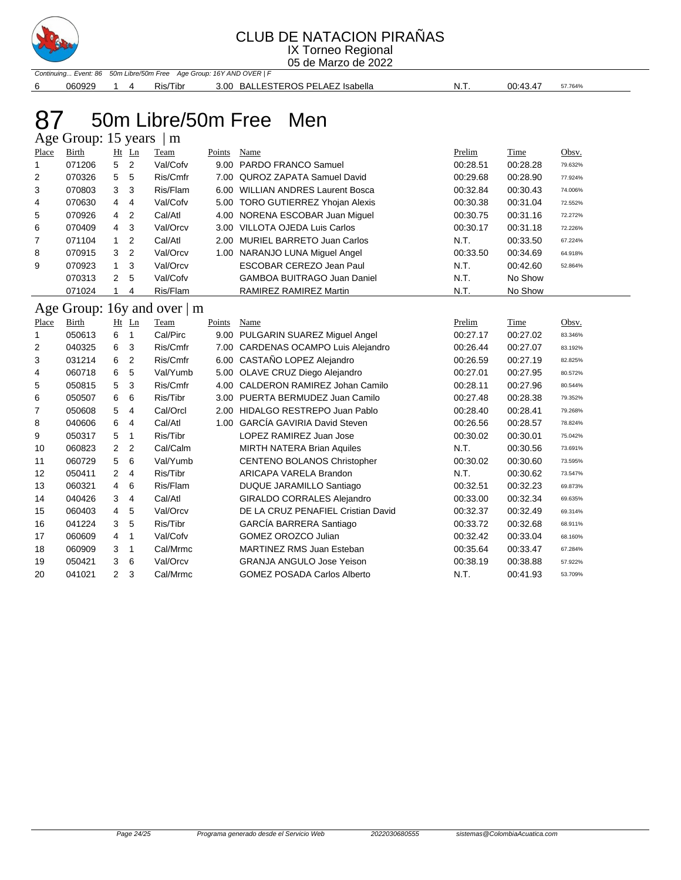CLUB DE NATACION PIRAÑAS
IX Torneo Regional
05 de Marzo de 2022

*Continuing... Event: 86 50m Libre/50m Free Age Group: 16Y AND OVER | F*

| | | | | | | | | | |
|---|---|---|---|---|---|---|---|---|---|
| 6 | 060929 | 1 | 4 | Ris/Tibr | 3.00 | BALLESTEROS PELAEZ Isabella | N.T. | 00:43.47 | 57.764% |

# 87 50m Libre/50m Free Men

## Age Group: 15 years | m

| Place | Birth | Ht | Ln | Team | Points | Name | Prelim | Time | Obsv. |
|---|---|---|---|---|---|---|---|---|---|
| 1 | 071206 | 5 | 2 | Val/Cofv | 9.00 | PARDO FRANCO Samuel | 00:28.51 | 00:28.28 | 79.632% |
| 2 | 070326 | 5 | 5 | Ris/Cmfr | 7.00 | QUROZ ZAPATA Samuel David | 00:29.68 | 00:28.90 | 77.924% |
| 3 | 070803 | 3 | 3 | Ris/Flam | 6.00 | WILLIAN ANDRES Laurent Bosca | 00:32.84 | 00:30.43 | 74.006% |
| 4 | 070630 | 4 | 4 | Val/Cofv | 5.00 | TORO GUTIERREZ Yhojan Alexis | 00:30.38 | 00:31.04 | 72.552% |
| 5 | 070926 | 4 | 2 | Cal/Atl | 4.00 | NORENA ESCOBAR Juan Miguel | 00:30.75 | 00:31.16 | 72.272% |
| 6 | 070409 | 4 | 3 | Val/Orcv | 3.00 | VILLOTA OJEDA Luis Carlos | 00:30.17 | 00:31.18 | 72.226% |
| 7 | 071104 | 1 | 2 | Cal/Atl | 2.00 | MURIEL BARRETO Juan Carlos | N.T. | 00:33.50 | 67.224% |
| 8 | 070915 | 3 | 2 | Val/Orcv | 1.00 | NARANJO LUNA Miguel Angel | 00:33.50 | 00:34.69 | 64.918% |
| 9 | 070923 | 1 | 3 | Val/Orcv | | ESCOBAR CEREZO Jean Paul | N.T. | 00:42.60 | 52.864% |
| | 070313 | 2 | 5 | Val/Cofv | | GAMBOA BUITRAGO Juan Daniel | N.T. | No Show | |
| | 071024 | 1 | 4 | Ris/Flam | | RAMIREZ RAMIREZ Martin | N.T. | No Show | |

## Age Group: 16y and over | m

| Place | Birth | Ht | Ln | Team | Points | Name | Prelim | Time | Obsv. |
|---|---|---|---|---|---|---|---|---|---|
| 1 | 050613 | 6 | 1 | Cal/Pirc | 9.00 | PULGARIN SUAREZ Miguel Angel | 00:27.17 | 00:27.02 | 83.346% |
| 2 | 040325 | 6 | 3 | Ris/Cmfr | 7.00 | CARDENAS OCAMPO Luis Alejandro | 00:26.44 | 00:27.07 | 83.192% |
| 3 | 031214 | 6 | 2 | Ris/Cmfr | 6.00 | CASTAÑO LOPEZ Alejandro | 00:26.59 | 00:27.19 | 82.825% |
| 4 | 060718 | 6 | 5 | Val/Yumb | 5.00 | OLAVE CRUZ Diego Alejandro | 00:27.01 | 00:27.95 | 80.572% |
| 5 | 050815 | 5 | 3 | Ris/Cmfr | 4.00 | CALDERON RAMIREZ Johan Camilo | 00:28.11 | 00:27.96 | 80.544% |
| 6 | 050507 | 6 | 6 | Ris/Tibr | 3.00 | PUERTA BERMUDEZ Juan Camilo | 00:27.48 | 00:28.38 | 79.352% |
| 7 | 050608 | 5 | 4 | Cal/Orcl | 2.00 | HIDALGO RESTREPO Juan Pablo | 00:28.40 | 00:28.41 | 79.268% |
| 8 | 040606 | 6 | 4 | Cal/Atl | 1.00 | GARCÍA GAVIRIA David Steven | 00:26.56 | 00:28.57 | 78.824% |
| 9 | 050317 | 5 | 1 | Ris/Tibr | | LOPEZ RAMIREZ Juan Jose | 00:30.02 | 00:30.01 | 75.042% |
| 10 | 060823 | 2 | 2 | Cal/Calm | | MIRTH NATERA Brian Aquiles | N.T. | 00:30.56 | 73.691% |
| 11 | 060729 | 5 | 6 | Val/Yumb | | CENTENO BOLANOS Christopher | 00:30.02 | 00:30.60 | 73.595% |
| 12 | 050411 | 2 | 4 | Ris/Tibr | | ARICAPA VARELA Brandon | N.T. | 00:30.62 | 73.547% |
| 13 | 060321 | 4 | 6 | Ris/Flam | | DUQUE JARAMILLO Santiago | 00:32.51 | 00:32.23 | 69.873% |
| 14 | 040426 | 3 | 4 | Cal/Atl | | GIRALDO CORRALES Alejandro | 00:33.00 | 00:32.34 | 69.635% |
| 15 | 060403 | 4 | 5 | Val/Orcv | | DE LA CRUZ PENAFIEL Cristian David | 00:32.37 | 00:32.49 | 69.314% |
| 16 | 041224 | 3 | 5 | Ris/Tibr | | GARCÍA BARRERA Santiago | 00:33.72 | 00:32.68 | 68.911% |
| 17 | 060609 | 4 | 1 | Val/Cofv | | GOMEZ OROZCO Julian | 00:32.42 | 00:33.04 | 68.160% |
| 18 | 060909 | 3 | 1 | Cal/Mrmc | | MARTINEZ RMS Juan Esteban | 00:35.64 | 00:33.47 | 67.284% |
| 19 | 050421 | 3 | 6 | Val/Orcv | | GRANJA ANGULO Jose Yeison | 00:38.19 | 00:38.88 | 57.922% |
| 20 | 041021 | 2 | 3 | Cal/Mrmc | | GOMEZ POSADA Carlos Alberto | N.T. | 00:41.93 | 53.709% |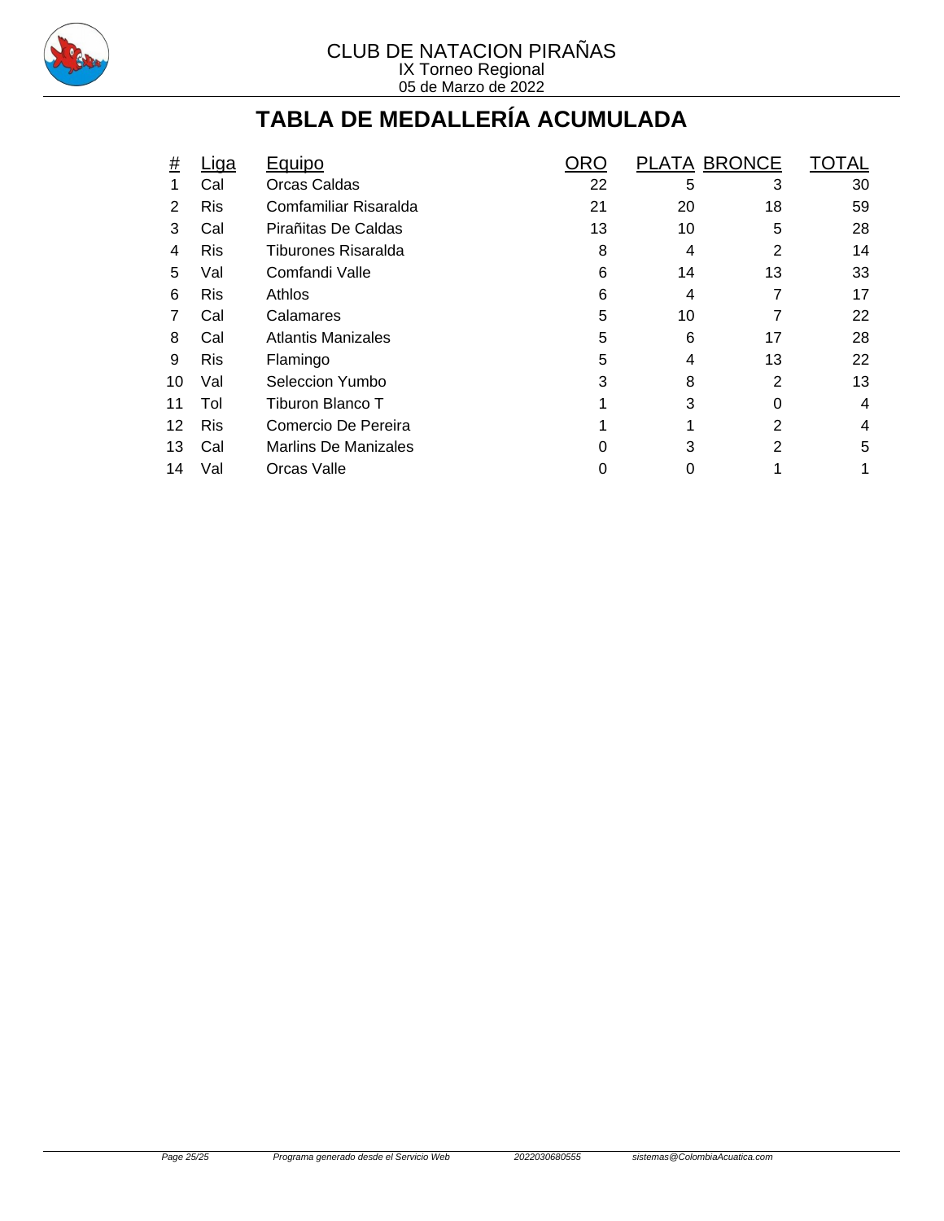CLUB DE NATACION PIRAÑAS
IX Torneo Regional
05 de Marzo de 2022

# TABLA DE MEDALLERÍA ACUMULADA

| # | Liga | Equipo | ORO | PLATA | BRONCE | TOTAL |
|---|---|---|---|---|---|---|
| 1 | Cal | Orcas Caldas | 22 | 5 | 3 | 30 |
| 2 | Ris | Comfamiliar Risaralda | 21 | 20 | 18 | 59 |
| 3 | Cal | Pirañitas De Caldas | 13 | 10 | 5 | 28 |
| 4 | Ris | Tiburones Risaralda | 8 | 4 | 2 | 14 |
| 5 | Val | Comfandi Valle | 6 | 14 | 13 | 33 |
| 6 | Ris | Athlos | 6 | 4 | 7 | 17 |
| 7 | Cal | Calamares | 5 | 10 | 7 | 22 |
| 8 | Cal | Atlantis Manizales | 5 | 6 | 17 | 28 |
| 9 | Ris | Flamingo | 5 | 4 | 13 | 22 |
| 10 | Val | Seleccion Yumbo | 3 | 8 | 2 | 13 |
| 11 | Tol | Tiburon Blanco T | 1 | 3 | 0 | 4 |
| 12 | Ris | Comercio De Pereira | 1 | 1 | 2 | 4 |
| 13 | Cal | Marlins De Manizales | 0 | 3 | 2 | 5 |
| 14 | Val | Orcas Valle | 0 | 0 | 1 | 1 |